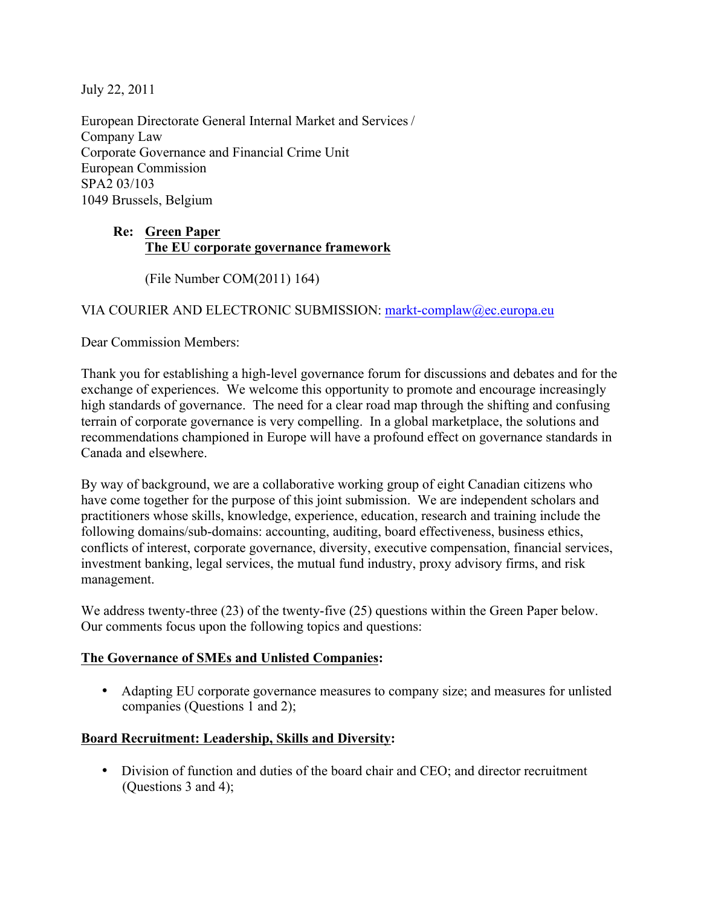July 22, 2011

European Directorate General Internal Market and Services /
Company Law
Corporate Governance and Financial Crime Unit
European Commission
SPA2 03/103
1049 Brussels, Belgium

**Re: <u>Green Paper</u>**
**<u>The EU corporate governance framework</u>**

(File Number COM(2011) 164)

VIA COURIER AND ELECTRONIC SUBMISSION: markt-complaw@ec.europa.eu

Dear Commission Members:

Thank you for establishing a high-level governance forum for discussions and debates and for the exchange of experiences. We welcome this opportunity to promote and encourage increasingly high standards of governance. The need for a clear road map through the shifting and confusing terrain of corporate governance is very compelling. In a global marketplace, the solutions and recommendations championed in Europe will have a profound effect on governance standards in Canada and elsewhere.

By way of background, we are a collaborative working group of eight Canadian citizens who have come together for the purpose of this joint submission. We are independent scholars and practitioners whose skills, knowledge, experience, education, research and training include the following domains/sub-domains: accounting, auditing, board effectiveness, business ethics, conflicts of interest, corporate governance, diversity, executive compensation, financial services, investment banking, legal services, the mutual fund industry, proxy advisory firms, and risk management.

We address twenty-three (23) of the twenty-five (25) questions within the Green Paper below. Our comments focus upon the following topics and questions:

**<u>The Governance of SMEs and Unlisted Companies</u>:**

- Adapting EU corporate governance measures to company size; and measures for unlisted companies (Questions 1 and 2);

**<u>Board Recruitment: Leadership, Skills and Diversity</u>:**

- Division of function and duties of the board chair and CEO; and director recruitment (Questions 3 and 4);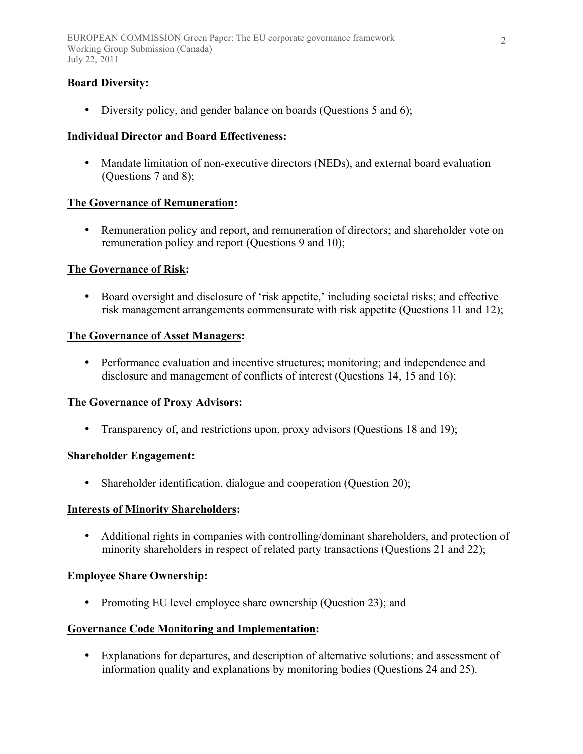**Board Diversity:**

- Diversity policy, and gender balance on boards (Questions 5 and 6);

**Individual Director and Board Effectiveness:**

- Mandate limitation of non-executive directors (NEDs), and external board evaluation (Questions 7 and 8);

**The Governance of Remuneration:**

- Remuneration policy and report, and remuneration of directors; and shareholder vote on remuneration policy and report (Questions 9 and 10);

**The Governance of Risk:**

- Board oversight and disclosure of 'risk appetite,' including societal risks; and effective risk management arrangements commensurate with risk appetite (Questions 11 and 12);

**The Governance of Asset Managers:**

- Performance evaluation and incentive structures; monitoring; and independence and disclosure and management of conflicts of interest (Questions 14, 15 and 16);

**The Governance of Proxy Advisors:**

- Transparency of, and restrictions upon, proxy advisors (Questions 18 and 19);

**Shareholder Engagement:**

- Shareholder identification, dialogue and cooperation (Question 20);

**Interests of Minority Shareholders:**

- Additional rights in companies with controlling/dominant shareholders, and protection of minority shareholders in respect of related party transactions (Questions 21 and 22);

**Employee Share Ownership:**

- Promoting EU level employee share ownership (Question 23); and

**Governance Code Monitoring and Implementation:**

- Explanations for departures, and description of alternative solutions; and assessment of information quality and explanations by monitoring bodies (Questions 24 and 25).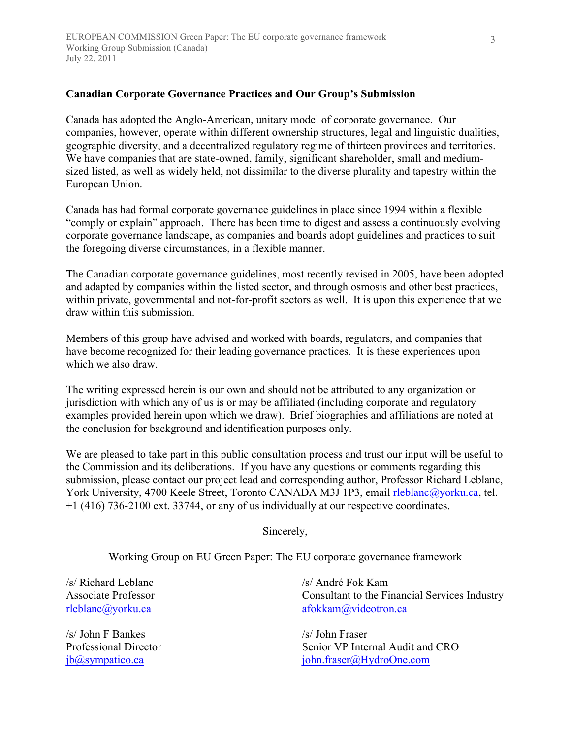**Canadian Corporate Governance Practices and Our Group's Submission**

Canada has adopted the Anglo-American, unitary model of corporate governance. Our companies, however, operate within different ownership structures, legal and linguistic dualities, geographic diversity, and a decentralized regulatory regime of thirteen provinces and territories. We have companies that are state-owned, family, significant shareholder, small and medium-sized listed, as well as widely held, not dissimilar to the diverse plurality and tapestry within the European Union.

Canada has had formal corporate governance guidelines in place since 1994 within a flexible "comply or explain" approach. There has been time to digest and assess a continuously evolving corporate governance landscape, as companies and boards adopt guidelines and practices to suit the foregoing diverse circumstances, in a flexible manner.

The Canadian corporate governance guidelines, most recently revised in 2005, have been adopted and adapted by companies within the listed sector, and through osmosis and other best practices, within private, governmental and not-for-profit sectors as well. It is upon this experience that we draw within this submission.

Members of this group have advised and worked with boards, regulators, and companies that have become recognized for their leading governance practices. It is these experiences upon which we also draw.

The writing expressed herein is our own and should not be attributed to any organization or jurisdiction with which any of us is or may be affiliated (including corporate and regulatory examples provided herein upon which we draw). Brief biographies and affiliations are noted at the conclusion for background and identification purposes only.

We are pleased to take part in this public consultation process and trust our input will be useful to the Commission and its deliberations. If you have any questions or comments regarding this submission, please contact our project lead and corresponding author, Professor Richard Leblanc, York University, 4700 Keele Street, Toronto CANADA M3J 1P3, email rleblanc@yorku.ca, tel. +1 (416) 736-2100 ext. 33744, or any of us individually at our respective coordinates.

Sincerely,

Working Group on EU Green Paper: The EU corporate governance framework

/s/ Richard Leblanc
Associate Professor
rleblanc@yorku.ca

/s/ André Fok Kam
Consultant to the Financial Services Industry
afokkam@videotron.ca

/s/ John F Bankes
Professional Director
jb@sympatico.ca

/s/ John Fraser
Senior VP Internal Audit and CRO
john.fraser@HydroOne.com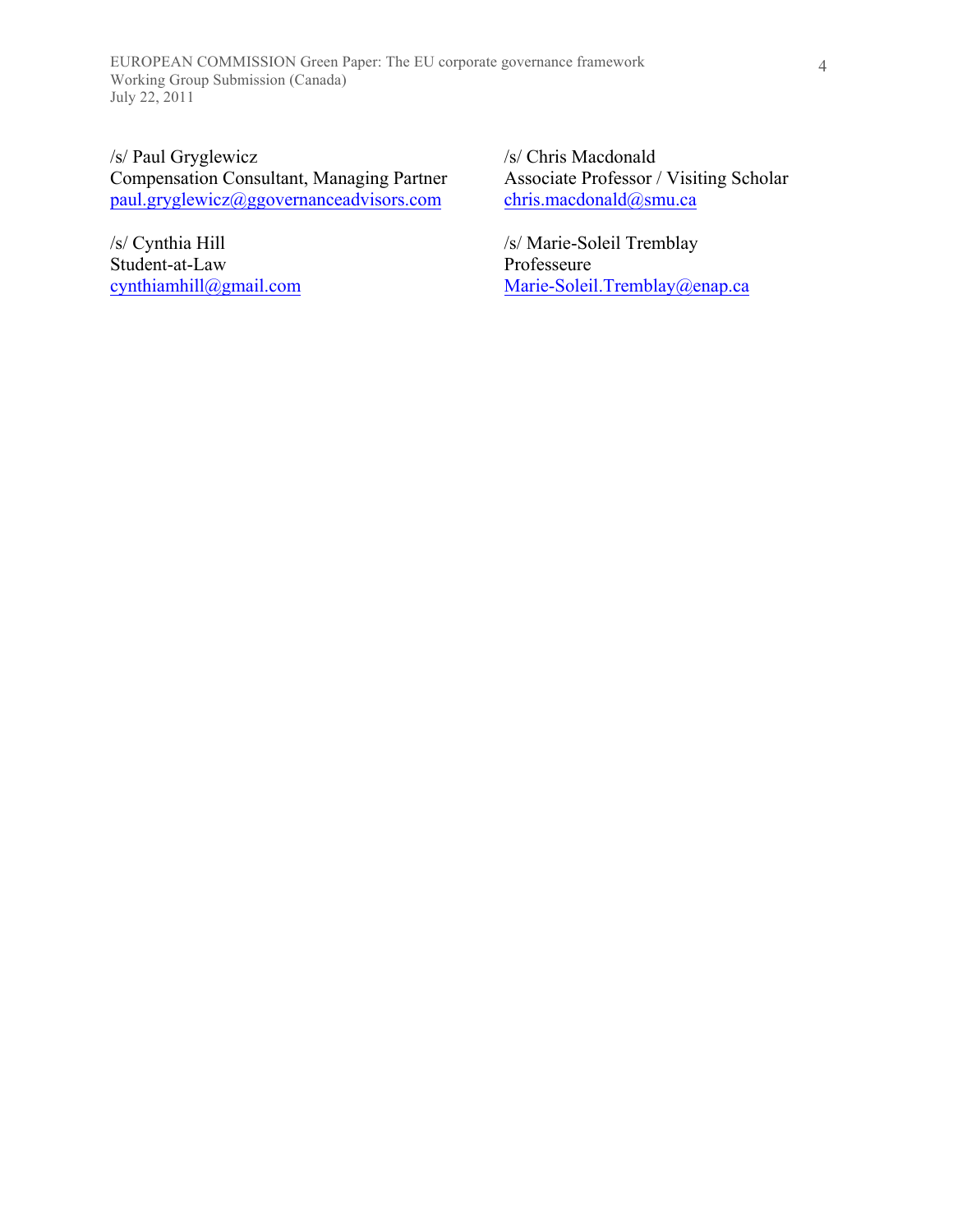/s/ Paul Gryglewicz
Compensation Consultant, Managing Partner
paul.gryglewicz@ggovernanceadvisors.com

/s/ Chris Macdonald
Associate Professor / Visiting Scholar
chris.macdonald@smu.ca

/s/ Cynthia Hill
Student-at-Law
cynthiamhill@gmail.com

/s/ Marie-Soleil Tremblay
Professeure
Marie-Soleil.Tremblay@enap.ca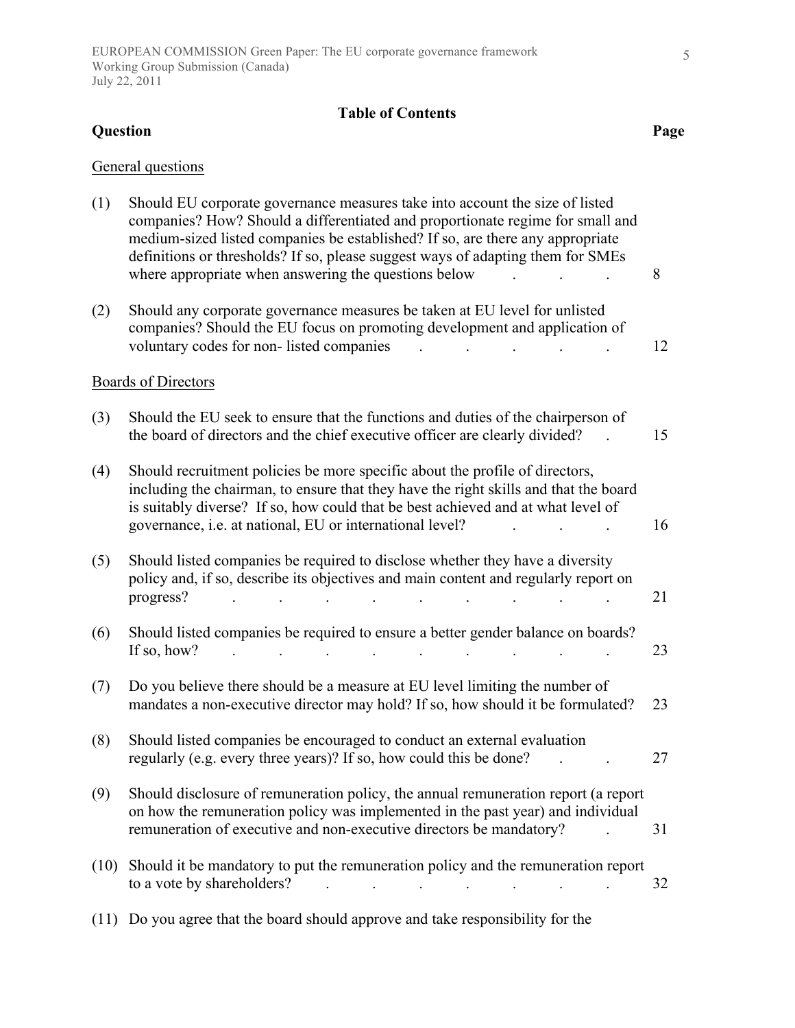**Table of Contents**

| Question | | Page |
|---|---|---|
| General questions | | |
| (1) | Should EU corporate governance measures take into account the size of listed companies? How? Should a differentiated and proportionate regime for small and medium-sized listed companies be established? If so, are there any appropriate definitions or thresholds? If so, please suggest ways of adapting them for SMEs where appropriate when answering the questions below | 8 |
| (2) | Should any corporate governance measures be taken at EU level for unlisted companies? Should the EU focus on promoting development and application of voluntary codes for non- listed companies | 12 |
| Boards of Directors | | |
| (3) | Should the EU seek to ensure that the functions and duties of the chairperson of the board of directors and the chief executive officer are clearly divided? | 15 |
| (4) | Should recruitment policies be more specific about the profile of directors, including the chairman, to ensure that they have the right skills and that the board is suitably diverse? If so, how could that be best achieved and at what level of governance, i.e. at national, EU or international level? | 16 |
| (5) | Should listed companies be required to disclose whether they have a diversity policy and, if so, describe its objectives and main content and regularly report on progress? | 21 |
| (6) | Should listed companies be required to ensure a better gender balance on boards? If so, how? | 23 |
| (7) | Do you believe there should be a measure at EU level limiting the number of mandates a non-executive director may hold? If so, how should it be formulated? | 23 |
| (8) | Should listed companies be encouraged to conduct an external evaluation regularly (e.g. every three years)? If so, how could this be done? | 27 |
| (9) | Should disclosure of remuneration policy, the annual remuneration report (a report on how the remuneration policy was implemented in the past year) and individual remuneration of executive and non-executive directors be mandatory? | 31 |
| (10) | Should it be mandatory to put the remuneration policy and the remuneration report to a vote by shareholders? | 32 |
| (11) | Do you agree that the board should approve and take responsibility for the | |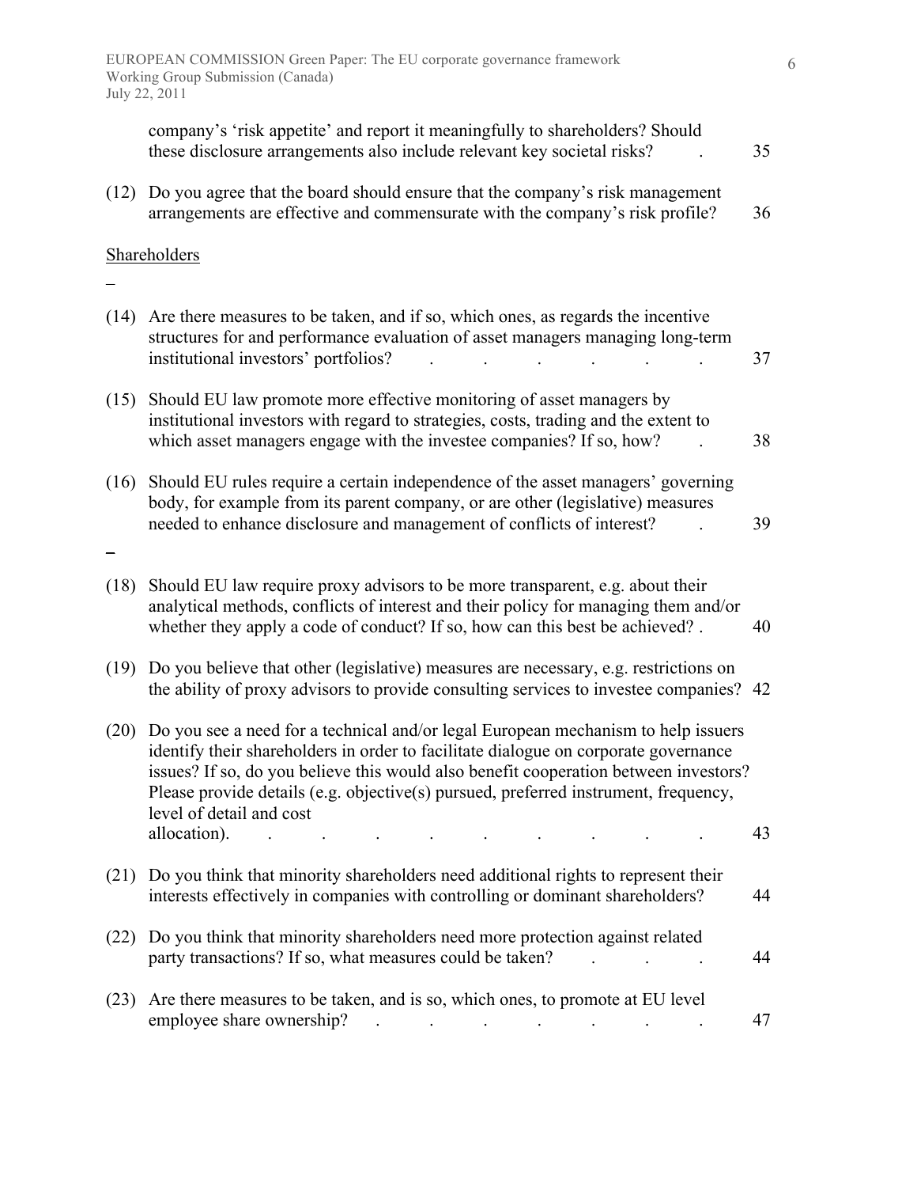company's 'risk appetite' and report it meaningfully to shareholders? Should these disclosure arrangements also include relevant key societal risks? . 35

(12) Do you agree that the board should ensure that the company's risk management arrangements are effective and commensurate with the company's risk profile? 36

Shareholders

_

(14) Are there measures to be taken, and if so, which ones, as regards the incentive structures for and performance evaluation of asset managers managing long-term institutional investors' portfolios? . . . . . . 37

(15) Should EU law promote more effective monitoring of asset managers by institutional investors with regard to strategies, costs, trading and the extent to which asset managers engage with the investee companies? If so, how? . 38

(16) Should EU rules require a certain independence of the asset managers' governing body, for example from its parent company, or are other (legislative) measures needed to enhance disclosure and management of conflicts of interest? . 39

_

(18) Should EU law require proxy advisors to be more transparent, e.g. about their analytical methods, conflicts of interest and their policy for managing them and/or whether they apply a code of conduct? If so, how can this best be achieved? . 40

(19) Do you believe that other (legislative) measures are necessary, e.g. restrictions on the ability of proxy advisors to provide consulting services to investee companies? 42

(20) Do you see a need for a technical and/or legal European mechanism to help issuers identify their shareholders in order to facilitate dialogue on corporate governance issues? If so, do you believe this would also benefit cooperation between investors? Please provide details (e.g. objective(s) pursued, preferred instrument, frequency, level of detail and cost allocation). . . . . . . . . . 43

(21) Do you think that minority shareholders need additional rights to represent their interests effectively in companies with controlling or dominant shareholders? 44

(22) Do you think that minority shareholders need more protection against related party transactions? If so, what measures could be taken? . . . 44

(23) Are there measures to be taken, and is so, which ones, to promote at EU level employee share ownership? . . . . . . . 47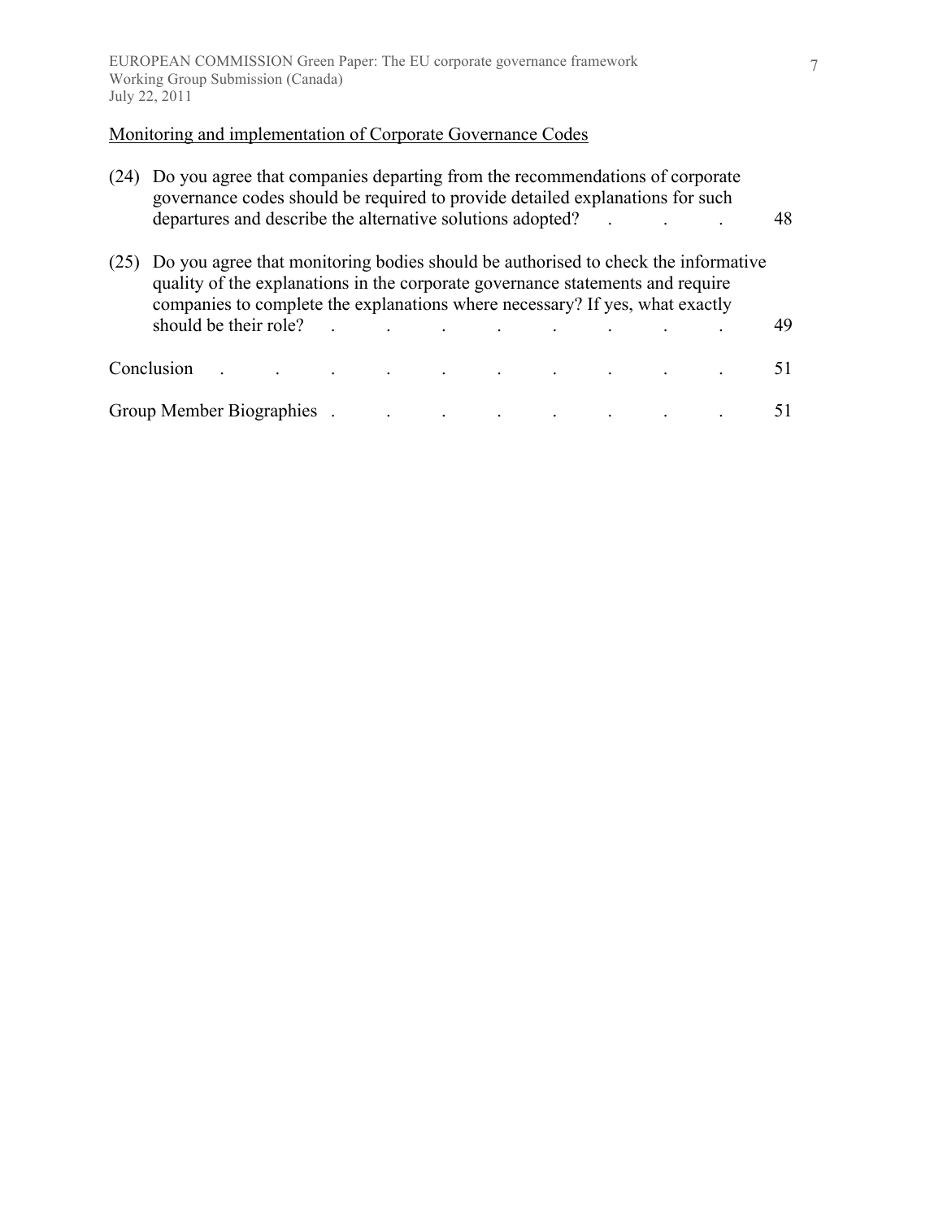Monitoring and implementation of Corporate Governance Codes

(24) Do you agree that companies departing from the recommendations of corporate governance codes should be required to provide detailed explanations for such departures and describe the alternative solutions adopted? . . . . 48

(25) Do you agree that monitoring bodies should be authorised to check the informative quality of the explanations in the corporate governance statements and require companies to complete the explanations where necessary? If yes, what exactly should be their role? . . . . . . . . 49

Conclusion . . . . . . . . . . 51

Group Member Biographies . . . . . . . . 51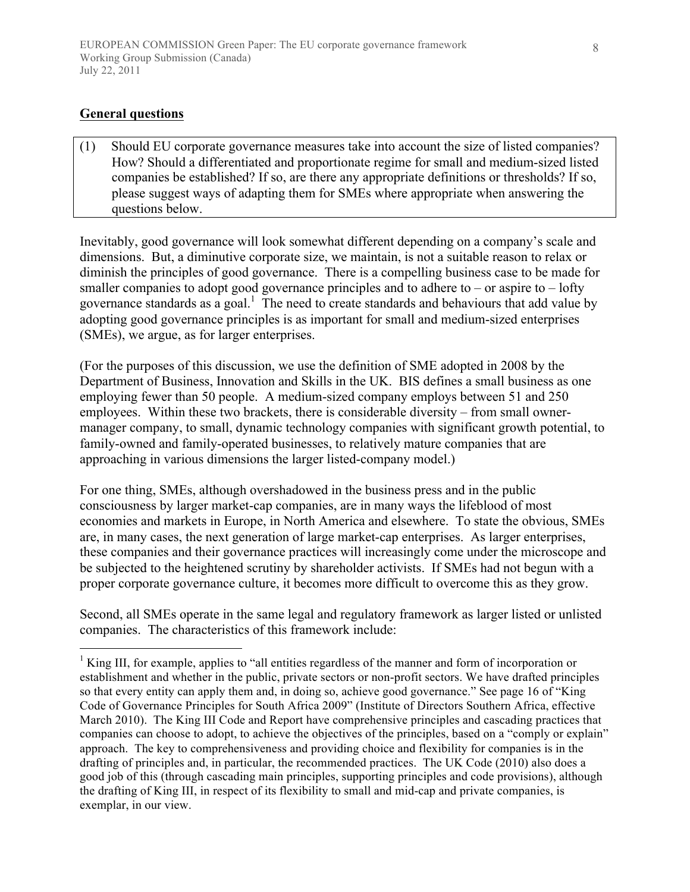## General questions

(1) Should EU corporate governance measures take into account the size of listed companies? How? Should a differentiated and proportionate regime for small and medium-sized listed companies be established? If so, are there any appropriate definitions or thresholds? If so, please suggest ways of adapting them for SMEs where appropriate when answering the questions below.

Inevitably, good governance will look somewhat different depending on a company's scale and dimensions. But, a diminutive corporate size, we maintain, is not a suitable reason to relax or diminish the principles of good governance. There is a compelling business case to be made for smaller companies to adopt good governance principles and to adhere to – or aspire to – lofty governance standards as a goal.[1] The need to create standards and behaviours that add value by adopting good governance principles is as important for small and medium-sized enterprises (SMEs), we argue, as for larger enterprises.

(For the purposes of this discussion, we use the definition of SME adopted in 2008 by the Department of Business, Innovation and Skills in the UK. BIS defines a small business as one employing fewer than 50 people. A medium-sized company employs between 51 and 250 employees. Within these two brackets, there is considerable diversity – from small owner-manager company, to small, dynamic technology companies with significant growth potential, to family-owned and family-operated businesses, to relatively mature companies that are approaching in various dimensions the larger listed-company model.)

For one thing, SMEs, although overshadowed in the business press and in the public consciousness by larger market-cap companies, are in many ways the lifeblood of most economies and markets in Europe, in North America and elsewhere. To state the obvious, SMEs are, in many cases, the next generation of large market-cap enterprises. As larger enterprises, these companies and their governance practices will increasingly come under the microscope and be subjected to the heightened scrutiny by shareholder activists. If SMEs had not begun with a proper corporate governance culture, it becomes more difficult to overcome this as they grow.

Second, all SMEs operate in the same legal and regulatory framework as larger listed or unlisted companies. The characteristics of this framework include:

---

[1] King III, for example, applies to "all entities regardless of the manner and form of incorporation or establishment and whether in the public, private sectors or non-profit sectors. We have drafted principles so that every entity can apply them and, in doing so, achieve good governance." See page 16 of "King Code of Governance Principles for South Africa 2009" (Institute of Directors Southern Africa, effective March 2010). The King III Code and Report have comprehensive principles and cascading practices that companies can choose to adopt, to achieve the objectives of the principles, based on a "comply or explain" approach. The key to comprehensiveness and providing choice and flexibility for companies is in the drafting of principles and, in particular, the recommended practices. The UK Code (2010) also does a good job of this (through cascading main principles, supporting principles and code provisions), although the drafting of King III, in respect of its flexibility to small and mid-cap and private companies, is exemplar, in our view.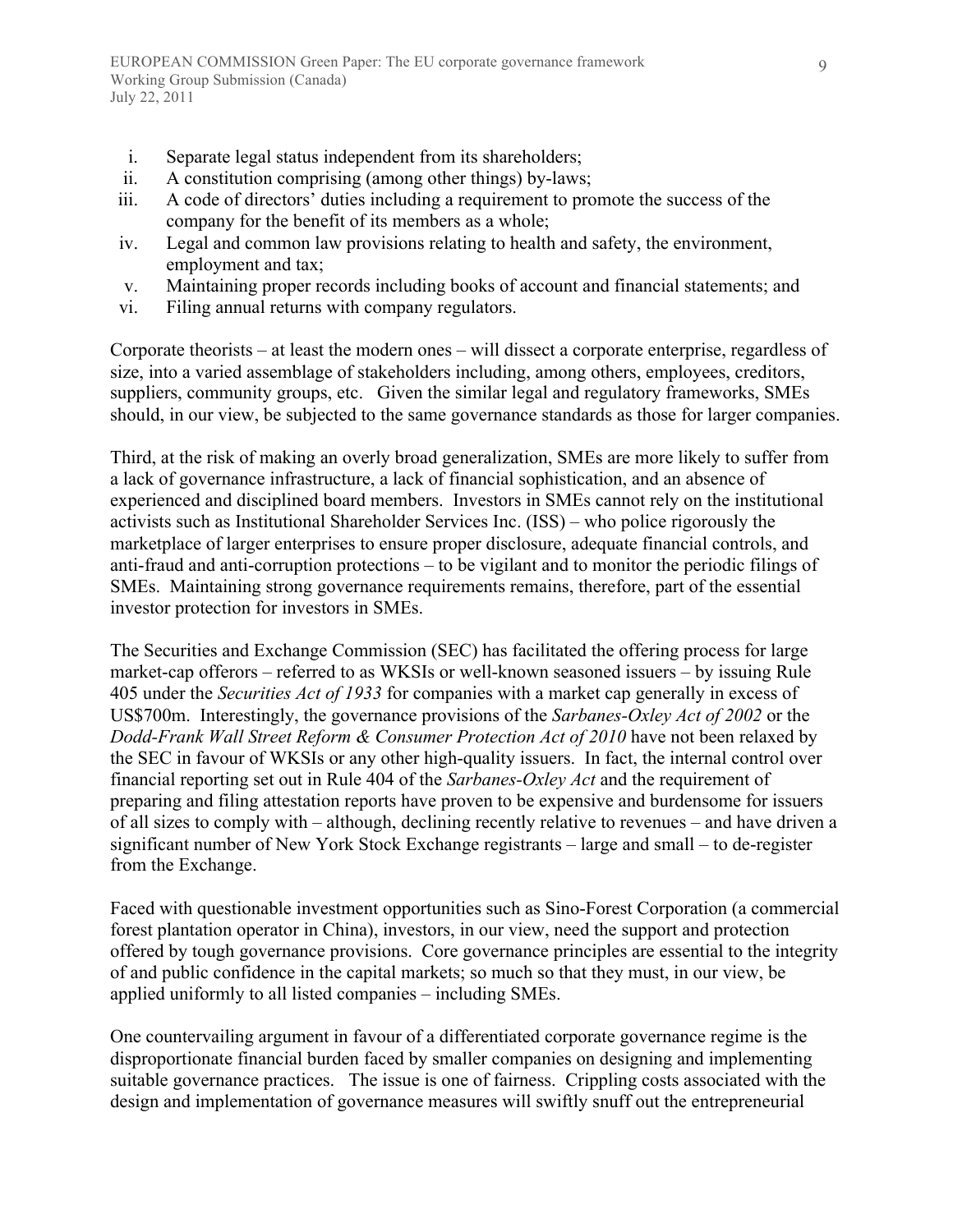i. Separate legal status independent from its shareholders;
ii. A constitution comprising (among other things) by-laws;
iii. A code of directors' duties including a requirement to promote the success of the company for the benefit of its members as a whole;
iv. Legal and common law provisions relating to health and safety, the environment, employment and tax;
v. Maintaining proper records including books of account and financial statements; and
vi. Filing annual returns with company regulators.

Corporate theorists – at least the modern ones – will dissect a corporate enterprise, regardless of size, into a varied assemblage of stakeholders including, among others, employees, creditors, suppliers, community groups, etc. Given the similar legal and regulatory frameworks, SMEs should, in our view, be subjected to the same governance standards as those for larger companies.

Third, at the risk of making an overly broad generalization, SMEs are more likely to suffer from a lack of governance infrastructure, a lack of financial sophistication, and an absence of experienced and disciplined board members. Investors in SMEs cannot rely on the institutional activists such as Institutional Shareholder Services Inc. (ISS) – who police rigorously the marketplace of larger enterprises to ensure proper disclosure, adequate financial controls, and anti-fraud and anti-corruption protections – to be vigilant and to monitor the periodic filings of SMEs. Maintaining strong governance requirements remains, therefore, part of the essential investor protection for investors in SMEs.

The Securities and Exchange Commission (SEC) has facilitated the offering process for large market-cap offerors – referred to as WKSIs or well-known seasoned issuers – by issuing Rule 405 under the *Securities Act of 1933* for companies with a market cap generally in excess of US$700m. Interestingly, the governance provisions of the *Sarbanes-Oxley Act of 2002* or the *Dodd-Frank Wall Street Reform & Consumer Protection Act of 2010* have not been relaxed by the SEC in favour of WKSIs or any other high-quality issuers. In fact, the internal control over financial reporting set out in Rule 404 of the *Sarbanes-Oxley Act* and the requirement of preparing and filing attestation reports have proven to be expensive and burdensome for issuers of all sizes to comply with – although, declining recently relative to revenues – and have driven a significant number of New York Stock Exchange registrants – large and small – to de-register from the Exchange.

Faced with questionable investment opportunities such as Sino-Forest Corporation (a commercial forest plantation operator in China), investors, in our view, need the support and protection offered by tough governance provisions. Core governance principles are essential to the integrity of and public confidence in the capital markets; so much so that they must, in our view, be applied uniformly to all listed companies – including SMEs.

One countervailing argument in favour of a differentiated corporate governance regime is the disproportionate financial burden faced by smaller companies on designing and implementing suitable governance practices. The issue is one of fairness. Crippling costs associated with the design and implementation of governance measures will swiftly snuff out the entrepreneurial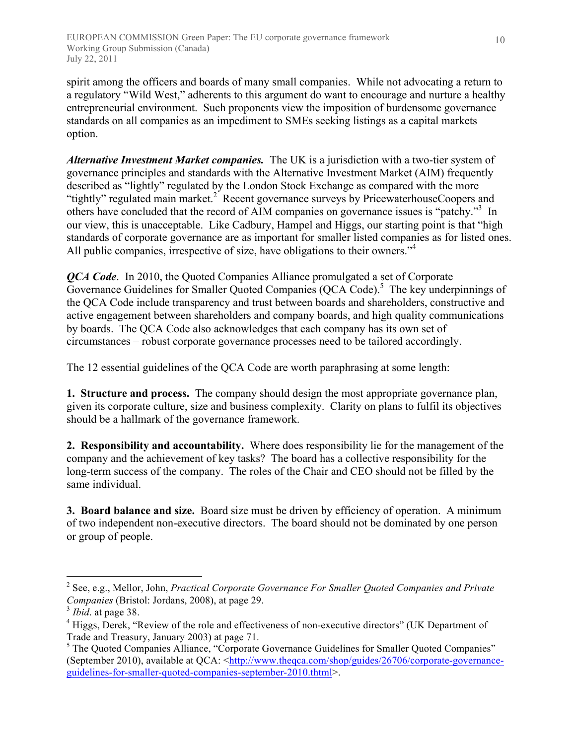spirit among the officers and boards of many small companies. While not advocating a return to a regulatory "Wild West," adherents to this argument do want to encourage and nurture a healthy entrepreneurial environment. Such proponents view the imposition of burdensome governance standards on all companies as an impediment to SMEs seeking listings as a capital markets option.

***Alternative Investment Market companies.*** The UK is a jurisdiction with a two-tier system of governance principles and standards with the Alternative Investment Market (AIM) frequently described as "lightly" regulated by the London Stock Exchange as compared with the more "tightly" regulated main market.[2] Recent governance surveys by PricewaterhouseCoopers and others have concluded that the record of AIM companies on governance issues is "patchy."[3] In our view, this is unacceptable. Like Cadbury, Hampel and Higgs, our starting point is that "high standards of corporate governance are as important for smaller listed companies as for listed ones. All public companies, irrespective of size, have obligations to their owners."[4]

***QCA Code***. In 2010, the Quoted Companies Alliance promulgated a set of Corporate Governance Guidelines for Smaller Quoted Companies (QCA Code).[5] The key underpinnings of the QCA Code include transparency and trust between boards and shareholders, constructive and active engagement between shareholders and company boards, and high quality communications by boards. The QCA Code also acknowledges that each company has its own set of circumstances – robust corporate governance processes need to be tailored accordingly.

The 12 essential guidelines of the QCA Code are worth paraphrasing at some length:

**1. Structure and process.** The company should design the most appropriate governance plan, given its corporate culture, size and business complexity. Clarity on plans to fulfil its objectives should be a hallmark of the governance framework.

**2. Responsibility and accountability.** Where does responsibility lie for the management of the company and the achievement of key tasks? The board has a collective responsibility for the long-term success of the company. The roles of the Chair and CEO should not be filled by the same individual.

**3. Board balance and size.** Board size must be driven by efficiency of operation. A minimum of two independent non-executive directors. The board should not be dominated by one person or group of people.

---

[2] See, e.g., Mellor, John, *Practical Corporate Governance For Smaller Quoted Companies and Private Companies* (Bristol: Jordans, 2008), at page 29.

[3] *Ibid*. at page 38.

[4] Higgs, Derek, "Review of the role and effectiveness of non-executive directors" (UK Department of Trade and Treasury, January 2003) at page 71.

[5] The Quoted Companies Alliance, "Corporate Governance Guidelines for Smaller Quoted Companies" (September 2010), available at QCA: <http://www.theqca.com/shop/guides/26706/corporate-governance-guidelines-for-smaller-quoted-companies-september-2010.thtml>.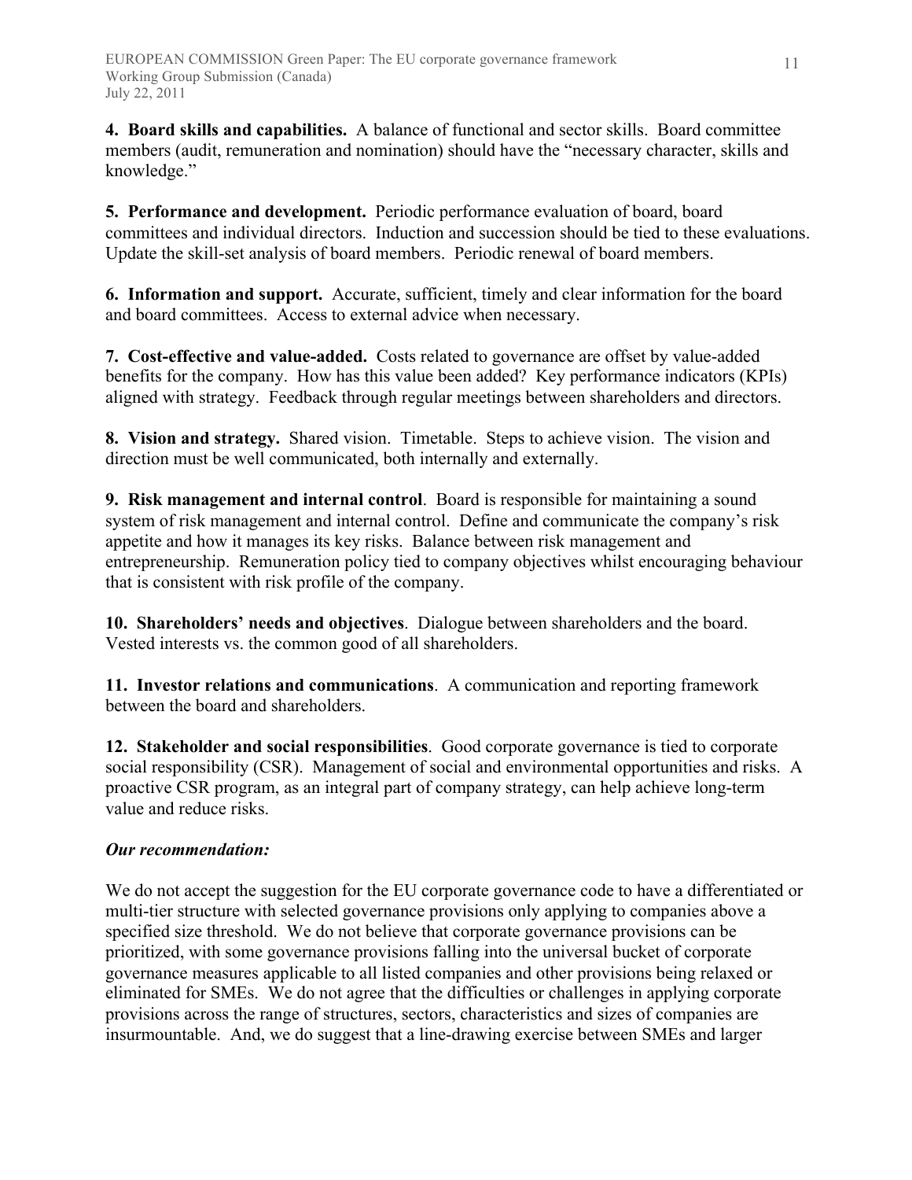**4. Board skills and capabilities.** A balance of functional and sector skills. Board committee members (audit, remuneration and nomination) should have the "necessary character, skills and knowledge."

**5. Performance and development.** Periodic performance evaluation of board, board committees and individual directors. Induction and succession should be tied to these evaluations. Update the skill-set analysis of board members. Periodic renewal of board members.

**6. Information and support.** Accurate, sufficient, timely and clear information for the board and board committees. Access to external advice when necessary.

**7. Cost-effective and value-added.** Costs related to governance are offset by value-added benefits for the company. How has this value been added? Key performance indicators (KPIs) aligned with strategy. Feedback through regular meetings between shareholders and directors.

**8. Vision and strategy.** Shared vision. Timetable. Steps to achieve vision. The vision and direction must be well communicated, both internally and externally.

**9. Risk management and internal control**. Board is responsible for maintaining a sound system of risk management and internal control. Define and communicate the company's risk appetite and how it manages its key risks. Balance between risk management and entrepreneurship. Remuneration policy tied to company objectives whilst encouraging behaviour that is consistent with risk profile of the company.

**10. Shareholders' needs and objectives**. Dialogue between shareholders and the board. Vested interests vs. the common good of all shareholders.

**11. Investor relations and communications**. A communication and reporting framework between the board and shareholders.

**12. Stakeholder and social responsibilities**. Good corporate governance is tied to corporate social responsibility (CSR). Management of social and environmental opportunities and risks. A proactive CSR program, as an integral part of company strategy, can help achieve long-term value and reduce risks.

***Our recommendation:***

We do not accept the suggestion for the EU corporate governance code to have a differentiated or multi-tier structure with selected governance provisions only applying to companies above a specified size threshold. We do not believe that corporate governance provisions can be prioritized, with some governance provisions falling into the universal bucket of corporate governance measures applicable to all listed companies and other provisions being relaxed or eliminated for SMEs. We do not agree that the difficulties or challenges in applying corporate provisions across the range of structures, sectors, characteristics and sizes of companies are insurmountable. And, we do suggest that a line-drawing exercise between SMEs and larger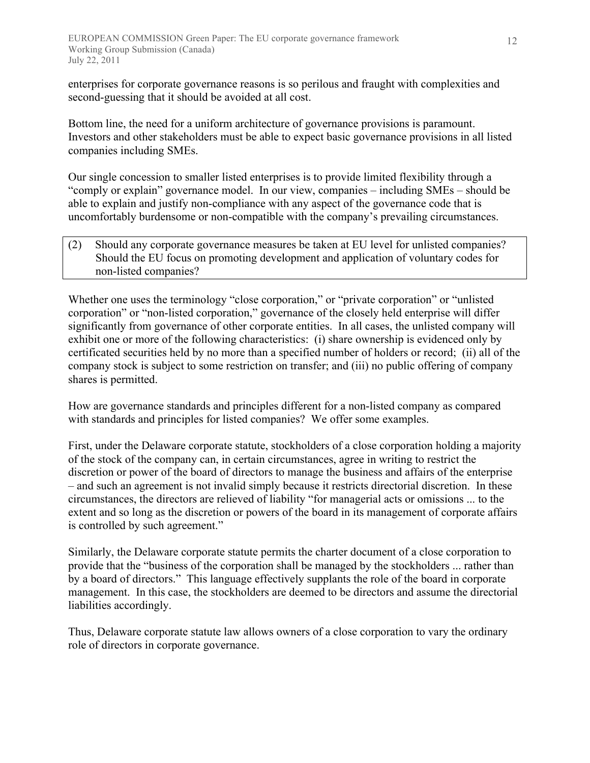enterprises for corporate governance reasons is so perilous and fraught with complexities and second-guessing that it should be avoided at all cost.

Bottom line, the need for a uniform architecture of governance provisions is paramount. Investors and other stakeholders must be able to expect basic governance provisions in all listed companies including SMEs.

Our single concession to smaller listed enterprises is to provide limited flexibility through a "comply or explain" governance model. In our view, companies – including SMEs – should be able to explain and justify non-compliance with any aspect of the governance code that is uncomfortably burdensome or non-compatible with the company's prevailing circumstances.

> (2) Should any corporate governance measures be taken at EU level for unlisted companies? Should the EU focus on promoting development and application of voluntary codes for non-listed companies?

Whether one uses the terminology "close corporation," or "private corporation" or "unlisted corporation" or "non-listed corporation," governance of the closely held enterprise will differ significantly from governance of other corporate entities. In all cases, the unlisted company will exhibit one or more of the following characteristics: (i) share ownership is evidenced only by certificated securities held by no more than a specified number of holders or record; (ii) all of the company stock is subject to some restriction on transfer; and (iii) no public offering of company shares is permitted.

How are governance standards and principles different for a non-listed company as compared with standards and principles for listed companies? We offer some examples.

First, under the Delaware corporate statute, stockholders of a close corporation holding a majority of the stock of the company can, in certain circumstances, agree in writing to restrict the discretion or power of the board of directors to manage the business and affairs of the enterprise – and such an agreement is not invalid simply because it restricts directorial discretion. In these circumstances, the directors are relieved of liability "for managerial acts or omissions ... to the extent and so long as the discretion or powers of the board in its management of corporate affairs is controlled by such agreement."

Similarly, the Delaware corporate statute permits the charter document of a close corporation to provide that the "business of the corporation shall be managed by the stockholders ... rather than by a board of directors." This language effectively supplants the role of the board in corporate management. In this case, the stockholders are deemed to be directors and assume the directorial liabilities accordingly.

Thus, Delaware corporate statute law allows owners of a close corporation to vary the ordinary role of directors in corporate governance.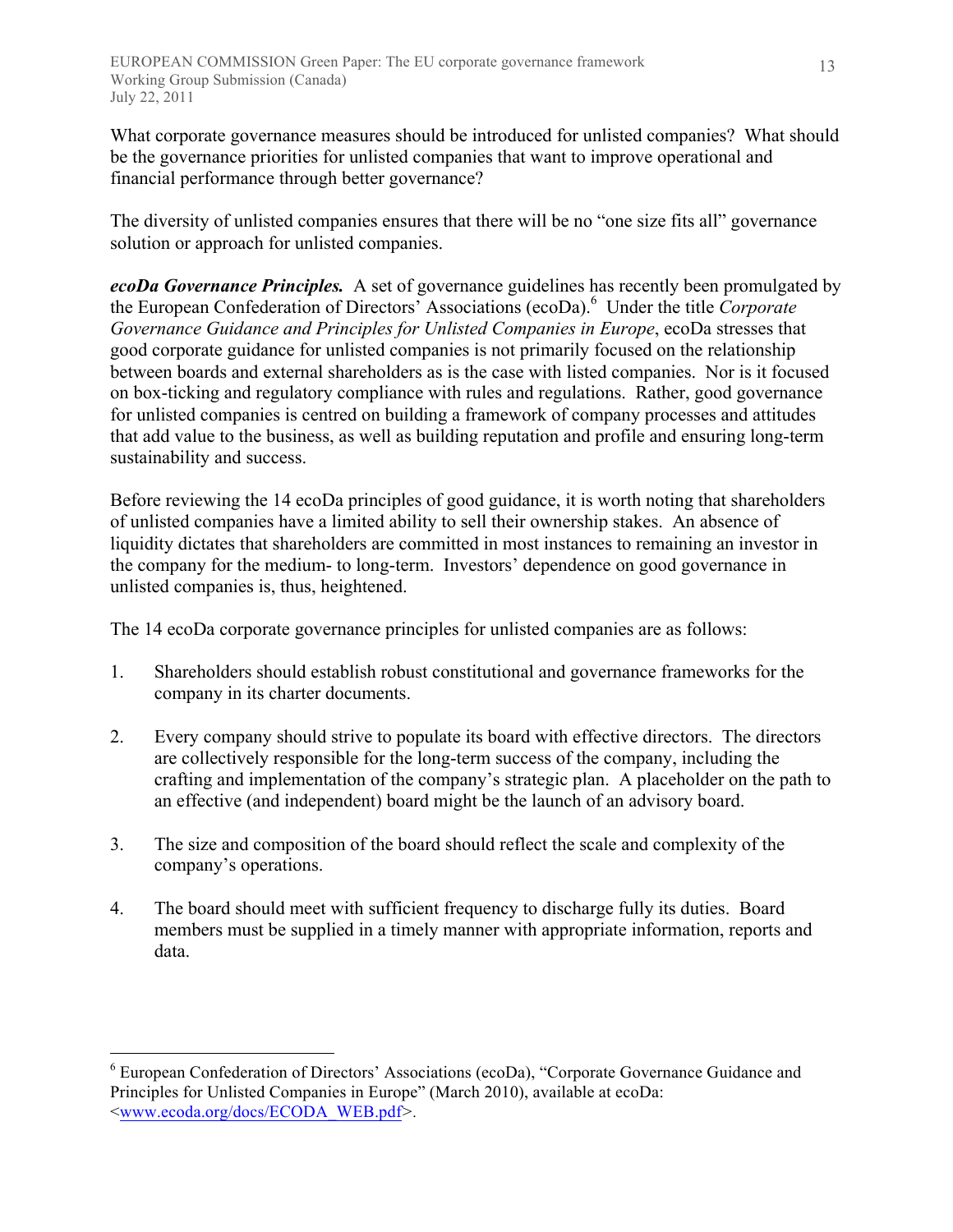What corporate governance measures should be introduced for unlisted companies? What should be the governance priorities for unlisted companies that want to improve operational and financial performance through better governance?

The diversity of unlisted companies ensures that there will be no "one size fits all" governance solution or approach for unlisted companies.

***ecoDa Governance Principles.*** A set of governance guidelines has recently been promulgated by the European Confederation of Directors' Associations (ecoDa).[6] Under the title *Corporate Governance Guidance and Principles for Unlisted Companies in Europe*, ecoDa stresses that good corporate guidance for unlisted companies is not primarily focused on the relationship between boards and external shareholders as is the case with listed companies. Nor is it focused on box-ticking and regulatory compliance with rules and regulations. Rather, good governance for unlisted companies is centred on building a framework of company processes and attitudes that add value to the business, as well as building reputation and profile and ensuring long-term sustainability and success.

Before reviewing the 14 ecoDa principles of good guidance, it is worth noting that shareholders of unlisted companies have a limited ability to sell their ownership stakes. An absence of liquidity dictates that shareholders are committed in most instances to remaining an investor in the company for the medium- to long-term. Investors' dependence on good governance in unlisted companies is, thus, heightened.

The 14 ecoDa corporate governance principles for unlisted companies are as follows:

1. Shareholders should establish robust constitutional and governance frameworks for the company in its charter documents.

2. Every company should strive to populate its board with effective directors. The directors are collectively responsible for the long-term success of the company, including the crafting and implementation of the company's strategic plan. A placeholder on the path to an effective (and independent) board might be the launch of an advisory board.

3. The size and composition of the board should reflect the scale and complexity of the company's operations.

4. The board should meet with sufficient frequency to discharge fully its duties. Board members must be supplied in a timely manner with appropriate information, reports and data.

---

[6] European Confederation of Directors' Associations (ecoDa), "Corporate Governance Guidance and Principles for Unlisted Companies in Europe" (March 2010), available at ecoDa: <www.ecoda.org/docs/ECODA_WEB.pdf>.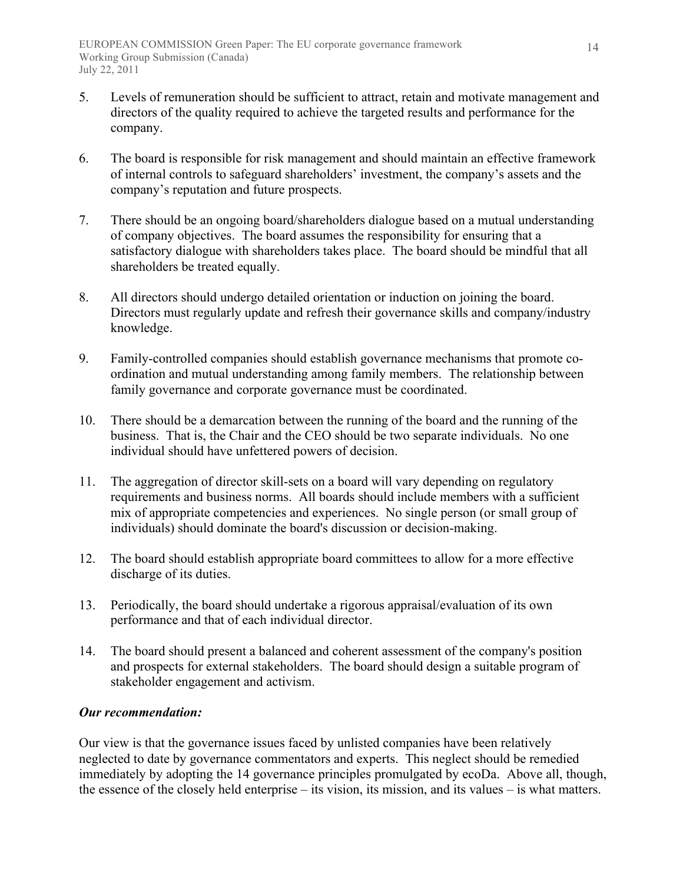5. Levels of remuneration should be sufficient to attract, retain and motivate management and directors of the quality required to achieve the targeted results and performance for the company.

6. The board is responsible for risk management and should maintain an effective framework of internal controls to safeguard shareholders' investment, the company's assets and the company's reputation and future prospects.

7. There should be an ongoing board/shareholders dialogue based on a mutual understanding of company objectives. The board assumes the responsibility for ensuring that a satisfactory dialogue with shareholders takes place. The board should be mindful that all shareholders be treated equally.

8. All directors should undergo detailed orientation or induction on joining the board. Directors must regularly update and refresh their governance skills and company/industry knowledge.

9. Family-controlled companies should establish governance mechanisms that promote co-ordination and mutual understanding among family members. The relationship between family governance and corporate governance must be coordinated.

10. There should be a demarcation between the running of the board and the running of the business. That is, the Chair and the CEO should be two separate individuals. No one individual should have unfettered powers of decision.

11. The aggregation of director skill-sets on a board will vary depending on regulatory requirements and business norms. All boards should include members with a sufficient mix of appropriate competencies and experiences. No single person (or small group of individuals) should dominate the board's discussion or decision-making.

12. The board should establish appropriate board committees to allow for a more effective discharge of its duties.

13. Periodically, the board should undertake a rigorous appraisal/evaluation of its own performance and that of each individual director.

14. The board should present a balanced and coherent assessment of the company's position and prospects for external stakeholders. The board should design a suitable program of stakeholder engagement and activism.

***Our recommendation:***

Our view is that the governance issues faced by unlisted companies have been relatively neglected to date by governance commentators and experts. This neglect should be remedied immediately by adopting the 14 governance principles promulgated by ecoDa. Above all, though, the essence of the closely held enterprise – its vision, its mission, and its values – is what matters.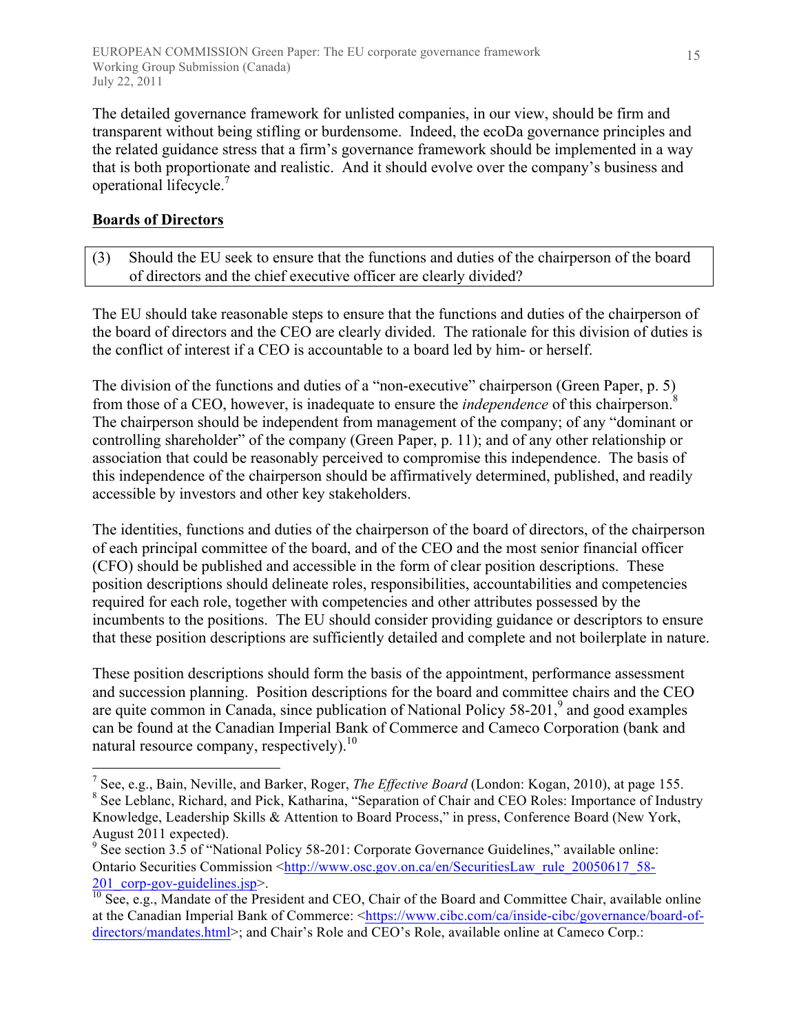The detailed governance framework for unlisted companies, in our view, should be firm and transparent without being stifling or burdensome. Indeed, the ecoDa governance principles and the related guidance stress that a firm's governance framework should be implemented in a way that is both proportionate and realistic. And it should evolve over the company's business and operational lifecycle.[7]

## Boards of Directors

> (3) Should the EU seek to ensure that the functions and duties of the chairperson of the board of directors and the chief executive officer are clearly divided?

The EU should take reasonable steps to ensure that the functions and duties of the chairperson of the board of directors and the CEO are clearly divided. The rationale for this division of duties is the conflict of interest if a CEO is accountable to a board led by him- or herself.

The division of the functions and duties of a "non-executive" chairperson (Green Paper, p. 5) from those of a CEO, however, is inadequate to ensure the *independence* of this chairperson.[8] The chairperson should be independent from management of the company; of any "dominant or controlling shareholder" of the company (Green Paper, p. 11); and of any other relationship or association that could be reasonably perceived to compromise this independence. The basis of this independence of the chairperson should be affirmatively determined, published, and readily accessible by investors and other key stakeholders.

The identities, functions and duties of the chairperson of the board of directors, of the chairperson of each principal committee of the board, and of the CEO and the most senior financial officer (CFO) should be published and accessible in the form of clear position descriptions. These position descriptions should delineate roles, responsibilities, accountabilities and competencies required for each role, together with competencies and other attributes possessed by the incumbents to the positions. The EU should consider providing guidance or descriptors to ensure that these position descriptions are sufficiently detailed and complete and not boilerplate in nature.

These position descriptions should form the basis of the appointment, performance assessment and succession planning. Position descriptions for the board and committee chairs and the CEO are quite common in Canada, since publication of National Policy 58-201,[9] and good examples can be found at the Canadian Imperial Bank of Commerce and Cameco Corporation (bank and natural resource company, respectively).[10]

---

[7] See, e.g., Bain, Neville, and Barker, Roger, *The Effective Board* (London: Kogan, 2010), at page 155.

[8] See Leblanc, Richard, and Pick, Katharina, "Separation of Chair and CEO Roles: Importance of Industry Knowledge, Leadership Skills & Attention to Board Process," in press, Conference Board (New York, August 2011 expected).

[9] See section 3.5 of "National Policy 58-201: Corporate Governance Guidelines," available online: Ontario Securities Commission <http://www.osc.gov.on.ca/en/SecuritiesLaw_rule_20050617_58-201_corp-gov-guidelines.jsp>.

[10] See, e.g., Mandate of the President and CEO, Chair of the Board and Committee Chair, available online at the Canadian Imperial Bank of Commerce: <https://www.cibc.com/ca/inside-cibc/governance/board-of-directors/mandates.html>; and Chair's Role and CEO's Role, available online at Cameco Corp.: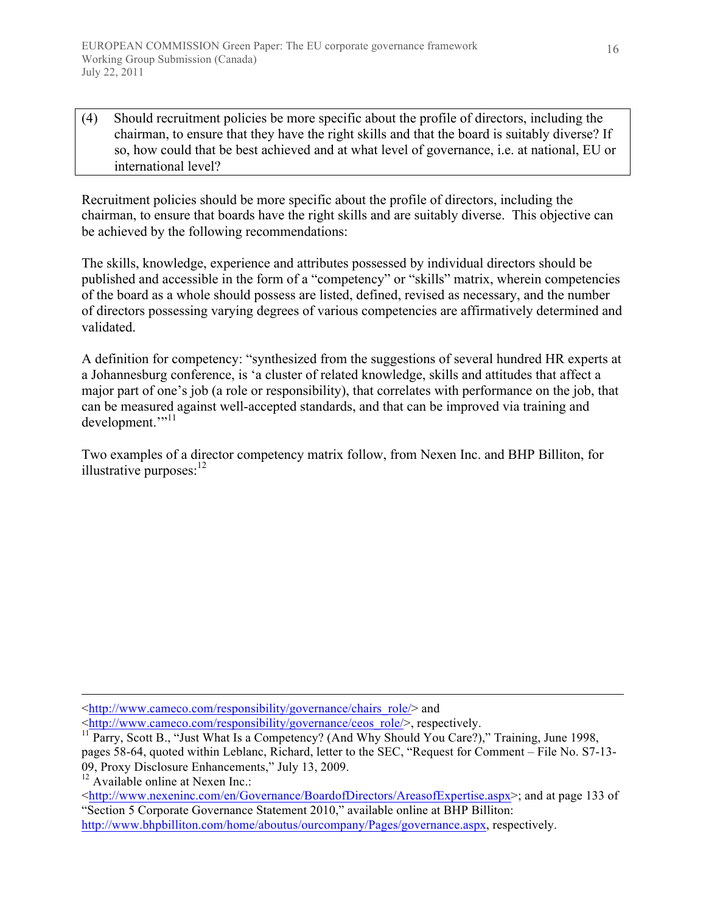> (4) Should recruitment policies be more specific about the profile of directors, including the chairman, to ensure that they have the right skills and that the board is suitably diverse? If so, how could that be best achieved and at what level of governance, i.e. at national, EU or international level?

Recruitment policies should be more specific about the profile of directors, including the chairman, to ensure that boards have the right skills and are suitably diverse. This objective can be achieved by the following recommendations:

The skills, knowledge, experience and attributes possessed by individual directors should be published and accessible in the form of a "competency" or "skills" matrix, wherein competencies of the board as a whole should possess are listed, defined, revised as necessary, and the number of directors possessing varying degrees of various competencies are affirmatively determined and validated.

A definition for competency: "synthesized from the suggestions of several hundred HR experts at a Johannesburg conference, is 'a cluster of related knowledge, skills and attitudes that affect a major part of one's job (a role or responsibility), that correlates with performance on the job, that can be measured against well-accepted standards, and that can be improved via training and development.'"[11]

Two examples of a director competency matrix follow, from Nexen Inc. and BHP Billiton, for illustrative purposes:[12]

---

<http://www.cameco.com/responsibility/governance/chairs_role/> and <http://www.cameco.com/responsibility/governance/ceos_role/>, respectively.

[11] Parry, Scott B., "Just What Is a Competency? (And Why Should You Care?)," Training, June 1998, pages 58-64, quoted within Leblanc, Richard, letter to the SEC, "Request for Comment – File No. S7-13-09, Proxy Disclosure Enhancements," July 13, 2009.

[12] Available online at Nexen Inc.: <http://www.nexeninc.com/en/Governance/BoardofDirectors/AreasofExpertise.aspx>; and at page 133 of "Section 5 Corporate Governance Statement 2010," available online at BHP Billiton: http://www.bhpbilliton.com/home/aboutus/ourcompany/Pages/governance.aspx, respectively.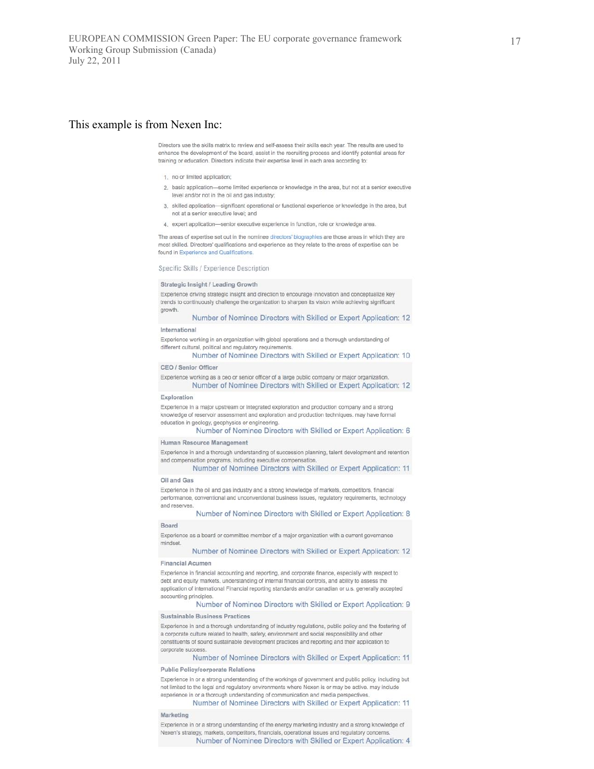This example is from Nexen Inc:

Directors use the skills matrix to review and self-assess their skills each year. The results are used to enhance the development of the board, assist in the recruiting process and identify potential areas for training or education. Directors indicate their expertise level in each area according to:

1. no or limited application;
2. basic application—some limited experience or knowledge in the area, but not at a senior executive level and/or not in the oil and gas industry;
3. skilled application—significant operational or functional experience or knowledge in the area, but not at a senior executive level; and
4. expert application—senior executive experience in function, role or knowledge area.

The areas of expertise set out in the nominee directors' biographies are those areas in which they are most skilled. Directors' qualifications and experience as they relate to the areas of expertise can be found in Experience and Qualifications.

Specific Skills / Experience Description

**Strategic Insight / Leading Growth**

Experience driving strategic insight and direction to encourage innovation and conceptualize key trends to continuously challenge the organization to sharpen its vision while achieving significant growth.

Number of Nominee Directors with Skilled or Expert Application: 12

**International**

Experience working in an organization with global operations and a thorough understanding of different cultural, political and regulatory requirements.

Number of Nominee Directors with Skilled or Expert Application: 10

**CEO / Senior Officer**

Experience working as a ceo or senior officer of a large public company or major organization.

Number of Nominee Directors with Skilled or Expert Application: 12

**Exploration**

Experience in a major upstream or integrated exploration and production company and a strong knowledge of reservoir assessment and exploration and production techniques. may have formal education in geology, geophysics or engineering.

Number of Nominee Directors with Skilled or Expert Application: 6

**Human Resource Management**

Experience in and a thorough understanding of succession planning, talent development and retention and compensation programs, including executive compensation.

Number of Nominee Directors with Skilled or Expert Application: 11

**Oil and Gas**

Experience in the oil and gas industry and a strong knowledge of markets, competitors, financial performance, conventional and unconventional business issues, regulatory requirements, technology and reserves.

Number of Nominee Directors with Skilled or Expert Application: 8

**Board**

Experience as a board or committee member of a major organization with a current governance mindset.

Number of Nominee Directors with Skilled or Expert Application: 12

**Financial Acumen**

Experience in financial accounting and reporting, and corporate finance, especially with respect to debt and equity markets. understanding of internal financial controls, and ability to assess the application of international Financial reporting standards and/or canadian or u.s. generally accepted accounting principles.

Number of Nominee Directors with Skilled or Expert Application: 9

**Sustainable Business Practices**

Experience in and a thorough understanding of industry regulations, public policy and the fostering of a corporate culture related to health, safety, environment and social responsibility and other constituents of sound sustainable development practices and reporting and their application to corporate success.

Number of Nominee Directors with Skilled or Expert Application: 11

**Public Policy/corporate Relations**

Experience in or a strong understanding of the workings of government and public policy, including but not limited to the legal and regulatory environments where Nexen is or may be active. may include experience in or a thorough understanding of communication and media perspectives.

Number of Nominee Directors with Skilled or Expert Application: 11

**Marketing**

Experience in or a strong understanding of the energy marketing industry and a strong knowledge of Nexen's strategy, markets, competitors, financials, operational issues and regulatory concerns.

Number of Nominee Directors with Skilled or Expert Application: 4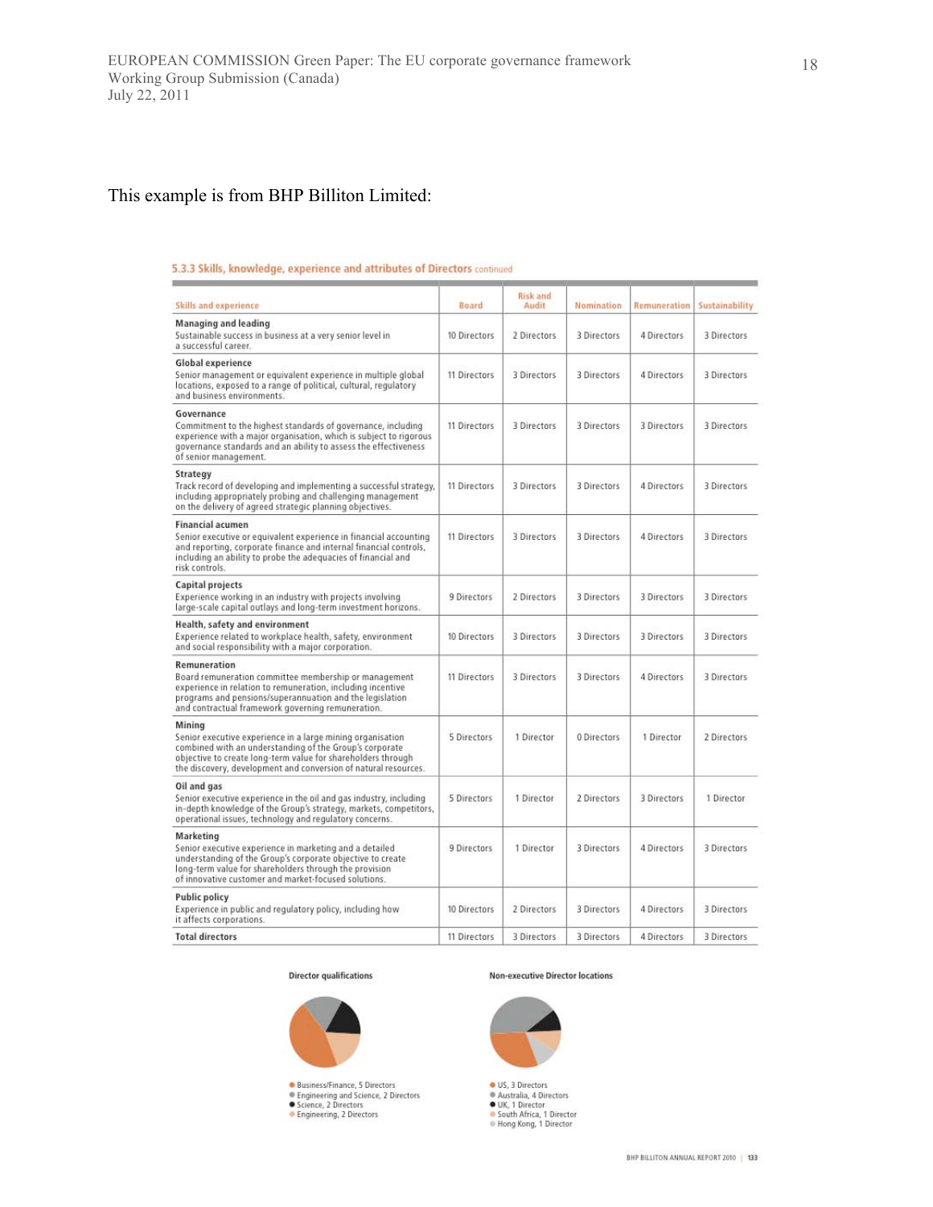This example is from BHP Billiton Limited:

**5.3.3 Skills, knowledge, experience and attributes of Directors** continued

| Skills and experience | Board | Risk and Audit | Nomination | Remuneration | Sustainability |
|---|---|---|---|---|---|
| **Managing and leading** Sustainable success in business at a very senior level in a successful career. | 10 Directors | 2 Directors | 3 Directors | 4 Directors | 3 Directors |
| **Global experience** Senior management or equivalent experience in multiple global locations, exposed to a range of political, cultural, regulatory and business environments. | 11 Directors | 3 Directors | 3 Directors | 4 Directors | 3 Directors |
| **Governance** Commitment to the highest standards of governance, including experience with a major organisation, which is subject to rigorous governance standards and an ability to assess the effectiveness of senior management. | 11 Directors | 3 Directors | 3 Directors | 3 Directors | 3 Directors |
| **Strategy** Track record of developing and implementing a successful strategy, including appropriately probing and challenging management on the delivery of agreed strategic planning objectives. | 11 Directors | 3 Directors | 3 Directors | 4 Directors | 3 Directors |
| **Financial acumen** Senior executive or equivalent experience in financial accounting and reporting, corporate finance and internal financial controls, including an ability to probe the adequacies of financial and risk controls. | 11 Directors | 3 Directors | 3 Directors | 4 Directors | 3 Directors |
| **Capital projects** Experience working in an industry with projects involving large-scale capital outlays and long-term investment horizons. | 9 Directors | 2 Directors | 3 Directors | 3 Directors | 3 Directors |
| **Health, safety and environment** Experience related to workplace health, safety, environment and social responsibility with a major corporation. | 10 Directors | 3 Directors | 3 Directors | 3 Directors | 3 Directors |
| **Remuneration** Board remuneration committee membership or management experience in relation to remuneration, including incentive programs and pensions/superannuation and the legislation and contractual framework governing remuneration. | 11 Directors | 3 Directors | 3 Directors | 4 Directors | 3 Directors |
| **Mining** Senior executive experience in a large mining organisation combined with an understanding of the Group's corporate objective to create long-term value for shareholders through the discovery, development and conversion of natural resources. | 5 Directors | 1 Director | 0 Directors | 1 Director | 2 Directors |
| **Oil and gas** Senior executive experience in the oil and gas industry, including in-depth knowledge of the Group's strategy, markets, competitors, operational issues, technology and regulatory concerns. | 5 Directors | 1 Director | 2 Directors | 3 Directors | 1 Director |
| **Marketing** Senior executive experience in marketing and a detailed understanding of the Group's corporate objective to create long-term value for shareholders through the provision of innovative customer and market-focused solutions. | 9 Directors | 1 Director | 3 Directors | 4 Directors | 3 Directors |
| **Public policy** Experience in public and regulatory policy, including how it affects corporations. | 10 Directors | 2 Directors | 3 Directors | 4 Directors | 3 Directors |
| **Total directors** | 11 Directors | 3 Directors | 3 Directors | 4 Directors | 3 Directors |

**Director qualifications**

- Business/Finance, 5 Directors
- Engineering and Science, 2 Directors
- Science, 2 Directors
- Engineering, 2 Directors

**Non-executive Director locations**

- US, 3 Directors
- Australia, 4 Directors
- UK, 1 Director
- South Africa, 1 Director
- Hong Kong, 1 Director

BHP BILLITON ANNUAL REPORT 2010 | 133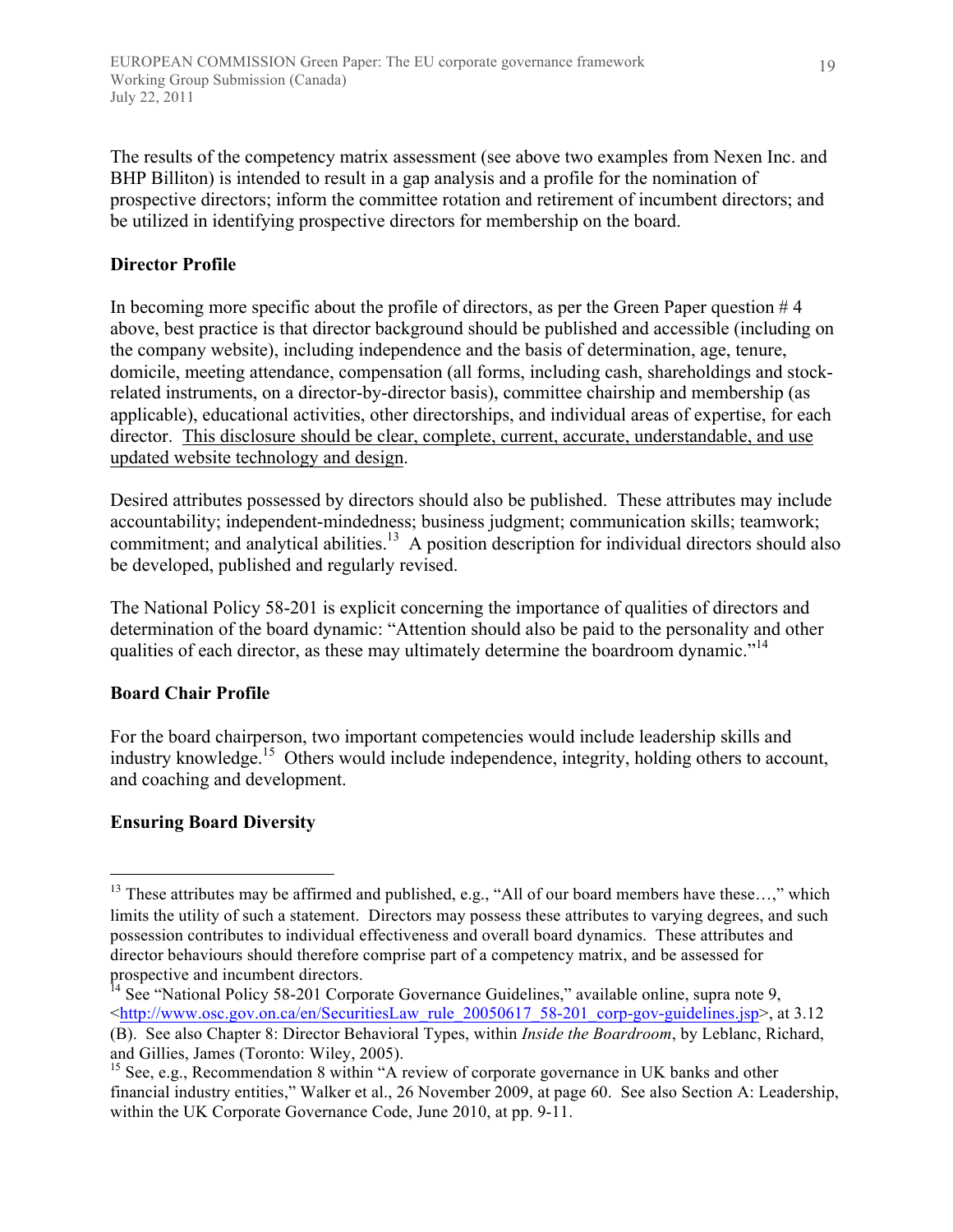The results of the competency matrix assessment (see above two examples from Nexen Inc. and BHP Billiton) is intended to result in a gap analysis and a profile for the nomination of prospective directors; inform the committee rotation and retirement of incumbent directors; and be utilized in identifying prospective directors for membership on the board.

**Director Profile**

In becoming more specific about the profile of directors, as per the Green Paper question # 4 above, best practice is that director background should be published and accessible (including on the company website), including independence and the basis of determination, age, tenure, domicile, meeting attendance, compensation (all forms, including cash, shareholdings and stock-related instruments, on a director-by-director basis), committee chairship and membership (as applicable), educational activities, other directorships, and individual areas of expertise, for each director. <u>This disclosure should be clear, complete, current, accurate, understandable, and use updated website technology and design</u>.

Desired attributes possessed by directors should also be published. These attributes may include accountability; independent-mindedness; business judgment; communication skills; teamwork; commitment; and analytical abilities.[13] A position description for individual directors should also be developed, published and regularly revised.

The National Policy 58-201 is explicit concerning the importance of qualities of directors and determination of the board dynamic: "Attention should also be paid to the personality and other qualities of each director, as these may ultimately determine the boardroom dynamic."[14]

**Board Chair Profile**

For the board chairperson, two important competencies would include leadership skills and industry knowledge.[15] Others would include independence, integrity, holding others to account, and coaching and development.

**Ensuring Board Diversity**

---

[13] These attributes may be affirmed and published, e.g., "All of our board members have these…," which limits the utility of such a statement. Directors may possess these attributes to varying degrees, and such possession contributes to individual effectiveness and overall board dynamics. These attributes and director behaviours should therefore comprise part of a competency matrix, and be assessed for prospective and incumbent directors.

[14] See "National Policy 58-201 Corporate Governance Guidelines," available online, supra note 9, <http://www.osc.gov.on.ca/en/SecuritiesLaw_rule_20050617_58-201_corp-gov-guidelines.jsp>, at 3.12 (B). See also Chapter 8: Director Behavioral Types, within *Inside the Boardroom*, by Leblanc, Richard, and Gillies, James (Toronto: Wiley, 2005).

[15] See, e.g., Recommendation 8 within "A review of corporate governance in UK banks and other financial industry entities," Walker et al., 26 November 2009, at page 60. See also Section A: Leadership, within the UK Corporate Governance Code, June 2010, at pp. 9-11.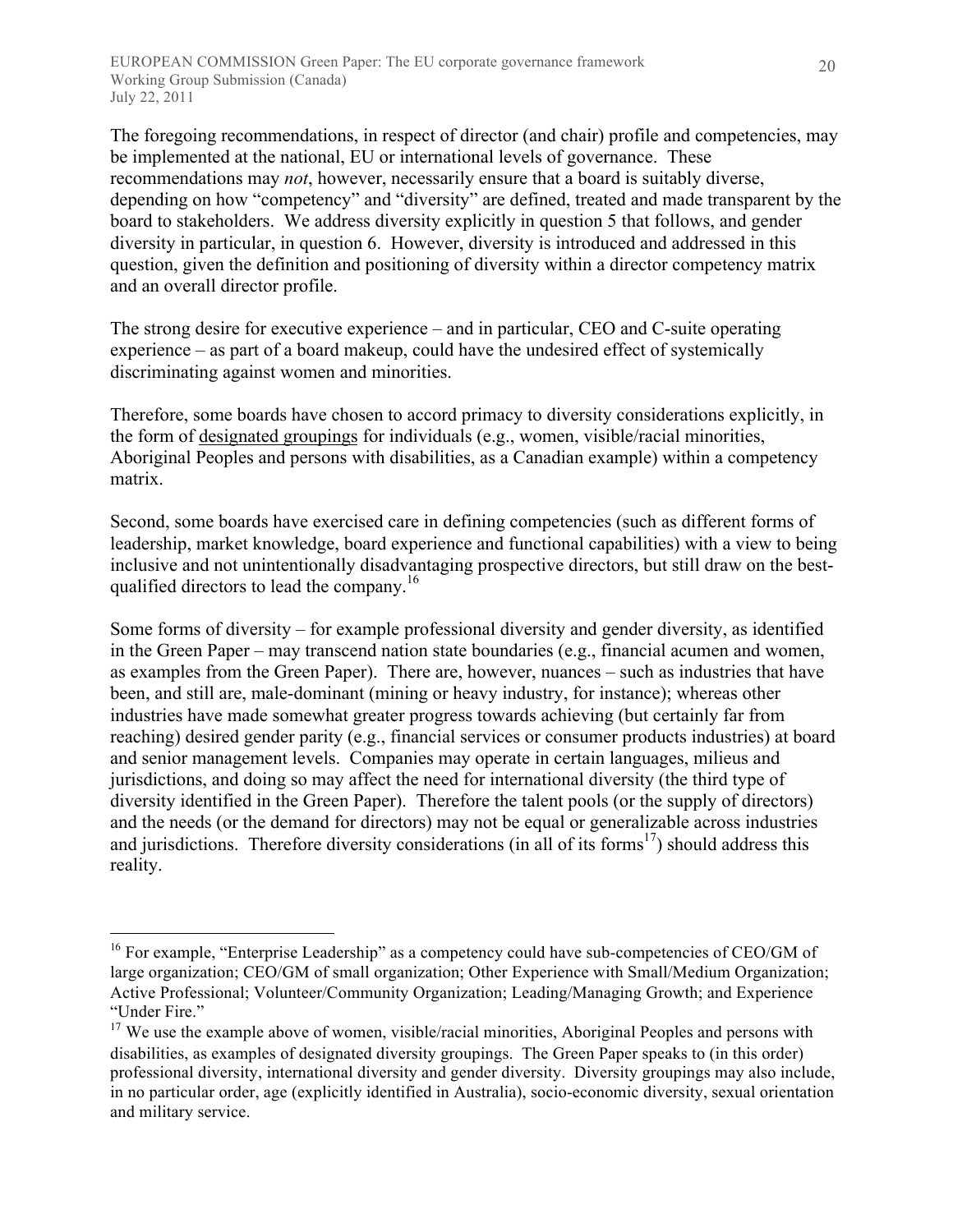The foregoing recommendations, in respect of director (and chair) profile and competencies, may be implemented at the national, EU or international levels of governance. These recommendations may *not*, however, necessarily ensure that a board is suitably diverse, depending on how "competency" and "diversity" are defined, treated and made transparent by the board to stakeholders. We address diversity explicitly in question 5 that follows, and gender diversity in particular, in question 6. However, diversity is introduced and addressed in this question, given the definition and positioning of diversity within a director competency matrix and an overall director profile.

The strong desire for executive experience – and in particular, CEO and C-suite operating experience – as part of a board makeup, could have the undesired effect of systemically discriminating against women and minorities.

Therefore, some boards have chosen to accord primacy to diversity considerations explicitly, in the form of <u>designated groupings</u> for individuals (e.g., women, visible/racial minorities, Aboriginal Peoples and persons with disabilities, as a Canadian example) within a competency matrix.

Second, some boards have exercised care in defining competencies (such as different forms of leadership, market knowledge, board experience and functional capabilities) with a view to being inclusive and not unintentionally disadvantaging prospective directors, but still draw on the best-qualified directors to lead the company.[16]

Some forms of diversity – for example professional diversity and gender diversity, as identified in the Green Paper – may transcend nation state boundaries (e.g., financial acumen and women, as examples from the Green Paper). There are, however, nuances – such as industries that have been, and still are, male-dominant (mining or heavy industry, for instance); whereas other industries have made somewhat greater progress towards achieving (but certainly far from reaching) desired gender parity (e.g., financial services or consumer products industries) at board and senior management levels. Companies may operate in certain languages, milieus and jurisdictions, and doing so may affect the need for international diversity (the third type of diversity identified in the Green Paper). Therefore the talent pools (or the supply of directors) and the needs (or the demand for directors) may not be equal or generalizable across industries and jurisdictions. Therefore diversity considerations (in all of its forms[17]) should address this reality.

---

[16] For example, "Enterprise Leadership" as a competency could have sub-competencies of CEO/GM of large organization; CEO/GM of small organization; Other Experience with Small/Medium Organization; Active Professional; Volunteer/Community Organization; Leading/Managing Growth; and Experience "Under Fire."

[17] We use the example above of women, visible/racial minorities, Aboriginal Peoples and persons with disabilities, as examples of designated diversity groupings. The Green Paper speaks to (in this order) professional diversity, international diversity and gender diversity. Diversity groupings may also include, in no particular order, age (explicitly identified in Australia), socio-economic diversity, sexual orientation and military service.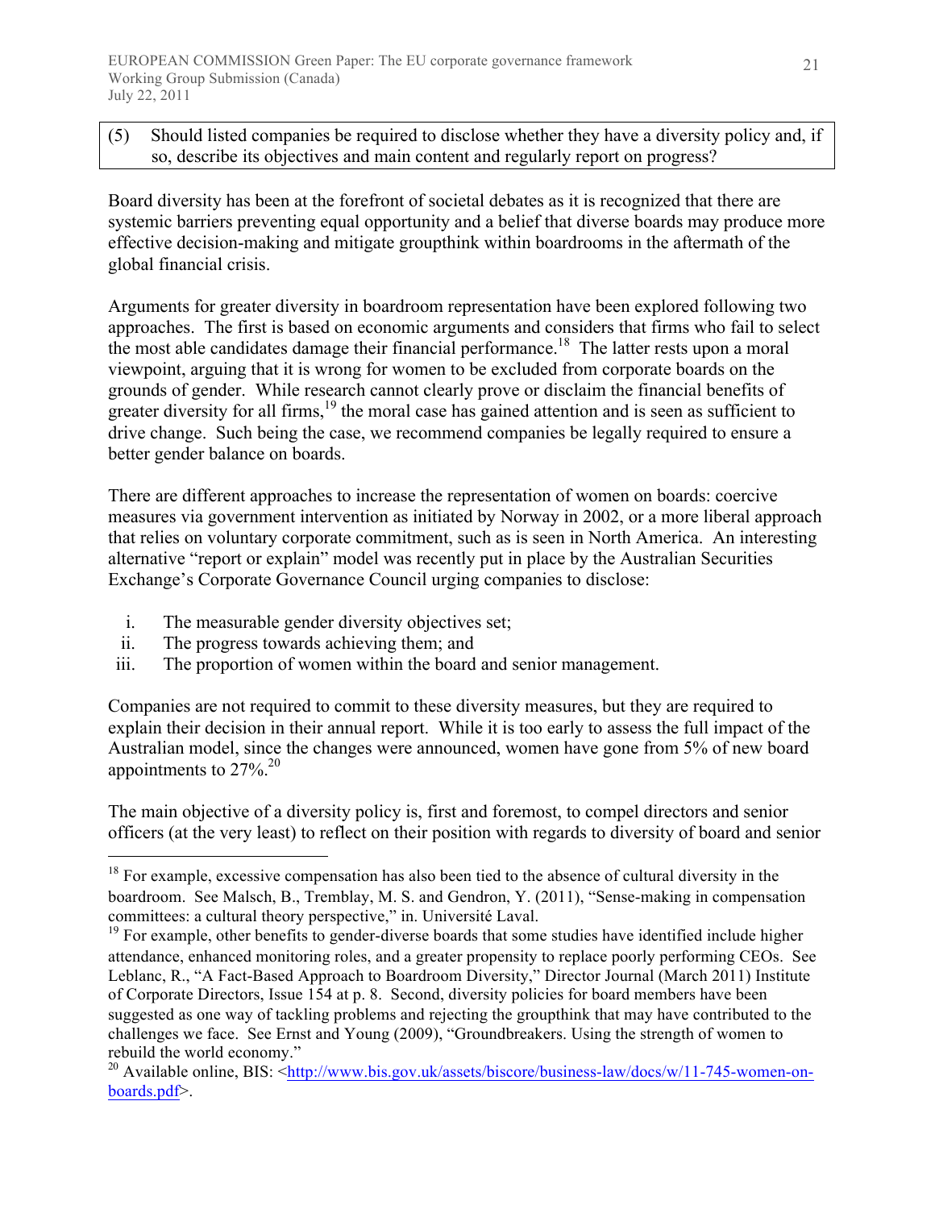(5) Should listed companies be required to disclose whether they have a diversity policy and, if so, describe its objectives and main content and regularly report on progress?

Board diversity has been at the forefront of societal debates as it is recognized that there are systemic barriers preventing equal opportunity and a belief that diverse boards may produce more effective decision-making and mitigate groupthink within boardrooms in the aftermath of the global financial crisis.

Arguments for greater diversity in boardroom representation have been explored following two approaches. The first is based on economic arguments and considers that firms who fail to select the most able candidates damage their financial performance.[18] The latter rests upon a moral viewpoint, arguing that it is wrong for women to be excluded from corporate boards on the grounds of gender. While research cannot clearly prove or disclaim the financial benefits of greater diversity for all firms,[19] the moral case has gained attention and is seen as sufficient to drive change. Such being the case, we recommend companies be legally required to ensure a better gender balance on boards.

There are different approaches to increase the representation of women on boards: coercive measures via government intervention as initiated by Norway in 2002, or a more liberal approach that relies on voluntary corporate commitment, such as is seen in North America. An interesting alternative "report or explain" model was recently put in place by the Australian Securities Exchange's Corporate Governance Council urging companies to disclose:

i. The measurable gender diversity objectives set;
ii. The progress towards achieving them; and
iii. The proportion of women within the board and senior management.

Companies are not required to commit to these diversity measures, but they are required to explain their decision in their annual report. While it is too early to assess the full impact of the Australian model, since the changes were announced, women have gone from 5% of new board appointments to 27%.[20]

The main objective of a diversity policy is, first and foremost, to compel directors and senior officers (at the very least) to reflect on their position with regards to diversity of board and senior

---

[18] For example, excessive compensation has also been tied to the absence of cultural diversity in the boardroom. See Malsch, B., Tremblay, M. S. and Gendron, Y. (2011), "Sense-making in compensation committees: a cultural theory perspective," in. Université Laval.

[19] For example, other benefits to gender-diverse boards that some studies have identified include higher attendance, enhanced monitoring roles, and a greater propensity to replace poorly performing CEOs. See Leblanc, R., "A Fact-Based Approach to Boardroom Diversity," Director Journal (March 2011) Institute of Corporate Directors, Issue 154 at p. 8. Second, diversity policies for board members have been suggested as one way of tackling problems and rejecting the groupthink that may have contributed to the challenges we face. See Ernst and Young (2009), "Groundbreakers. Using the strength of women to rebuild the world economy."

[20] Available online, BIS: <http://www.bis.gov.uk/assets/biscore/business-law/docs/w/11-745-women-on-boards.pdf>.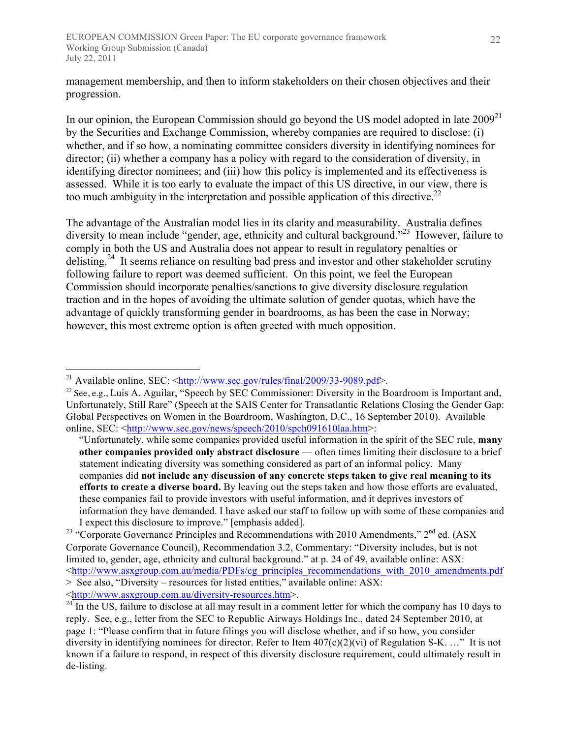management membership, and then to inform stakeholders on their chosen objectives and their progression.

In our opinion, the European Commission should go beyond the US model adopted in late 2009[21] by the Securities and Exchange Commission, whereby companies are required to disclose: (i) whether, and if so how, a nominating committee considers diversity in identifying nominees for director; (ii) whether a company has a policy with regard to the consideration of diversity, in identifying director nominees; and (iii) how this policy is implemented and its effectiveness is assessed. While it is too early to evaluate the impact of this US directive, in our view, there is too much ambiguity in the interpretation and possible application of this directive.[22]

The advantage of the Australian model lies in its clarity and measurability. Australia defines diversity to mean include "gender, age, ethnicity and cultural background."[23] However, failure to comply in both the US and Australia does not appear to result in regulatory penalties or delisting.[24] It seems reliance on resulting bad press and investor and other stakeholder scrutiny following failure to report was deemed sufficient. On this point, we feel the European Commission should incorporate penalties/sanctions to give diversity disclosure regulation traction and in the hopes of avoiding the ultimate solution of gender quotas, which have the advantage of quickly transforming gender in boardrooms, as has been the case in Norway; however, this most extreme option is often greeted with much opposition.

---

[21] Available online, SEC: <http://www.sec.gov/rules/final/2009/33-9089.pdf>.

[22] See, e.g., Luis A. Aguilar, "Speech by SEC Commissioner: Diversity in the Boardroom is Important and, Unfortunately, Still Rare" (Speech at the SAIS Center for Transatlantic Relations Closing the Gender Gap: Global Perspectives on Women in the Boardroom, Washington, D.C., 16 September 2010). Available online, SEC: <http://www.sec.gov/news/speech/2010/spch091610laa.htm>:

> "Unfortunately, while some companies provided useful information in the spirit of the SEC rule, **many other companies provided only abstract disclosure** — often times limiting their disclosure to a brief statement indicating diversity was something considered as part of an informal policy. Many companies did **not include any discussion of any concrete steps taken to give real meaning to its efforts to create a diverse board.** By leaving out the steps taken and how those efforts are evaluated, these companies fail to provide investors with useful information, and it deprives investors of information they have demanded. I have asked our staff to follow up with some of these companies and I expect this disclosure to improve." [emphasis added].

[23] "Corporate Governance Principles and Recommendations with 2010 Amendments," 2nd ed. (ASX Corporate Governance Council), Recommendation 3.2, Commentary: "Diversity includes, but is not limited to, gender, age, ethnicity and cultural background." at p. 24 of 49, available online: ASX: <http://www.asxgroup.com.au/media/PDFs/cg_principles_recommendations_with_2010_amendments.pdf> See also, "Diversity – resources for listed entities," available online: ASX: <http://www.asxgroup.com.au/diversity-resources.htm>.

[24] In the US, failure to disclose at all may result in a comment letter for which the company has 10 days to reply. See, e.g., letter from the SEC to Republic Airways Holdings Inc., dated 24 September 2010, at page 1: "Please confirm that in future filings you will disclose whether, and if so how, you consider diversity in identifying nominees for director. Refer to Item 407(c)(2)(vi) of Regulation S-K. …" It is not known if a failure to respond, in respect of this diversity disclosure requirement, could ultimately result in de-listing.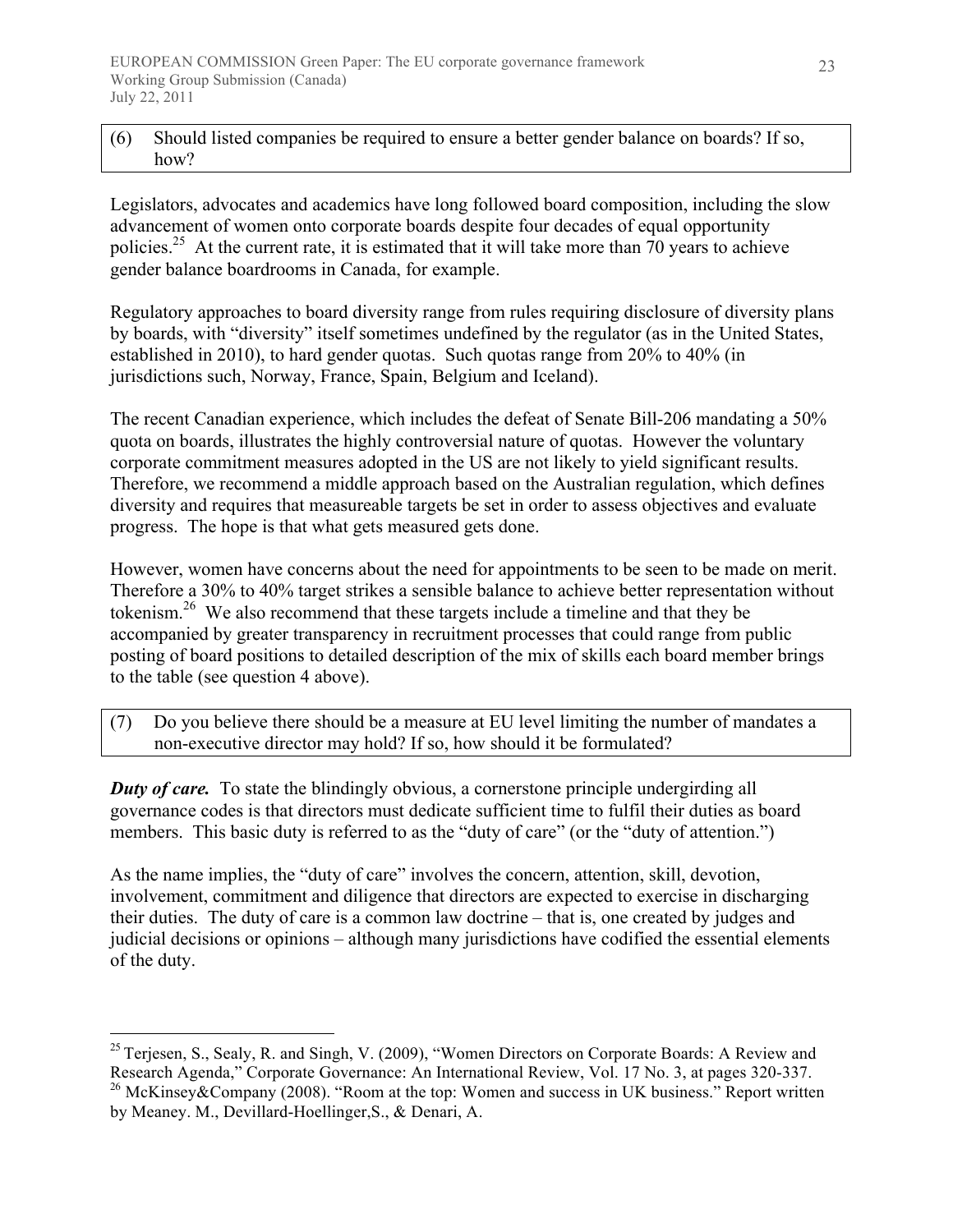(6) Should listed companies be required to ensure a better gender balance on boards? If so, how?

Legislators, advocates and academics have long followed board composition, including the slow advancement of women onto corporate boards despite four decades of equal opportunity policies.[25] At the current rate, it is estimated that it will take more than 70 years to achieve gender balance boardrooms in Canada, for example.

Regulatory approaches to board diversity range from rules requiring disclosure of diversity plans by boards, with "diversity" itself sometimes undefined by the regulator (as in the United States, established in 2010), to hard gender quotas. Such quotas range from 20% to 40% (in jurisdictions such, Norway, France, Spain, Belgium and Iceland).

The recent Canadian experience, which includes the defeat of Senate Bill-206 mandating a 50% quota on boards, illustrates the highly controversial nature of quotas. However the voluntary corporate commitment measures adopted in the US are not likely to yield significant results. Therefore, we recommend a middle approach based on the Australian regulation, which defines diversity and requires that measureable targets be set in order to assess objectives and evaluate progress. The hope is that what gets measured gets done.

However, women have concerns about the need for appointments to be seen to be made on merit. Therefore a 30% to 40% target strikes a sensible balance to achieve better representation without tokenism.[26] We also recommend that these targets include a timeline and that they be accompanied by greater transparency in recruitment processes that could range from public posting of board positions to detailed description of the mix of skills each board member brings to the table (see question 4 above).

(7) Do you believe there should be a measure at EU level limiting the number of mandates a non-executive director may hold? If so, how should it be formulated?

***Duty of care.*** To state the blindingly obvious, a cornerstone principle undergirding all governance codes is that directors must dedicate sufficient time to fulfil their duties as board members. This basic duty is referred to as the "duty of care" (or the "duty of attention.")

As the name implies, the "duty of care" involves the concern, attention, skill, devotion, involvement, commitment and diligence that directors are expected to exercise in discharging their duties. The duty of care is a common law doctrine – that is, one created by judges and judicial decisions or opinions – although many jurisdictions have codified the essential elements of the duty.

---

[25] Terjesen, S., Sealy, R. and Singh, V. (2009), "Women Directors on Corporate Boards: A Review and Research Agenda," Corporate Governance: An International Review, Vol. 17 No. 3, at pages 320-337.

[26] McKinsey&Company (2008). "Room at the top: Women and success in UK business." Report written by Meaney. M., Devillard-Hoellinger,S., & Denari, A.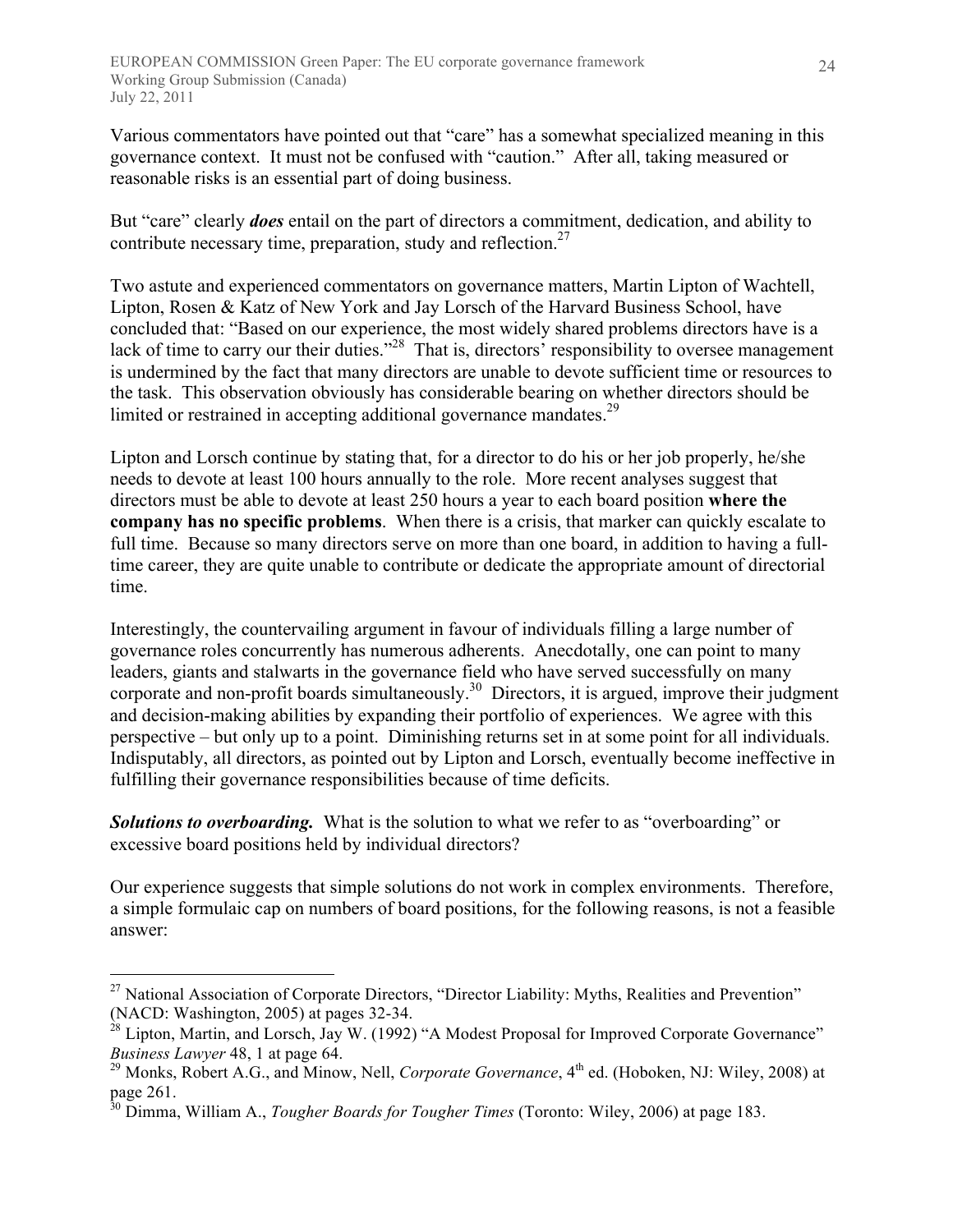Various commentators have pointed out that "care" has a somewhat specialized meaning in this governance context. It must not be confused with "caution." After all, taking measured or reasonable risks is an essential part of doing business.

But "care" clearly ***does*** entail on the part of directors a commitment, dedication, and ability to contribute necessary time, preparation, study and reflection.[27]

Two astute and experienced commentators on governance matters, Martin Lipton of Wachtell, Lipton, Rosen & Katz of New York and Jay Lorsch of the Harvard Business School, have concluded that: "Based on our experience, the most widely shared problems directors have is a lack of time to carry our their duties."[28] That is, directors' responsibility to oversee management is undermined by the fact that many directors are unable to devote sufficient time or resources to the task. This observation obviously has considerable bearing on whether directors should be limited or restrained in accepting additional governance mandates.[29]

Lipton and Lorsch continue by stating that, for a director to do his or her job properly, he/she needs to devote at least 100 hours annually to the role. More recent analyses suggest that directors must be able to devote at least 250 hours a year to each board position **where the company has no specific problems**. When there is a crisis, that marker can quickly escalate to full time. Because so many directors serve on more than one board, in addition to having a full-time career, they are quite unable to contribute or dedicate the appropriate amount of directorial time.

Interestingly, the countervailing argument in favour of individuals filling a large number of governance roles concurrently has numerous adherents. Anecdotally, one can point to many leaders, giants and stalwarts in the governance field who have served successfully on many corporate and non-profit boards simultaneously.[30] Directors, it is argued, improve their judgment and decision-making abilities by expanding their portfolio of experiences. We agree with this perspective – but only up to a point. Diminishing returns set in at some point for all individuals. Indisputably, all directors, as pointed out by Lipton and Lorsch, eventually become ineffective in fulfilling their governance responsibilities because of time deficits.

***Solutions to overboarding.*** What is the solution to what we refer to as "overboarding" or excessive board positions held by individual directors?

Our experience suggests that simple solutions do not work in complex environments. Therefore, a simple formulaic cap on numbers of board positions, for the following reasons, is not a feasible answer:

---

[27] National Association of Corporate Directors, "Director Liability: Myths, Realities and Prevention" (NACD: Washington, 2005) at pages 32-34.

[28] Lipton, Martin, and Lorsch, Jay W. (1992) "A Modest Proposal for Improved Corporate Governance" *Business Lawyer* 48, 1 at page 64.

[29] Monks, Robert A.G., and Minow, Nell, *Corporate Governance*, 4th ed. (Hoboken, NJ: Wiley, 2008) at page 261.

[30] Dimma, William A., *Tougher Boards for Tougher Times* (Toronto: Wiley, 2006) at page 183.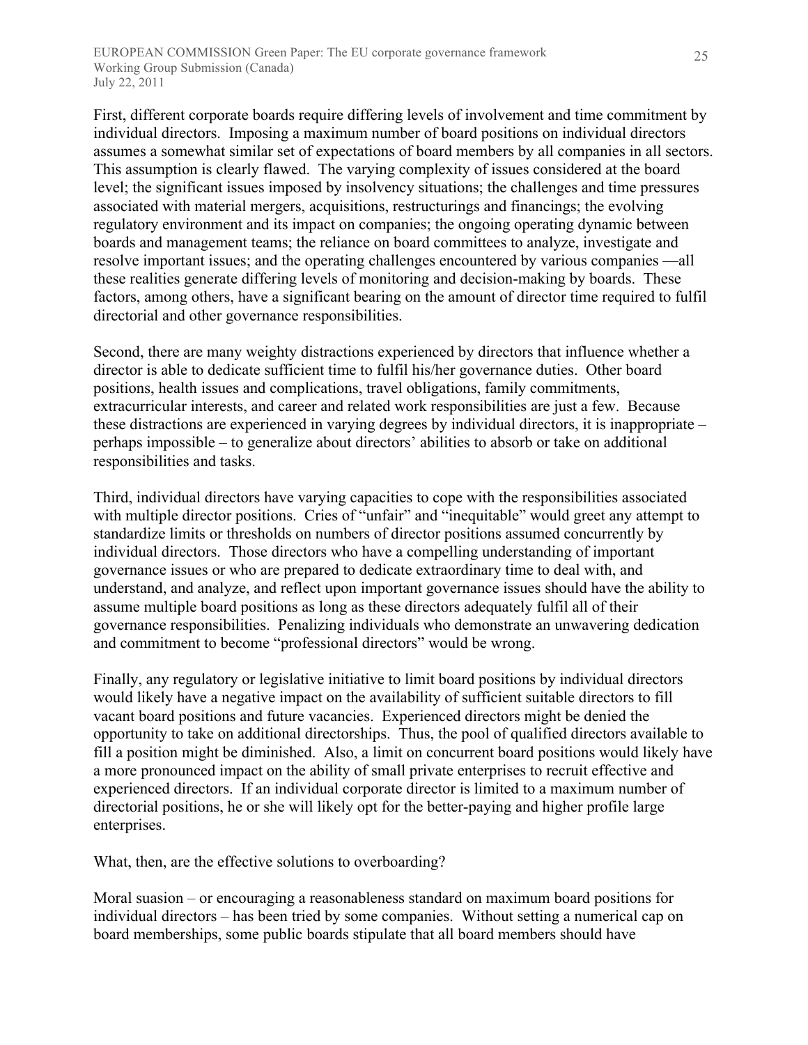First, different corporate boards require differing levels of involvement and time commitment by individual directors. Imposing a maximum number of board positions on individual directors assumes a somewhat similar set of expectations of board members by all companies in all sectors. This assumption is clearly flawed. The varying complexity of issues considered at the board level; the significant issues imposed by insolvency situations; the challenges and time pressures associated with material mergers, acquisitions, restructurings and financings; the evolving regulatory environment and its impact on companies; the ongoing operating dynamic between boards and management teams; the reliance on board committees to analyze, investigate and resolve important issues; and the operating challenges encountered by various companies —all these realities generate differing levels of monitoring and decision-making by boards. These factors, among others, have a significant bearing on the amount of director time required to fulfil directorial and other governance responsibilities.

Second, there are many weighty distractions experienced by directors that influence whether a director is able to dedicate sufficient time to fulfil his/her governance duties. Other board positions, health issues and complications, travel obligations, family commitments, extracurricular interests, and career and related work responsibilities are just a few. Because these distractions are experienced in varying degrees by individual directors, it is inappropriate – perhaps impossible – to generalize about directors' abilities to absorb or take on additional responsibilities and tasks.

Third, individual directors have varying capacities to cope with the responsibilities associated with multiple director positions. Cries of "unfair" and "inequitable" would greet any attempt to standardize limits or thresholds on numbers of director positions assumed concurrently by individual directors. Those directors who have a compelling understanding of important governance issues or who are prepared to dedicate extraordinary time to deal with, and understand, and analyze, and reflect upon important governance issues should have the ability to assume multiple board positions as long as these directors adequately fulfil all of their governance responsibilities. Penalizing individuals who demonstrate an unwavering dedication and commitment to become "professional directors" would be wrong.

Finally, any regulatory or legislative initiative to limit board positions by individual directors would likely have a negative impact on the availability of sufficient suitable directors to fill vacant board positions and future vacancies. Experienced directors might be denied the opportunity to take on additional directorships. Thus, the pool of qualified directors available to fill a position might be diminished. Also, a limit on concurrent board positions would likely have a more pronounced impact on the ability of small private enterprises to recruit effective and experienced directors. If an individual corporate director is limited to a maximum number of directorial positions, he or she will likely opt for the better-paying and higher profile large enterprises.

What, then, are the effective solutions to overboarding?

Moral suasion – or encouraging a reasonableness standard on maximum board positions for individual directors – has been tried by some companies. Without setting a numerical cap on board memberships, some public boards stipulate that all board members should have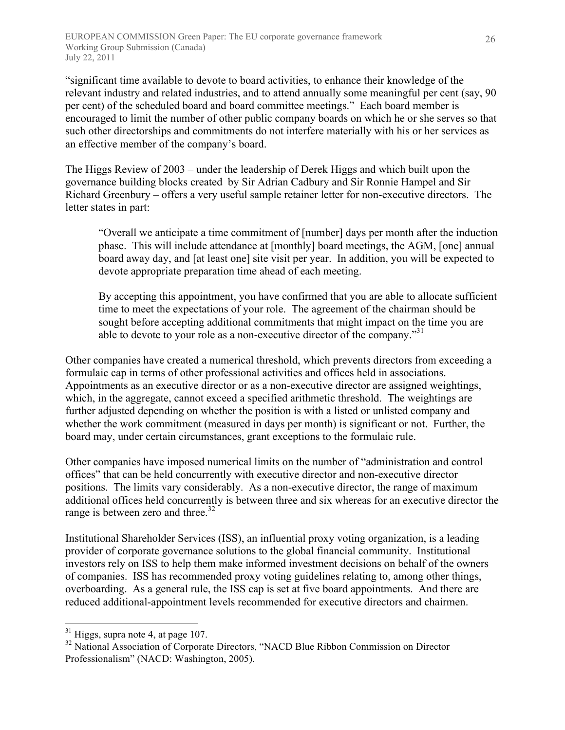"significant time available to devote to board activities, to enhance their knowledge of the relevant industry and related industries, and to attend annually some meaningful per cent (say, 90 per cent) of the scheduled board and board committee meetings." Each board member is encouraged to limit the number of other public company boards on which he or she serves so that such other directorships and commitments do not interfere materially with his or her services as an effective member of the company's board.

The Higgs Review of 2003 – under the leadership of Derek Higgs and which built upon the governance building blocks created by Sir Adrian Cadbury and Sir Ronnie Hampel and Sir Richard Greenbury – offers a very useful sample retainer letter for non-executive directors. The letter states in part:

> "Overall we anticipate a time commitment of [number] days per month after the induction phase. This will include attendance at [monthly] board meetings, the AGM, [one] annual board away day, and [at least one] site visit per year. In addition, you will be expected to devote appropriate preparation time ahead of each meeting.
>
> By accepting this appointment, you have confirmed that you are able to allocate sufficient time to meet the expectations of your role. The agreement of the chairman should be sought before accepting additional commitments that might impact on the time you are able to devote to your role as a non-executive director of the company."[31]

Other companies have created a numerical threshold, which prevents directors from exceeding a formulaic cap in terms of other professional activities and offices held in associations. Appointments as an executive director or as a non-executive director are assigned weightings, which, in the aggregate, cannot exceed a specified arithmetic threshold. The weightings are further adjusted depending on whether the position is with a listed or unlisted company and whether the work commitment (measured in days per month) is significant or not. Further, the board may, under certain circumstances, grant exceptions to the formulaic rule.

Other companies have imposed numerical limits on the number of "administration and control offices" that can be held concurrently with executive director and non-executive director positions. The limits vary considerably. As a non-executive director, the range of maximum additional offices held concurrently is between three and six whereas for an executive director the range is between zero and three.[32]

Institutional Shareholder Services (ISS), an influential proxy voting organization, is a leading provider of corporate governance solutions to the global financial community. Institutional investors rely on ISS to help them make informed investment decisions on behalf of the owners of companies. ISS has recommended proxy voting guidelines relating to, among other things, overboarding. As a general rule, the ISS cap is set at five board appointments. And there are reduced additional-appointment levels recommended for executive directors and chairmen.

---

[31] Higgs, supra note 4, at page 107.

[32] National Association of Corporate Directors, "NACD Blue Ribbon Commission on Director Professionalism" (NACD: Washington, 2005).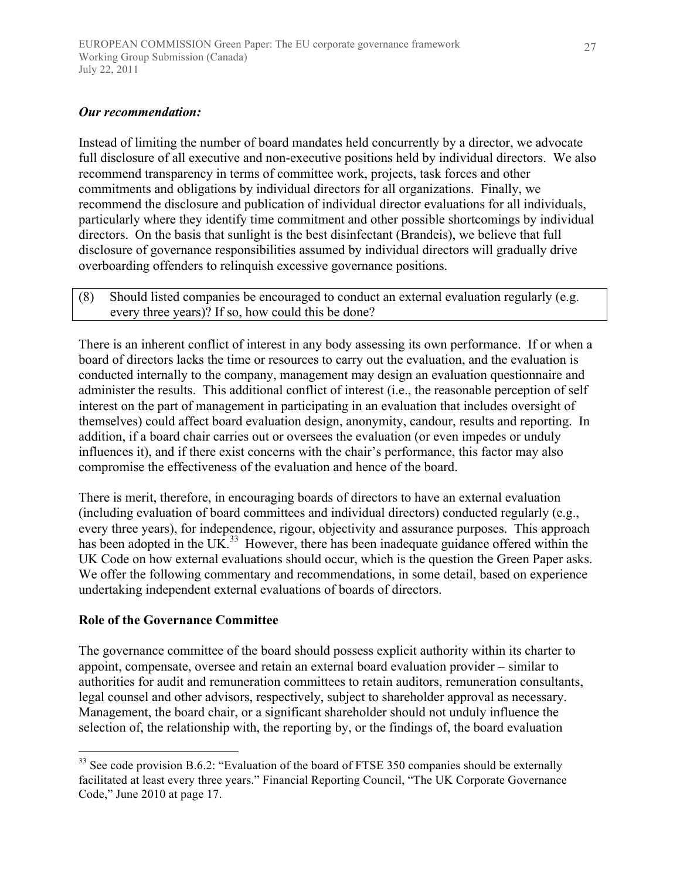***Our recommendation:***

Instead of limiting the number of board mandates held concurrently by a director, we advocate full disclosure of all executive and non-executive positions held by individual directors. We also recommend transparency in terms of committee work, projects, task forces and other commitments and obligations by individual directors for all organizations. Finally, we recommend the disclosure and publication of individual director evaluations for all individuals, particularly where they identify time commitment and other possible shortcomings by individual directors. On the basis that sunlight is the best disinfectant (Brandeis), we believe that full disclosure of governance responsibilities assumed by individual directors will gradually drive overboarding offenders to relinquish excessive governance positions.

| (8) Should listed companies be encouraged to conduct an external evaluation regularly (e.g. every three years)? If so, how could this be done? |
|---|

There is an inherent conflict of interest in any body assessing its own performance. If or when a board of directors lacks the time or resources to carry out the evaluation, and the evaluation is conducted internally to the company, management may design an evaluation questionnaire and administer the results. This additional conflict of interest (i.e., the reasonable perception of self interest on the part of management in participating in an evaluation that includes oversight of themselves) could affect board evaluation design, anonymity, candour, results and reporting. In addition, if a board chair carries out or oversees the evaluation (or even impedes or unduly influences it), and if there exist concerns with the chair's performance, this factor may also compromise the effectiveness of the evaluation and hence of the board.

There is merit, therefore, in encouraging boards of directors to have an external evaluation (including evaluation of board committees and individual directors) conducted regularly (e.g., every three years), for independence, rigour, objectivity and assurance purposes. This approach has been adopted in the UK.[33] However, there has been inadequate guidance offered within the UK Code on how external evaluations should occur, which is the question the Green Paper asks. We offer the following commentary and recommendations, in some detail, based on experience undertaking independent external evaluations of boards of directors.

**Role of the Governance Committee**

The governance committee of the board should possess explicit authority within its charter to appoint, compensate, oversee and retain an external board evaluation provider – similar to authorities for audit and remuneration committees to retain auditors, remuneration consultants, legal counsel and other advisors, respectively, subject to shareholder approval as necessary. Management, the board chair, or a significant shareholder should not unduly influence the selection of, the relationship with, the reporting by, or the findings of, the board evaluation

---

[33] See code provision B.6.2: "Evaluation of the board of FTSE 350 companies should be externally facilitated at least every three years." Financial Reporting Council, "The UK Corporate Governance Code," June 2010 at page 17.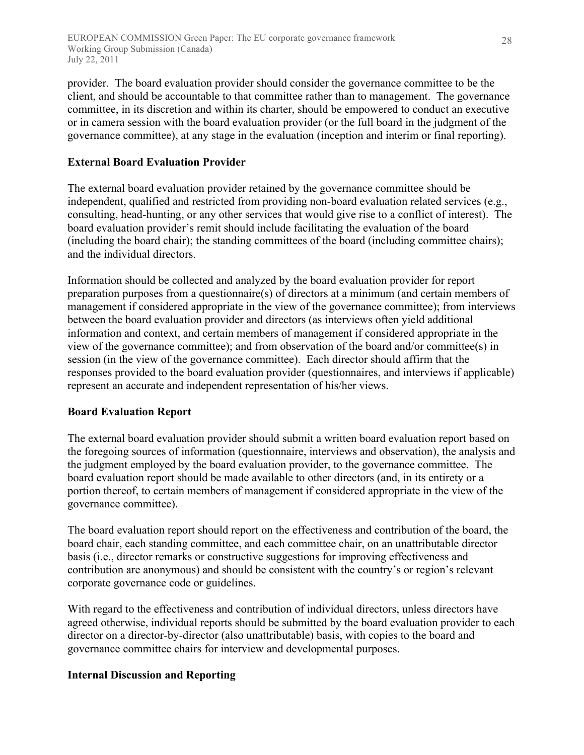provider. The board evaluation provider should consider the governance committee to be the client, and should be accountable to that committee rather than to management. The governance committee, in its discretion and within its charter, should be empowered to conduct an executive or in camera session with the board evaluation provider (or the full board in the judgment of the governance committee), at any stage in the evaluation (inception and interim or final reporting).

**External Board Evaluation Provider**

The external board evaluation provider retained by the governance committee should be independent, qualified and restricted from providing non-board evaluation related services (e.g., consulting, head-hunting, or any other services that would give rise to a conflict of interest). The board evaluation provider's remit should include facilitating the evaluation of the board (including the board chair); the standing committees of the board (including committee chairs); and the individual directors.

Information should be collected and analyzed by the board evaluation provider for report preparation purposes from a questionnaire(s) of directors at a minimum (and certain members of management if considered appropriate in the view of the governance committee); from interviews between the board evaluation provider and directors (as interviews often yield additional information and context, and certain members of management if considered appropriate in the view of the governance committee); and from observation of the board and/or committee(s) in session (in the view of the governance committee). Each director should affirm that the responses provided to the board evaluation provider (questionnaires, and interviews if applicable) represent an accurate and independent representation of his/her views.

**Board Evaluation Report**

The external board evaluation provider should submit a written board evaluation report based on the foregoing sources of information (questionnaire, interviews and observation), the analysis and the judgment employed by the board evaluation provider, to the governance committee. The board evaluation report should be made available to other directors (and, in its entirety or a portion thereof, to certain members of management if considered appropriate in the view of the governance committee).

The board evaluation report should report on the effectiveness and contribution of the board, the board chair, each standing committee, and each committee chair, on an unattributable director basis (i.e., director remarks or constructive suggestions for improving effectiveness and contribution are anonymous) and should be consistent with the country's or region's relevant corporate governance code or guidelines.

With regard to the effectiveness and contribution of individual directors, unless directors have agreed otherwise, individual reports should be submitted by the board evaluation provider to each director on a director-by-director (also unattributable) basis, with copies to the board and governance committee chairs for interview and developmental purposes.

**Internal Discussion and Reporting**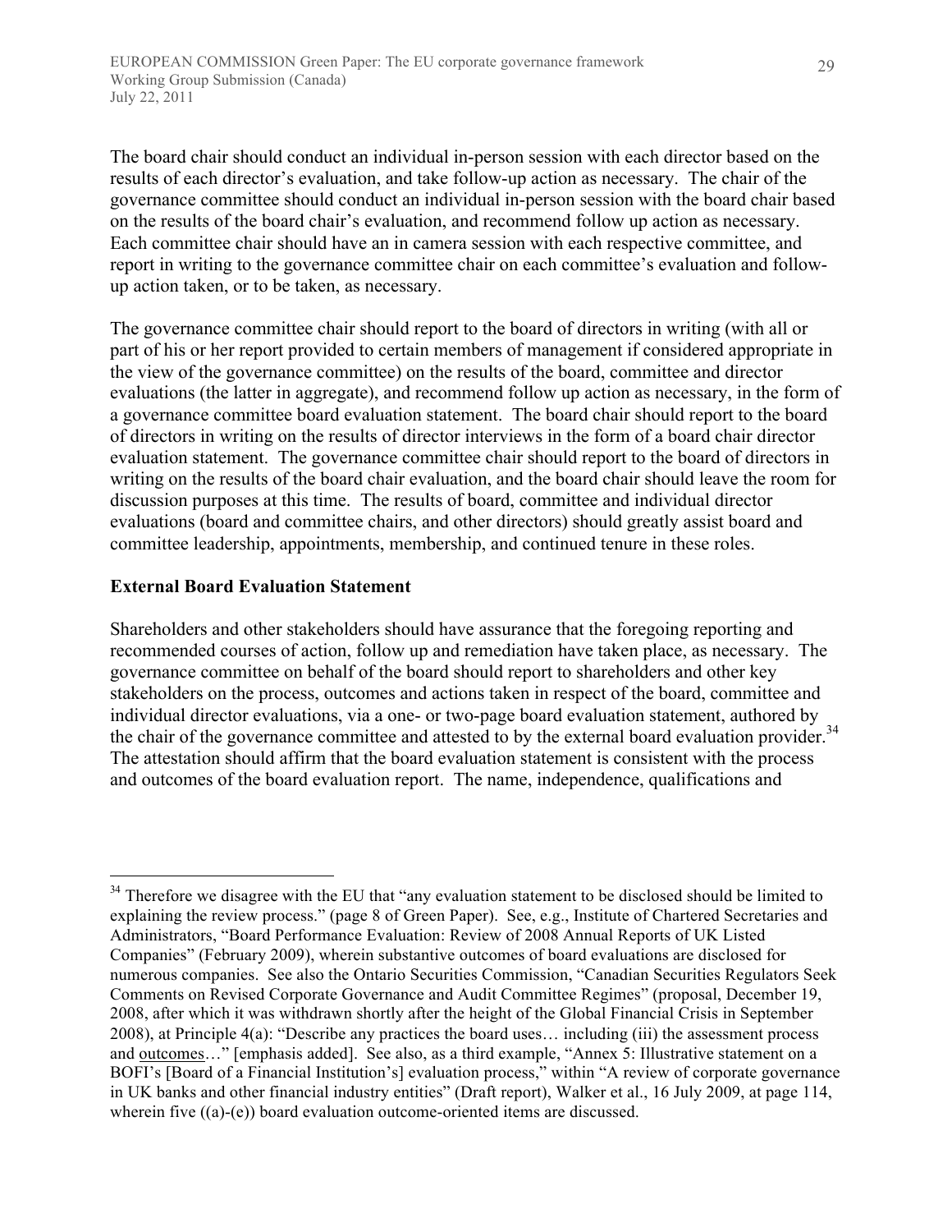The board chair should conduct an individual in-person session with each director based on the results of each director's evaluation, and take follow-up action as necessary. The chair of the governance committee should conduct an individual in-person session with the board chair based on the results of the board chair's evaluation, and recommend follow up action as necessary. Each committee chair should have an in camera session with each respective committee, and report in writing to the governance committee chair on each committee's evaluation and follow-up action taken, or to be taken, as necessary.

The governance committee chair should report to the board of directors in writing (with all or part of his or her report provided to certain members of management if considered appropriate in the view of the governance committee) on the results of the board, committee and director evaluations (the latter in aggregate), and recommend follow up action as necessary, in the form of a governance committee board evaluation statement. The board chair should report to the board of directors in writing on the results of director interviews in the form of a board chair director evaluation statement. The governance committee chair should report to the board of directors in writing on the results of the board chair evaluation, and the board chair should leave the room for discussion purposes at this time. The results of board, committee and individual director evaluations (board and committee chairs, and other directors) should greatly assist board and committee leadership, appointments, membership, and continued tenure in these roles.

**External Board Evaluation Statement**

Shareholders and other stakeholders should have assurance that the foregoing reporting and recommended courses of action, follow up and remediation have taken place, as necessary. The governance committee on behalf of the board should report to shareholders and other key stakeholders on the process, outcomes and actions taken in respect of the board, committee and individual director evaluations, via a one- or two-page board evaluation statement, authored by the chair of the governance committee and attested to by the external board evaluation provider.[34] The attestation should affirm that the board evaluation statement is consistent with the process and outcomes of the board evaluation report. The name, independence, qualifications and

---

[34] Therefore we disagree with the EU that "any evaluation statement to be disclosed should be limited to explaining the review process." (page 8 of Green Paper). See, e.g., Institute of Chartered Secretaries and Administrators, "Board Performance Evaluation: Review of 2008 Annual Reports of UK Listed Companies" (February 2009), wherein substantive outcomes of board evaluations are disclosed for numerous companies. See also the Ontario Securities Commission, "Canadian Securities Regulators Seek Comments on Revised Corporate Governance and Audit Committee Regimes" (proposal, December 19, 2008, after which it was withdrawn shortly after the height of the Global Financial Crisis in September 2008), at Principle 4(a): "Describe any practices the board uses… including (iii) the assessment process and outcomes…" [emphasis added]. See also, as a third example, "Annex 5: Illustrative statement on a BOFI's [Board of a Financial Institution's] evaluation process," within "A review of corporate governance in UK banks and other financial industry entities" (Draft report), Walker et al., 16 July 2009, at page 114, wherein five ((a)-(e)) board evaluation outcome-oriented items are discussed.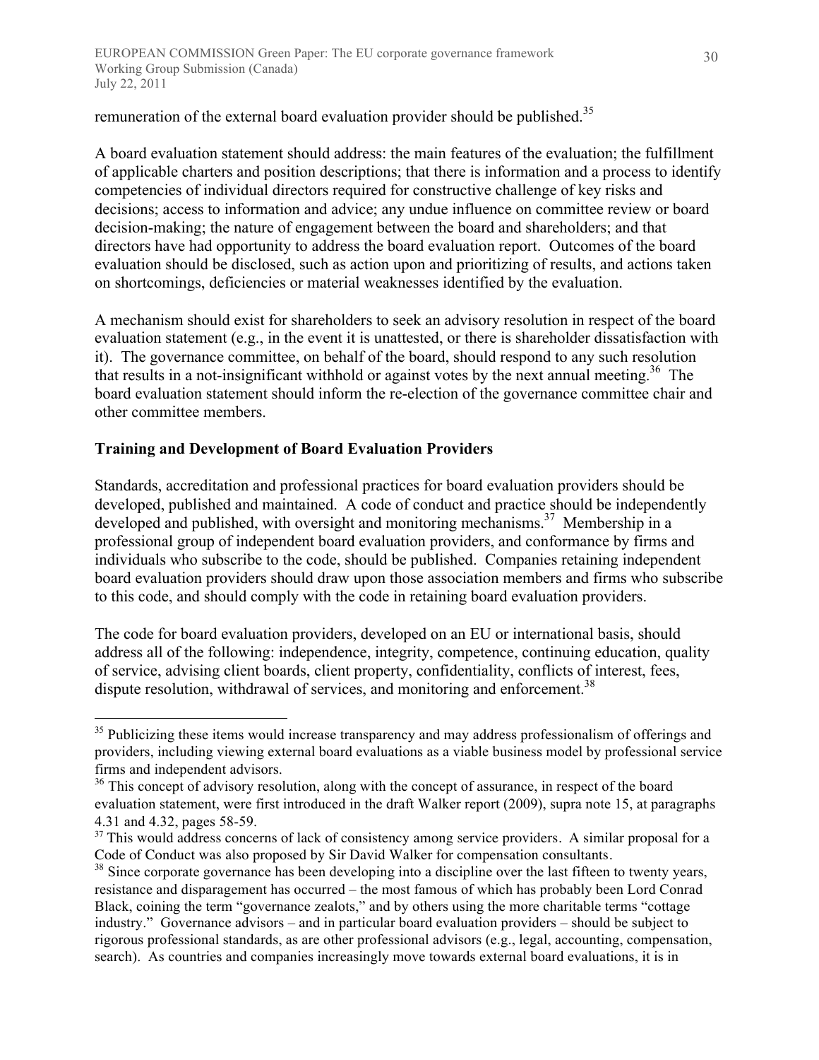remuneration of the external board evaluation provider should be published.[35]

A board evaluation statement should address: the main features of the evaluation; the fulfillment of applicable charters and position descriptions; that there is information and a process to identify competencies of individual directors required for constructive challenge of key risks and decisions; access to information and advice; any undue influence on committee review or board decision-making; the nature of engagement between the board and shareholders; and that directors have had opportunity to address the board evaluation report. Outcomes of the board evaluation should be disclosed, such as action upon and prioritizing of results, and actions taken on shortcomings, deficiencies or material weaknesses identified by the evaluation.

A mechanism should exist for shareholders to seek an advisory resolution in respect of the board evaluation statement (e.g., in the event it is unattested, or there is shareholder dissatisfaction with it). The governance committee, on behalf of the board, should respond to any such resolution that results in a not-insignificant withhold or against votes by the next annual meeting.[36] The board evaluation statement should inform the re-election of the governance committee chair and other committee members.

**Training and Development of Board Evaluation Providers**

Standards, accreditation and professional practices for board evaluation providers should be developed, published and maintained. A code of conduct and practice should be independently developed and published, with oversight and monitoring mechanisms.[37] Membership in a professional group of independent board evaluation providers, and conformance by firms and individuals who subscribe to the code, should be published. Companies retaining independent board evaluation providers should draw upon those association members and firms who subscribe to this code, and should comply with the code in retaining board evaluation providers.

The code for board evaluation providers, developed on an EU or international basis, should address all of the following: independence, integrity, competence, continuing education, quality of service, advising client boards, client property, confidentiality, conflicts of interest, fees, dispute resolution, withdrawal of services, and monitoring and enforcement.[38]

---

[35] Publicizing these items would increase transparency and may address professionalism of offerings and providers, including viewing external board evaluations as a viable business model by professional service firms and independent advisors.

[36] This concept of advisory resolution, along with the concept of assurance, in respect of the board evaluation statement, were first introduced in the draft Walker report (2009), supra note 15, at paragraphs 4.31 and 4.32, pages 58-59.

[37] This would address concerns of lack of consistency among service providers. A similar proposal for a Code of Conduct was also proposed by Sir David Walker for compensation consultants.

[38] Since corporate governance has been developing into a discipline over the last fifteen to twenty years, resistance and disparagement has occurred – the most famous of which has probably been Lord Conrad Black, coining the term "governance zealots," and by others using the more charitable terms "cottage industry." Governance advisors – and in particular board evaluation providers – should be subject to rigorous professional standards, as are other professional advisors (e.g., legal, accounting, compensation, search). As countries and companies increasingly move towards external board evaluations, it is in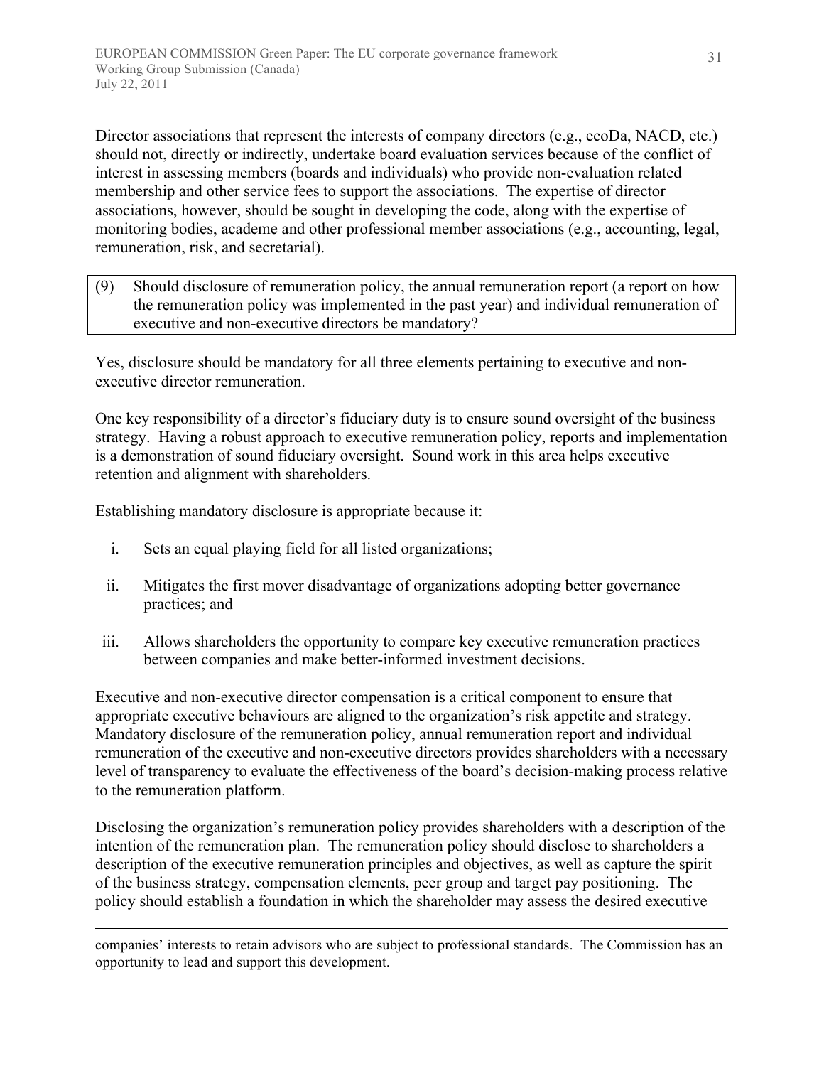Director associations that represent the interests of company directors (e.g., ecoDa, NACD, etc.) should not, directly or indirectly, undertake board evaluation services because of the conflict of interest in assessing members (boards and individuals) who provide non-evaluation related membership and other service fees to support the associations. The expertise of director associations, however, should be sought in developing the code, along with the expertise of monitoring bodies, academe and other professional member associations (e.g., accounting, legal, remuneration, risk, and secretarial).

> (9) Should disclosure of remuneration policy, the annual remuneration report (a report on how the remuneration policy was implemented in the past year) and individual remuneration of executive and non-executive directors be mandatory?

Yes, disclosure should be mandatory for all three elements pertaining to executive and non-executive director remuneration.

One key responsibility of a director's fiduciary duty is to ensure sound oversight of the business strategy. Having a robust approach to executive remuneration policy, reports and implementation is a demonstration of sound fiduciary oversight. Sound work in this area helps executive retention and alignment with shareholders.

Establishing mandatory disclosure is appropriate because it:

i. Sets an equal playing field for all listed organizations;

ii. Mitigates the first mover disadvantage of organizations adopting better governance practices; and

iii. Allows shareholders the opportunity to compare key executive remuneration practices between companies and make better-informed investment decisions.

Executive and non-executive director compensation is a critical component to ensure that appropriate executive behaviours are aligned to the organization's risk appetite and strategy. Mandatory disclosure of the remuneration policy, annual remuneration report and individual remuneration of the executive and non-executive directors provides shareholders with a necessary level of transparency to evaluate the effectiveness of the board's decision-making process relative to the remuneration platform.

Disclosing the organization's remuneration policy provides shareholders with a description of the intention of the remuneration plan. The remuneration policy should disclose to shareholders a description of the executive remuneration principles and objectives, as well as capture the spirit of the business strategy, compensation elements, peer group and target pay positioning. The policy should establish a foundation in which the shareholder may assess the desired executive

---

companies' interests to retain advisors who are subject to professional standards. The Commission has an opportunity to lead and support this development.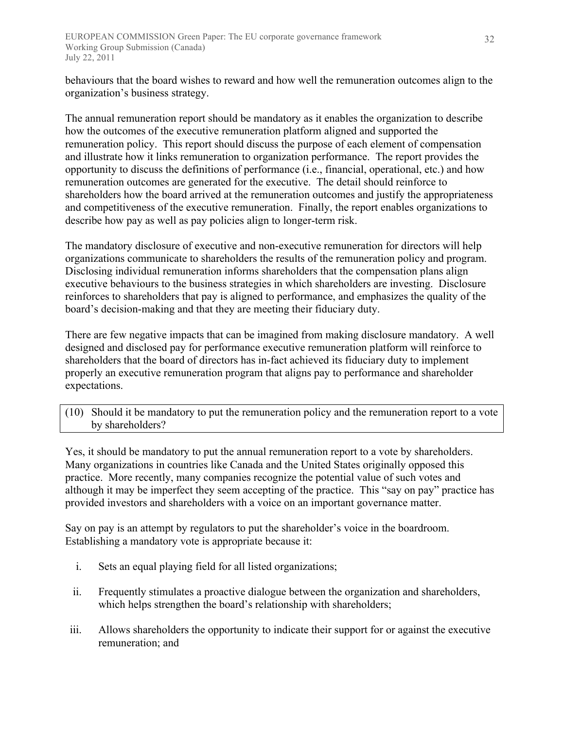behaviours that the board wishes to reward and how well the remuneration outcomes align to the organization's business strategy.

The annual remuneration report should be mandatory as it enables the organization to describe how the outcomes of the executive remuneration platform aligned and supported the remuneration policy. This report should discuss the purpose of each element of compensation and illustrate how it links remuneration to organization performance. The report provides the opportunity to discuss the definitions of performance (i.e., financial, operational, etc.) and how remuneration outcomes are generated for the executive. The detail should reinforce to shareholders how the board arrived at the remuneration outcomes and justify the appropriateness and competitiveness of the executive remuneration. Finally, the report enables organizations to describe how pay as well as pay policies align to longer-term risk.

The mandatory disclosure of executive and non-executive remuneration for directors will help organizations communicate to shareholders the results of the remuneration policy and program. Disclosing individual remuneration informs shareholders that the compensation plans align executive behaviours to the business strategies in which shareholders are investing. Disclosure reinforces to shareholders that pay is aligned to performance, and emphasizes the quality of the board's decision-making and that they are meeting their fiduciary duty.

There are few negative impacts that can be imagined from making disclosure mandatory. A well designed and disclosed pay for performance executive remuneration platform will reinforce to shareholders that the board of directors has in-fact achieved its fiduciary duty to implement properly an executive remuneration program that aligns pay to performance and shareholder expectations.

(10) Should it be mandatory to put the remuneration policy and the remuneration report to a vote by shareholders?

Yes, it should be mandatory to put the annual remuneration report to a vote by shareholders. Many organizations in countries like Canada and the United States originally opposed this practice. More recently, many companies recognize the potential value of such votes and although it may be imperfect they seem accepting of the practice. This "say on pay" practice has provided investors and shareholders with a voice on an important governance matter.

Say on pay is an attempt by regulators to put the shareholder's voice in the boardroom. Establishing a mandatory vote is appropriate because it:

i. Sets an equal playing field for all listed organizations;

ii. Frequently stimulates a proactive dialogue between the organization and shareholders, which helps strengthen the board's relationship with shareholders;

iii. Allows shareholders the opportunity to indicate their support for or against the executive remuneration; and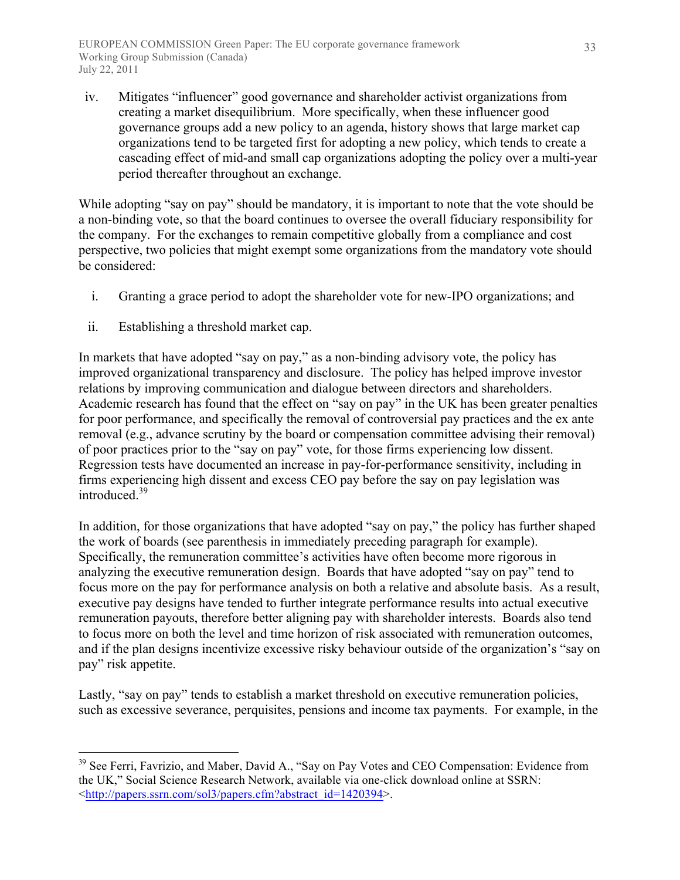iv. Mitigates "influencer" good governance and shareholder activist organizations from creating a market disequilibrium. More specifically, when these influencer good governance groups add a new policy to an agenda, history shows that large market cap organizations tend to be targeted first for adopting a new policy, which tends to create a cascading effect of mid-and small cap organizations adopting the policy over a multi-year period thereafter throughout an exchange.

While adopting "say on pay" should be mandatory, it is important to note that the vote should be a non-binding vote, so that the board continues to oversee the overall fiduciary responsibility for the company. For the exchanges to remain competitive globally from a compliance and cost perspective, two policies that might exempt some organizations from the mandatory vote should be considered:

i. Granting a grace period to adopt the shareholder vote for new-IPO organizations; and

ii. Establishing a threshold market cap.

In markets that have adopted "say on pay," as a non-binding advisory vote, the policy has improved organizational transparency and disclosure. The policy has helped improve investor relations by improving communication and dialogue between directors and shareholders. Academic research has found that the effect on "say on pay" in the UK has been greater penalties for poor performance, and specifically the removal of controversial pay practices and the ex ante removal (e.g., advance scrutiny by the board or compensation committee advising their removal) of poor practices prior to the "say on pay" vote, for those firms experiencing low dissent. Regression tests have documented an increase in pay-for-performance sensitivity, including in firms experiencing high dissent and excess CEO pay before the say on pay legislation was introduced.[39]

In addition, for those organizations that have adopted "say on pay," the policy has further shaped the work of boards (see parenthesis in immediately preceding paragraph for example). Specifically, the remuneration committee's activities have often become more rigorous in analyzing the executive remuneration design. Boards that have adopted "say on pay" tend to focus more on the pay for performance analysis on both a relative and absolute basis. As a result, executive pay designs have tended to further integrate performance results into actual executive remuneration payouts, therefore better aligning pay with shareholder interests. Boards also tend to focus more on both the level and time horizon of risk associated with remuneration outcomes, and if the plan designs incentivize excessive risky behaviour outside of the organization's "say on pay" risk appetite.

Lastly, "say on pay" tends to establish a market threshold on executive remuneration policies, such as excessive severance, perquisites, pensions and income tax payments. For example, in the

---

[39] See Ferri, Favrizio, and Maber, David A., "Say on Pay Votes and CEO Compensation: Evidence from the UK," Social Science Research Network, available via one-click download online at SSRN: <http://papers.ssrn.com/sol3/papers.cfm?abstract_id=1420394>.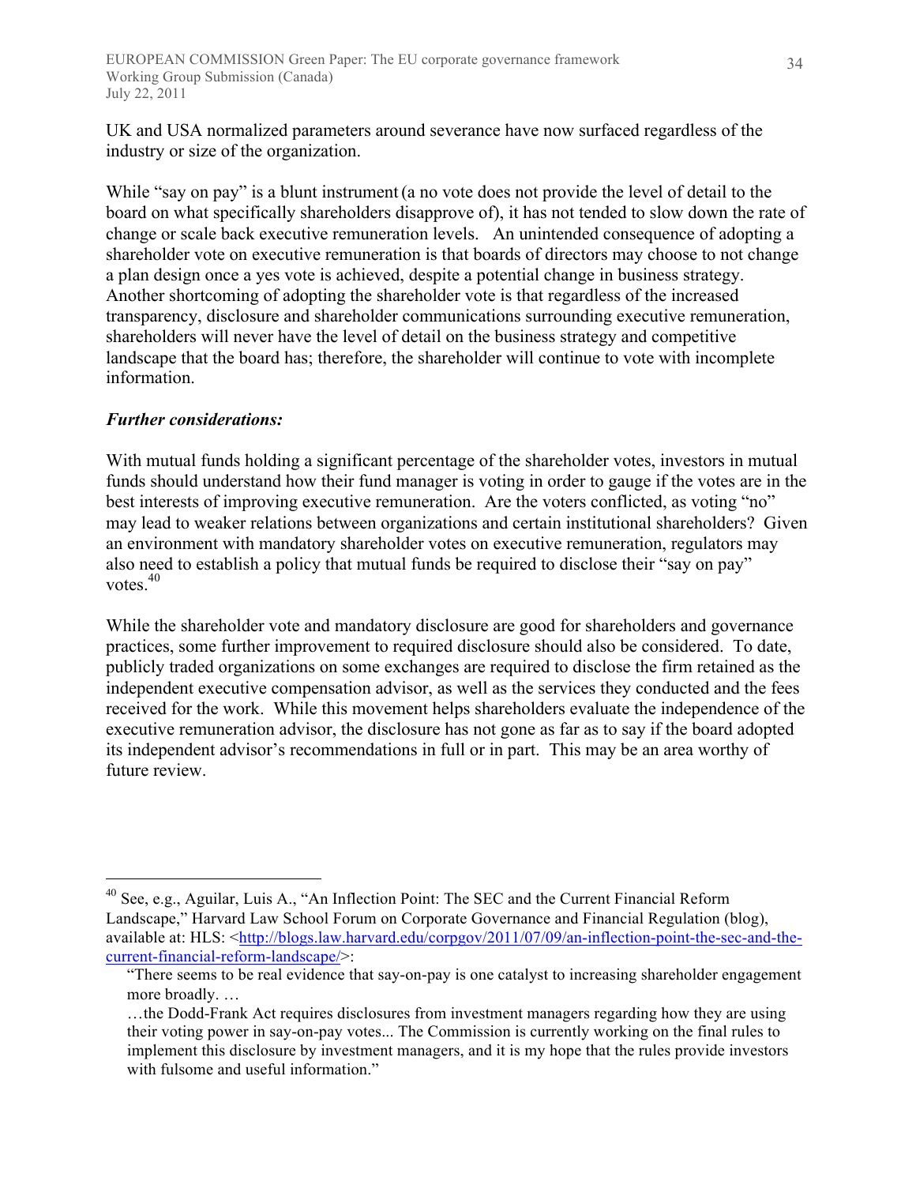UK and USA normalized parameters around severance have now surfaced regardless of the industry or size of the organization.

While "say on pay" is a blunt instrument (a no vote does not provide the level of detail to the board on what specifically shareholders disapprove of), it has not tended to slow down the rate of change or scale back executive remuneration levels. An unintended consequence of adopting a shareholder vote on executive remuneration is that boards of directors may choose to not change a plan design once a yes vote is achieved, despite a potential change in business strategy. Another shortcoming of adopting the shareholder vote is that regardless of the increased transparency, disclosure and shareholder communications surrounding executive remuneration, shareholders will never have the level of detail on the business strategy and competitive landscape that the board has; therefore, the shareholder will continue to vote with incomplete information.

***Further considerations:***

With mutual funds holding a significant percentage of the shareholder votes, investors in mutual funds should understand how their fund manager is voting in order to gauge if the votes are in the best interests of improving executive remuneration. Are the voters conflicted, as voting "no" may lead to weaker relations between organizations and certain institutional shareholders? Given an environment with mandatory shareholder votes on executive remuneration, regulators may also need to establish a policy that mutual funds be required to disclose their "say on pay" votes.[40]

While the shareholder vote and mandatory disclosure are good for shareholders and governance practices, some further improvement to required disclosure should also be considered. To date, publicly traded organizations on some exchanges are required to disclose the firm retained as the independent executive compensation advisor, as well as the services they conducted and the fees received for the work. While this movement helps shareholders evaluate the independence of the executive remuneration advisor, the disclosure has not gone as far as to say if the board adopted its independent advisor's recommendations in full or in part. This may be an area worthy of future review.

---

[40] See, e.g., Aguilar, Luis A., "An Inflection Point: The SEC and the Current Financial Reform Landscape," Harvard Law School Forum on Corporate Governance and Financial Regulation (blog), available at: HLS: <http://blogs.law.harvard.edu/corpgov/2011/07/09/an-inflection-point-the-sec-and-the-current-financial-reform-landscape/>:

> "There seems to be real evidence that say-on-pay is one catalyst to increasing shareholder engagement more broadly. …
>
> …the Dodd-Frank Act requires disclosures from investment managers regarding how they are using their voting power in say-on-pay votes... The Commission is currently working on the final rules to implement this disclosure by investment managers, and it is my hope that the rules provide investors with fulsome and useful information."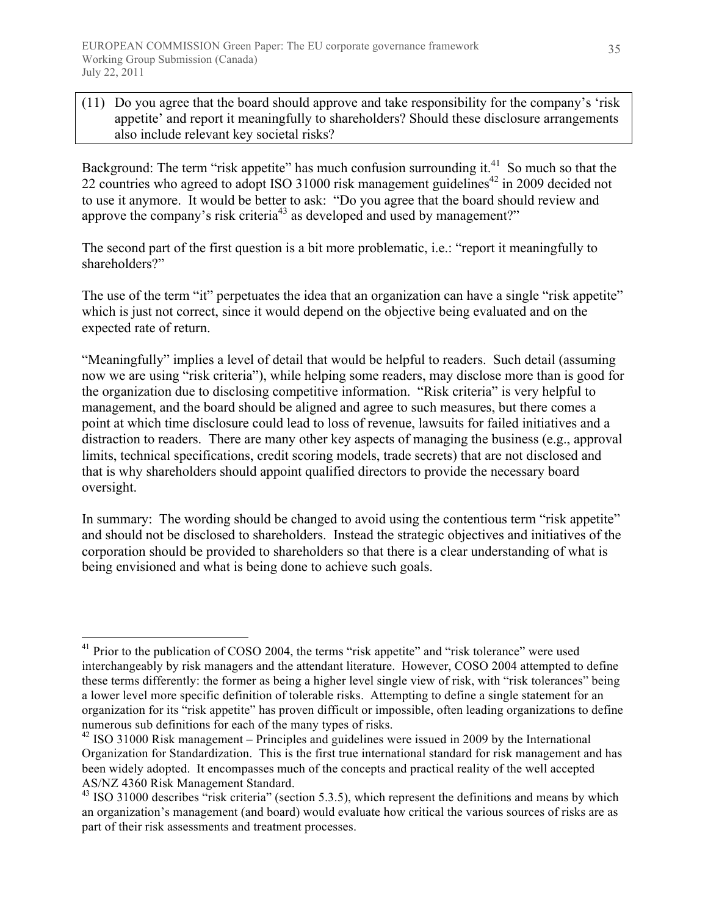(11) Do you agree that the board should approve and take responsibility for the company's 'risk appetite' and report it meaningfully to shareholders? Should these disclosure arrangements also include relevant key societal risks?

Background: The term "risk appetite" has much confusion surrounding it.[41] So much so that the 22 countries who agreed to adopt ISO 31000 risk management guidelines[42] in 2009 decided not to use it anymore. It would be better to ask: "Do you agree that the board should review and approve the company's risk criteria[43] as developed and used by management?"

The second part of the first question is a bit more problematic, i.e.: "report it meaningfully to shareholders?"

The use of the term "it" perpetuates the idea that an organization can have a single "risk appetite" which is just not correct, since it would depend on the objective being evaluated and on the expected rate of return.

"Meaningfully" implies a level of detail that would be helpful to readers. Such detail (assuming now we are using "risk criteria"), while helping some readers, may disclose more than is good for the organization due to disclosing competitive information. "Risk criteria" is very helpful to management, and the board should be aligned and agree to such measures, but there comes a point at which time disclosure could lead to loss of revenue, lawsuits for failed initiatives and a distraction to readers. There are many other key aspects of managing the business (e.g., approval limits, technical specifications, credit scoring models, trade secrets) that are not disclosed and that is why shareholders should appoint qualified directors to provide the necessary board oversight.

In summary: The wording should be changed to avoid using the contentious term "risk appetite" and should not be disclosed to shareholders. Instead the strategic objectives and initiatives of the corporation should be provided to shareholders so that there is a clear understanding of what is being envisioned and what is being done to achieve such goals.

---

[41] Prior to the publication of COSO 2004, the terms "risk appetite" and "risk tolerance" were used interchangeably by risk managers and the attendant literature. However, COSO 2004 attempted to define these terms differently: the former as being a higher level single view of risk, with "risk tolerances" being a lower level more specific definition of tolerable risks. Attempting to define a single statement for an organization for its "risk appetite" has proven difficult or impossible, often leading organizations to define numerous sub definitions for each of the many types of risks.

[42] ISO 31000 Risk management – Principles and guidelines were issued in 2009 by the International Organization for Standardization. This is the first true international standard for risk management and has been widely adopted. It encompasses much of the concepts and practical reality of the well accepted AS/NZ 4360 Risk Management Standard.

[43] ISO 31000 describes "risk criteria" (section 5.3.5), which represent the definitions and means by which an organization's management (and board) would evaluate how critical the various sources of risks are as part of their risk assessments and treatment processes.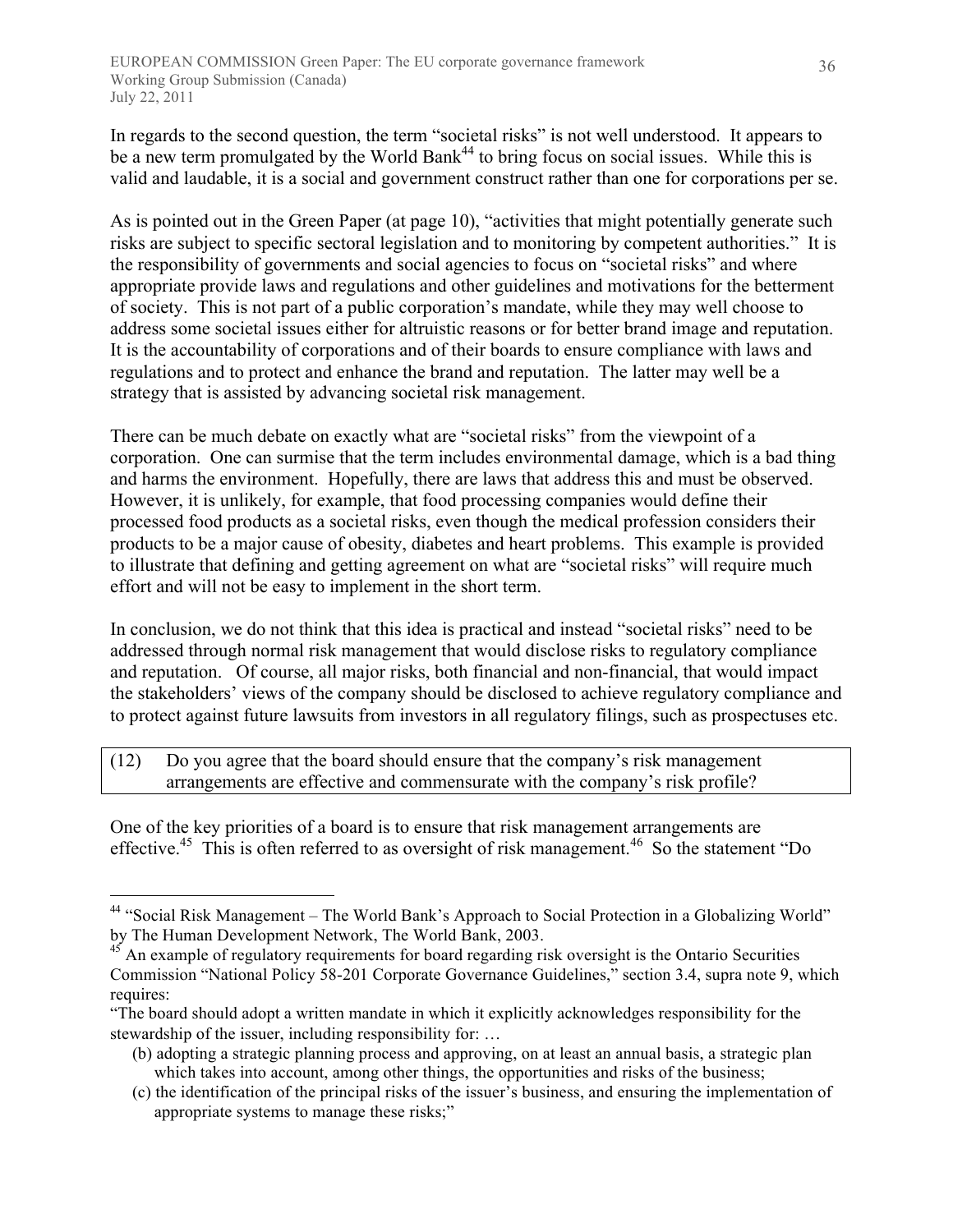In regards to the second question, the term "societal risks" is not well understood. It appears to be a new term promulgated by the World Bank[44] to bring focus on social issues. While this is valid and laudable, it is a social and government construct rather than one for corporations per se.

As is pointed out in the Green Paper (at page 10), "activities that might potentially generate such risks are subject to specific sectoral legislation and to monitoring by competent authorities." It is the responsibility of governments and social agencies to focus on "societal risks" and where appropriate provide laws and regulations and other guidelines and motivations for the betterment of society. This is not part of a public corporation's mandate, while they may well choose to address some societal issues either for altruistic reasons or for better brand image and reputation. It is the accountability of corporations and of their boards to ensure compliance with laws and regulations and to protect and enhance the brand and reputation. The latter may well be a strategy that is assisted by advancing societal risk management.

There can be much debate on exactly what are "societal risks" from the viewpoint of a corporation. One can surmise that the term includes environmental damage, which is a bad thing and harms the environment. Hopefully, there are laws that address this and must be observed. However, it is unlikely, for example, that food processing companies would define their processed food products as a societal risks, even though the medical profession considers their products to be a major cause of obesity, diabetes and heart problems. This example is provided to illustrate that defining and getting agreement on what are "societal risks" will require much effort and will not be easy to implement in the short term.

In conclusion, we do not think that this idea is practical and instead "societal risks" need to be addressed through normal risk management that would disclose risks to regulatory compliance and reputation. Of course, all major risks, both financial and non-financial, that would impact the stakeholders' views of the company should be disclosed to achieve regulatory compliance and to protect against future lawsuits from investors in all regulatory filings, such as prospectuses etc.

| (12) | Do you agree that the board should ensure that the company's risk management arrangements are effective and commensurate with the company's risk profile? |
|---|---|

One of the key priorities of a board is to ensure that risk management arrangements are effective.[45] This is often referred to as oversight of risk management.[46] So the statement "Do

---

[44] "Social Risk Management – The World Bank's Approach to Social Protection in a Globalizing World" by The Human Development Network, The World Bank, 2003.

[45] An example of regulatory requirements for board regarding risk oversight is the Ontario Securities Commission "National Policy 58-201 Corporate Governance Guidelines," section 3.4, supra note 9, which requires:

"The board should adopt a written mandate in which it explicitly acknowledges responsibility for the stewardship of the issuer, including responsibility for: …

(b) adopting a strategic planning process and approving, on at least an annual basis, a strategic plan which takes into account, among other things, the opportunities and risks of the business;

(c) the identification of the principal risks of the issuer's business, and ensuring the implementation of appropriate systems to manage these risks;"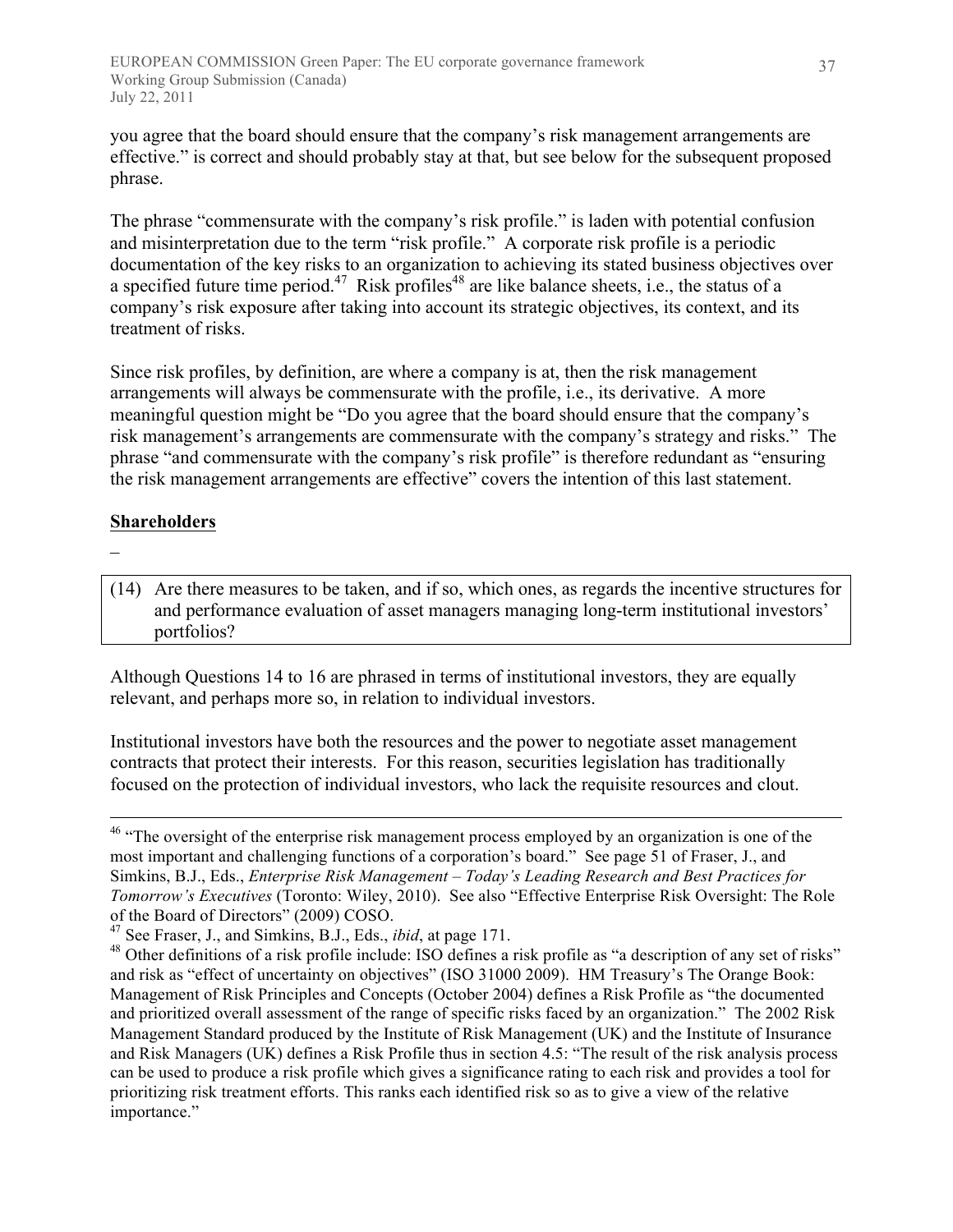you agree that the board should ensure that the company's risk management arrangements are effective." is correct and should probably stay at that, but see below for the subsequent proposed phrase.

The phrase "commensurate with the company's risk profile." is laden with potential confusion and misinterpretation due to the term "risk profile." A corporate risk profile is a periodic documentation of the key risks to an organization to achieving its stated business objectives over a specified future time period.[47] Risk profiles[48] are like balance sheets, i.e., the status of a company's risk exposure after taking into account its strategic objectives, its context, and its treatment of risks.

Since risk profiles, by definition, are where a company is at, then the risk management arrangements will always be commensurate with the profile, i.e., its derivative. A more meaningful question might be "Do you agree that the board should ensure that the company's risk management's arrangements are commensurate with the company's strategy and risks." The phrase "and commensurate with the company's risk profile" is therefore redundant as "ensuring the risk management arrangements are effective" covers the intention of this last statement.

## Shareholders

–

> (14) Are there measures to be taken, and if so, which ones, as regards the incentive structures for and performance evaluation of asset managers managing long-term institutional investors' portfolios?

Although Questions 14 to 16 are phrased in terms of institutional investors, they are equally relevant, and perhaps more so, in relation to individual investors.

Institutional investors have both the resources and the power to negotiate asset management contracts that protect their interests. For this reason, securities legislation has traditionally focused on the protection of individual investors, who lack the requisite resources and clout.

---

[46] "The oversight of the enterprise risk management process employed by an organization is one of the most important and challenging functions of a corporation's board." See page 51 of Fraser, J., and Simkins, B.J., Eds., *Enterprise Risk Management – Today's Leading Research and Best Practices for Tomorrow's Executives* (Toronto: Wiley, 2010). See also "Effective Enterprise Risk Oversight: The Role of the Board of Directors" (2009) COSO.

[47] See Fraser, J., and Simkins, B.J., Eds., *ibid*, at page 171.

[48] Other definitions of a risk profile include: ISO defines a risk profile as "a description of any set of risks" and risk as "effect of uncertainty on objectives" (ISO 31000 2009). HM Treasury's The Orange Book: Management of Risk Principles and Concepts (October 2004) defines a Risk Profile as "the documented and prioritized overall assessment of the range of specific risks faced by an organization." The 2002 Risk Management Standard produced by the Institute of Risk Management (UK) and the Institute of Insurance and Risk Managers (UK) defines a Risk Profile thus in section 4.5: "The result of the risk analysis process can be used to produce a risk profile which gives a significance rating to each risk and provides a tool for prioritizing risk treatment efforts. This ranks each identified risk so as to give a view of the relative importance."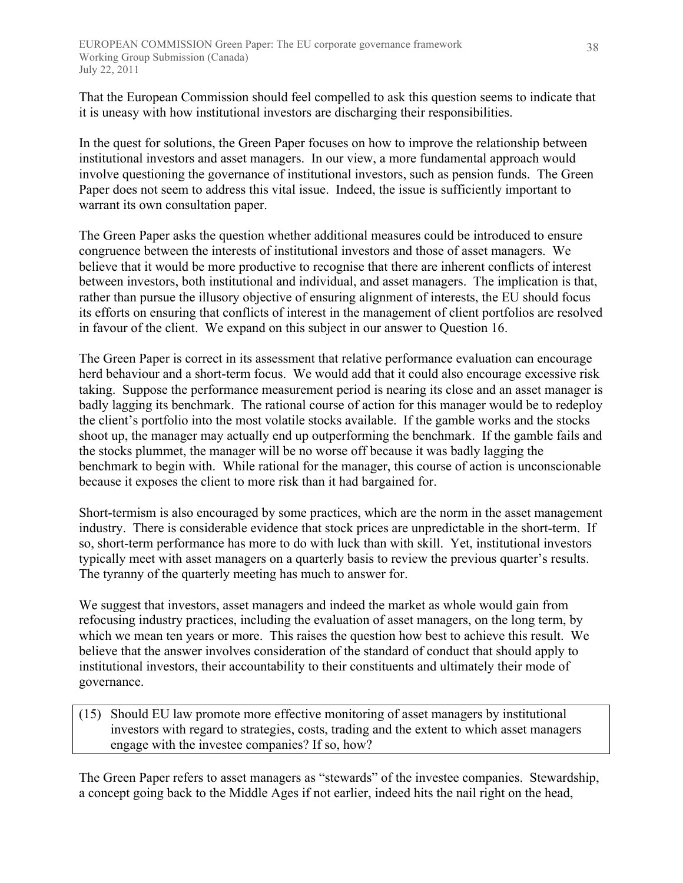That the European Commission should feel compelled to ask this question seems to indicate that it is uneasy with how institutional investors are discharging their responsibilities.

In the quest for solutions, the Green Paper focuses on how to improve the relationship between institutional investors and asset managers. In our view, a more fundamental approach would involve questioning the governance of institutional investors, such as pension funds. The Green Paper does not seem to address this vital issue. Indeed, the issue is sufficiently important to warrant its own consultation paper.

The Green Paper asks the question whether additional measures could be introduced to ensure congruence between the interests of institutional investors and those of asset managers. We believe that it would be more productive to recognise that there are inherent conflicts of interest between investors, both institutional and individual, and asset managers. The implication is that, rather than pursue the illusory objective of ensuring alignment of interests, the EU should focus its efforts on ensuring that conflicts of interest in the management of client portfolios are resolved in favour of the client. We expand on this subject in our answer to Question 16.

The Green Paper is correct in its assessment that relative performance evaluation can encourage herd behaviour and a short-term focus. We would add that it could also encourage excessive risk taking. Suppose the performance measurement period is nearing its close and an asset manager is badly lagging its benchmark. The rational course of action for this manager would be to redeploy the client's portfolio into the most volatile stocks available. If the gamble works and the stocks shoot up, the manager may actually end up outperforming the benchmark. If the gamble fails and the stocks plummet, the manager will be no worse off because it was badly lagging the benchmark to begin with. While rational for the manager, this course of action is unconscionable because it exposes the client to more risk than it had bargained for.

Short-termism is also encouraged by some practices, which are the norm in the asset management industry. There is considerable evidence that stock prices are unpredictable in the short-term. If so, short-term performance has more to do with luck than with skill. Yet, institutional investors typically meet with asset managers on a quarterly basis to review the previous quarter's results. The tyranny of the quarterly meeting has much to answer for.

We suggest that investors, asset managers and indeed the market as whole would gain from refocusing industry practices, including the evaluation of asset managers, on the long term, by which we mean ten years or more. This raises the question how best to achieve this result. We believe that the answer involves consideration of the standard of conduct that should apply to institutional investors, their accountability to their constituents and ultimately their mode of governance.

> (15) Should EU law promote more effective monitoring of asset managers by institutional investors with regard to strategies, costs, trading and the extent to which asset managers engage with the investee companies? If so, how?

The Green Paper refers to asset managers as "stewards" of the investee companies. Stewardship, a concept going back to the Middle Ages if not earlier, indeed hits the nail right on the head,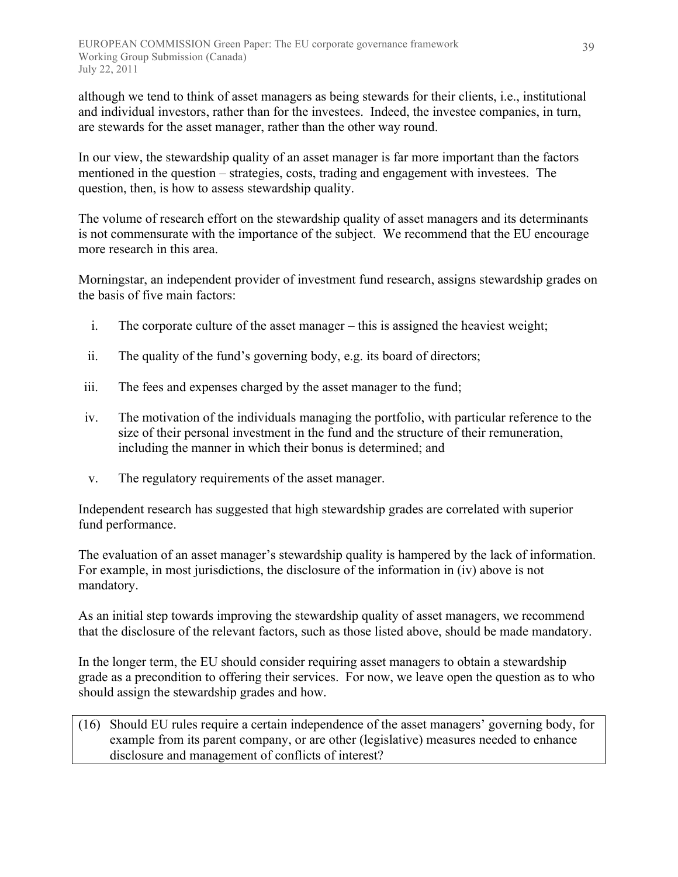although we tend to think of asset managers as being stewards for their clients, i.e., institutional and individual investors, rather than for the investees. Indeed, the investee companies, in turn, are stewards for the asset manager, rather than the other way round.

In our view, the stewardship quality of an asset manager is far more important than the factors mentioned in the question – strategies, costs, trading and engagement with investees. The question, then, is how to assess stewardship quality.

The volume of research effort on the stewardship quality of asset managers and its determinants is not commensurate with the importance of the subject. We recommend that the EU encourage more research in this area.

Morningstar, an independent provider of investment fund research, assigns stewardship grades on the basis of five main factors:

i. The corporate culture of the asset manager – this is assigned the heaviest weight;

ii. The quality of the fund's governing body, e.g. its board of directors;

iii. The fees and expenses charged by the asset manager to the fund;

iv. The motivation of the individuals managing the portfolio, with particular reference to the size of their personal investment in the fund and the structure of their remuneration, including the manner in which their bonus is determined; and

v. The regulatory requirements of the asset manager.

Independent research has suggested that high stewardship grades are correlated with superior fund performance.

The evaluation of an asset manager's stewardship quality is hampered by the lack of information. For example, in most jurisdictions, the disclosure of the information in (iv) above is not mandatory.

As an initial step towards improving the stewardship quality of asset managers, we recommend that the disclosure of the relevant factors, such as those listed above, should be made mandatory.

In the longer term, the EU should consider requiring asset managers to obtain a stewardship grade as a precondition to offering their services. For now, we leave open the question as to who should assign the stewardship grades and how.

> (16) Should EU rules require a certain independence of the asset managers' governing body, for example from its parent company, or are other (legislative) measures needed to enhance disclosure and management of conflicts of interest?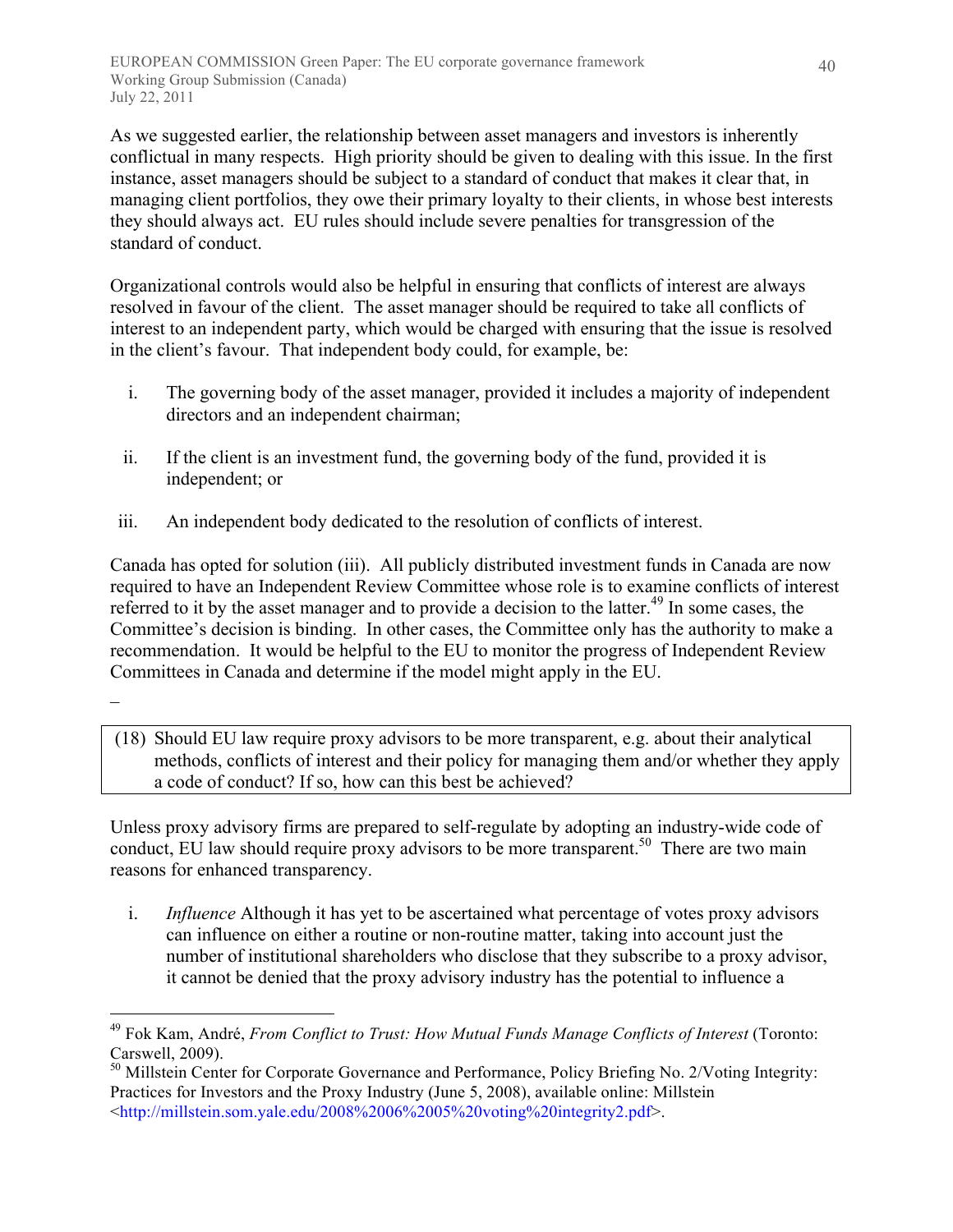As we suggested earlier, the relationship between asset managers and investors is inherently conflictual in many respects. High priority should be given to dealing with this issue. In the first instance, asset managers should be subject to a standard of conduct that makes it clear that, in managing client portfolios, they owe their primary loyalty to their clients, in whose best interests they should always act. EU rules should include severe penalties for transgression of the standard of conduct.

Organizational controls would also be helpful in ensuring that conflicts of interest are always resolved in favour of the client. The asset manager should be required to take all conflicts of interest to an independent party, which would be charged with ensuring that the issue is resolved in the client's favour. That independent body could, for example, be:

i. The governing body of the asset manager, provided it includes a majority of independent directors and an independent chairman;

ii. If the client is an investment fund, the governing body of the fund, provided it is independent; or

iii. An independent body dedicated to the resolution of conflicts of interest.

Canada has opted for solution (iii). All publicly distributed investment funds in Canada are now required to have an Independent Review Committee whose role is to examine conflicts of interest referred to it by the asset manager and to provide a decision to the latter.[49] In some cases, the Committee's decision is binding. In other cases, the Committee only has the authority to make a recommendation. It would be helpful to the EU to monitor the progress of Independent Review Committees in Canada and determine if the model might apply in the EU.

–

> (18) Should EU law require proxy advisors to be more transparent, e.g. about their analytical methods, conflicts of interest and their policy for managing them and/or whether they apply a code of conduct? If so, how can this best be achieved?

Unless proxy advisory firms are prepared to self-regulate by adopting an industry-wide code of conduct, EU law should require proxy advisors to be more transparent.[50] There are two main reasons for enhanced transparency.

i. *Influence* Although it has yet to be ascertained what percentage of votes proxy advisors can influence on either a routine or non-routine matter, taking into account just the number of institutional shareholders who disclose that they subscribe to a proxy advisor, it cannot be denied that the proxy advisory industry has the potential to influence a

---

[49] Fok Kam, André, *From Conflict to Trust: How Mutual Funds Manage Conflicts of Interest* (Toronto: Carswell, 2009).

[50] Millstein Center for Corporate Governance and Performance, Policy Briefing No. 2/Voting Integrity: Practices for Investors and the Proxy Industry (June 5, 2008), available online: Millstein <http://millstein.som.yale.edu/2008%2006%2005%20voting%20integrity2.pdf>.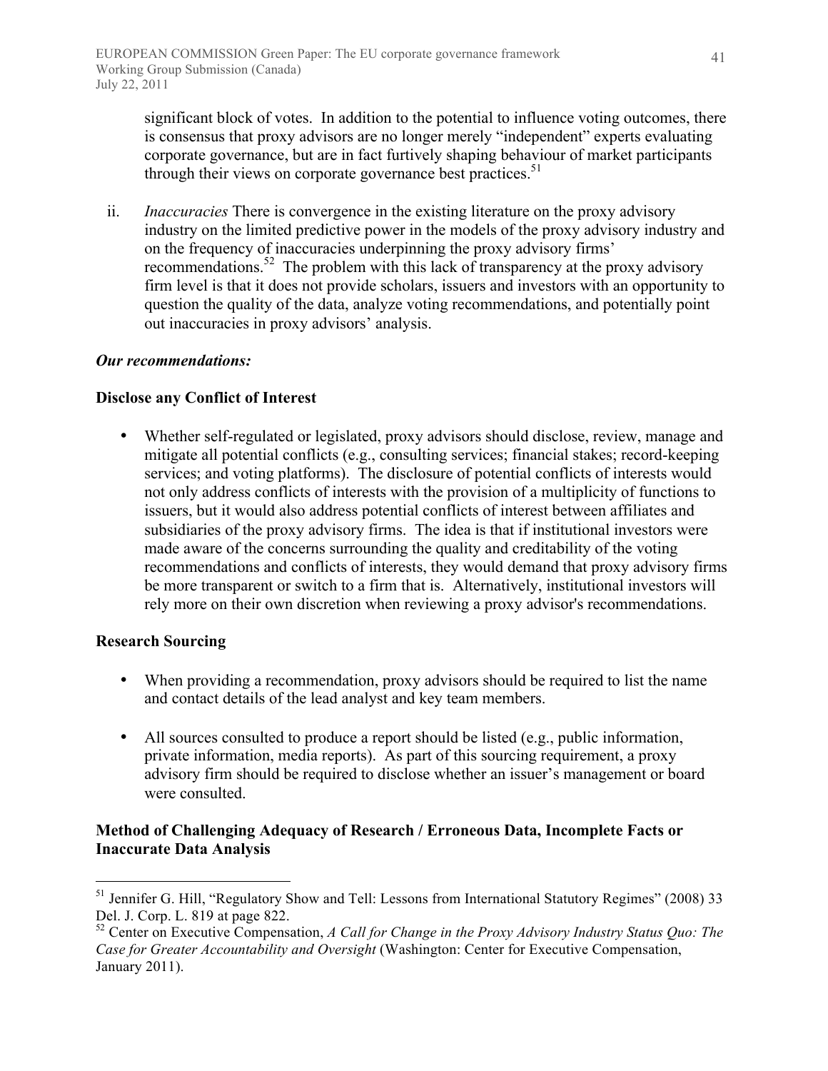significant block of votes. In addition to the potential to influence voting outcomes, there is consensus that proxy advisors are no longer merely "independent" experts evaluating corporate governance, but are in fact furtively shaping behaviour of market participants through their views on corporate governance best practices.[51]

ii. *Inaccuracies* There is convergence in the existing literature on the proxy advisory industry on the limited predictive power in the models of the proxy advisory industry and on the frequency of inaccuracies underpinning the proxy advisory firms' recommendations.[52] The problem with this lack of transparency at the proxy advisory firm level is that it does not provide scholars, issuers and investors with an opportunity to question the quality of the data, analyze voting recommendations, and potentially point out inaccuracies in proxy advisors' analysis.

***Our recommendations:***

**Disclose any Conflict of Interest**

- Whether self-regulated or legislated, proxy advisors should disclose, review, manage and mitigate all potential conflicts (e.g., consulting services; financial stakes; record-keeping services; and voting platforms). The disclosure of potential conflicts of interests would not only address conflicts of interests with the provision of a multiplicity of functions to issuers, but it would also address potential conflicts of interest between affiliates and subsidiaries of the proxy advisory firms. The idea is that if institutional investors were made aware of the concerns surrounding the quality and creditability of the voting recommendations and conflicts of interests, they would demand that proxy advisory firms be more transparent or switch to a firm that is. Alternatively, institutional investors will rely more on their own discretion when reviewing a proxy advisor's recommendations.

**Research Sourcing**

- When providing a recommendation, proxy advisors should be required to list the name and contact details of the lead analyst and key team members.
- All sources consulted to produce a report should be listed (e.g., public information, private information, media reports). As part of this sourcing requirement, a proxy advisory firm should be required to disclose whether an issuer's management or board were consulted.

**Method of Challenging Adequacy of Research / Erroneous Data, Incomplete Facts or Inaccurate Data Analysis**

---

[51] Jennifer G. Hill, "Regulatory Show and Tell: Lessons from International Statutory Regimes" (2008) 33 Del. J. Corp. L. 819 at page 822.

[52] Center on Executive Compensation, *A Call for Change in the Proxy Advisory Industry Status Quo: The Case for Greater Accountability and Oversight* (Washington: Center for Executive Compensation, January 2011).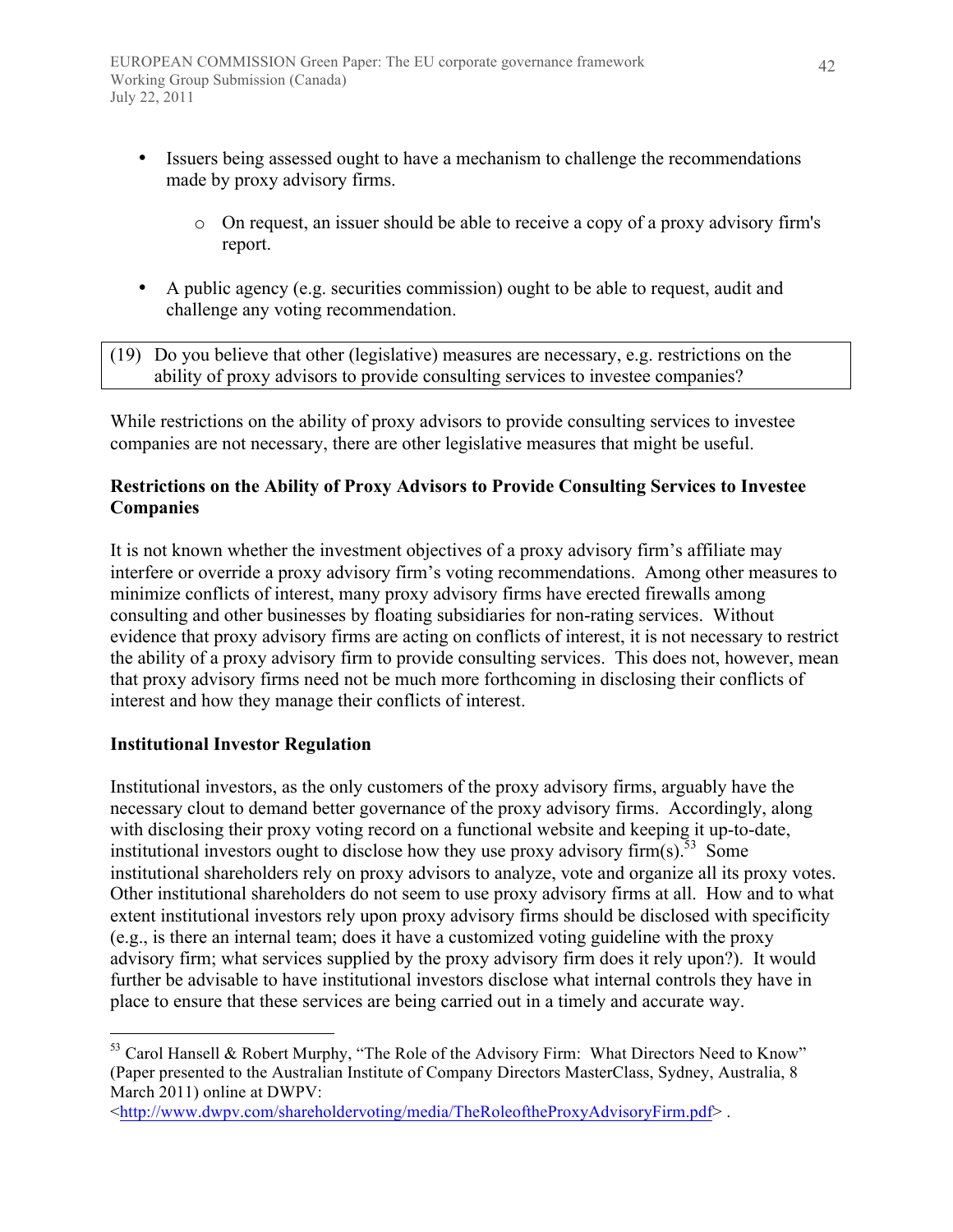- Issuers being assessed ought to have a mechanism to challenge the recommendations made by proxy advisory firms.
    - On request, an issuer should be able to receive a copy of a proxy advisory firm's report.
- A public agency (e.g. securities commission) ought to be able to request, audit and challenge any voting recommendation.

> (19) Do you believe that other (legislative) measures are necessary, e.g. restrictions on the ability of proxy advisors to provide consulting services to investee companies?

While restrictions on the ability of proxy advisors to provide consulting services to investee companies are not necessary, there are other legislative measures that might be useful.

**Restrictions on the Ability of Proxy Advisors to Provide Consulting Services to Investee Companies**

It is not known whether the investment objectives of a proxy advisory firm's affiliate may interfere or override a proxy advisory firm's voting recommendations. Among other measures to minimize conflicts of interest, many proxy advisory firms have erected firewalls among consulting and other businesses by floating subsidiaries for non-rating services. Without evidence that proxy advisory firms are acting on conflicts of interest, it is not necessary to restrict the ability of a proxy advisory firm to provide consulting services. This does not, however, mean that proxy advisory firms need not be much more forthcoming in disclosing their conflicts of interest and how they manage their conflicts of interest.

**Institutional Investor Regulation**

Institutional investors, as the only customers of the proxy advisory firms, arguably have the necessary clout to demand better governance of the proxy advisory firms. Accordingly, along with disclosing their proxy voting record on a functional website and keeping it up-to-date, institutional investors ought to disclose how they use proxy advisory firm(s).[53] Some institutional shareholders rely on proxy advisors to analyze, vote and organize all its proxy votes. Other institutional shareholders do not seem to use proxy advisory firms at all. How and to what extent institutional investors rely upon proxy advisory firms should be disclosed with specificity (e.g., is there an internal team; does it have a customized voting guideline with the proxy advisory firm; what services supplied by the proxy advisory firm does it rely upon?). It would further be advisable to have institutional investors disclose what internal controls they have in place to ensure that these services are being carried out in a timely and accurate way.

---

[53] Carol Hansell & Robert Murphy, "The Role of the Advisory Firm: What Directors Need to Know" (Paper presented to the Australian Institute of Company Directors MasterClass, Sydney, Australia, 8 March 2011) online at DWPV: <http://www.dwpv.com/shareholdervoting/media/TheRoleoftheProxyAdvisoryFirm.pdf> .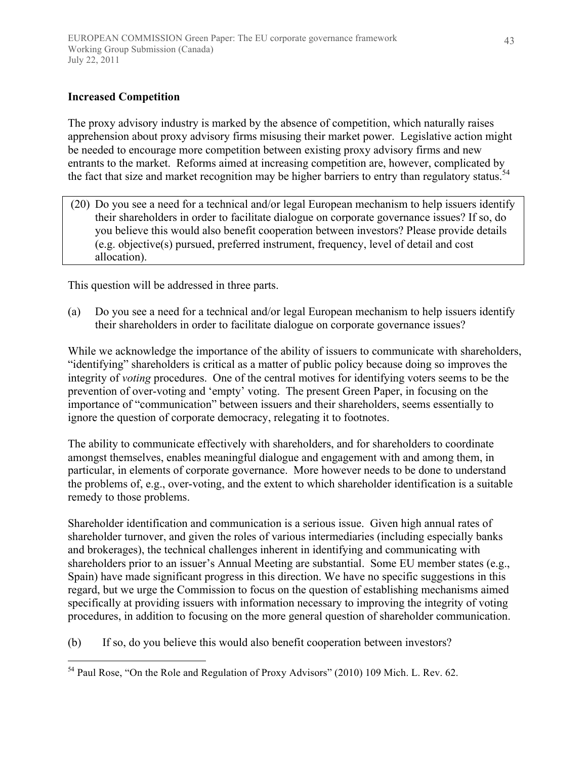**Increased Competition**

The proxy advisory industry is marked by the absence of competition, which naturally raises apprehension about proxy advisory firms misusing their market power. Legislative action might be needed to encourage more competition between existing proxy advisory firms and new entrants to the market. Reforms aimed at increasing competition are, however, complicated by the fact that size and market recognition may be higher barriers to entry than regulatory status.[54]

> (20) Do you see a need for a technical and/or legal European mechanism to help issuers identify their shareholders in order to facilitate dialogue on corporate governance issues? If so, do you believe this would also benefit cooperation between investors? Please provide details (e.g. objective(s) pursued, preferred instrument, frequency, level of detail and cost allocation).

This question will be addressed in three parts.

(a) Do you see a need for a technical and/or legal European mechanism to help issuers identify their shareholders in order to facilitate dialogue on corporate governance issues?

While we acknowledge the importance of the ability of issuers to communicate with shareholders, "identifying" shareholders is critical as a matter of public policy because doing so improves the integrity of *voting* procedures. One of the central motives for identifying voters seems to be the prevention of over-voting and 'empty' voting. The present Green Paper, in focusing on the importance of "communication" between issuers and their shareholders, seems essentially to ignore the question of corporate democracy, relegating it to footnotes.

The ability to communicate effectively with shareholders, and for shareholders to coordinate amongst themselves, enables meaningful dialogue and engagement with and among them, in particular, in elements of corporate governance. More however needs to be done to understand the problems of, e.g., over-voting, and the extent to which shareholder identification is a suitable remedy to those problems.

Shareholder identification and communication is a serious issue. Given high annual rates of shareholder turnover, and given the roles of various intermediaries (including especially banks and brokerages), the technical challenges inherent in identifying and communicating with shareholders prior to an issuer's Annual Meeting are substantial. Some EU member states (e.g., Spain) have made significant progress in this direction. We have no specific suggestions in this regard, but we urge the Commission to focus on the question of establishing mechanisms aimed specifically at providing issuers with information necessary to improving the integrity of voting procedures, in addition to focusing on the more general question of shareholder communication.

(b) If so, do you believe this would also benefit cooperation between investors?

---

[54] Paul Rose, "On the Role and Regulation of Proxy Advisors" (2010) 109 Mich. L. Rev. 62.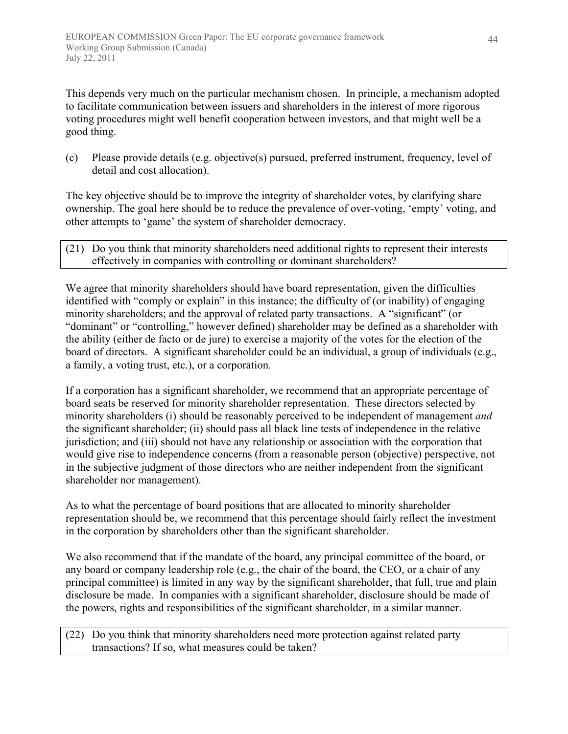This depends very much on the particular mechanism chosen. In principle, a mechanism adopted to facilitate communication between issuers and shareholders in the interest of more rigorous voting procedures might well benefit cooperation between investors, and that might well be a good thing.

(c) Please provide details (e.g. objective(s) pursued, preferred instrument, frequency, level of detail and cost allocation).

The key objective should be to improve the integrity of shareholder votes, by clarifying share ownership. The goal here should be to reduce the prevalence of over-voting, 'empty' voting, and other attempts to 'game' the system of shareholder democracy.

(21) Do you think that minority shareholders need additional rights to represent their interests effectively in companies with controlling or dominant shareholders?

We agree that minority shareholders should have board representation, given the difficulties identified with "comply or explain" in this instance; the difficulty of (or inability) of engaging minority shareholders; and the approval of related party transactions. A "significant" (or "dominant" or "controlling," however defined) shareholder may be defined as a shareholder with the ability (either de facto or de jure) to exercise a majority of the votes for the election of the board of directors. A significant shareholder could be an individual, a group of individuals (e.g., a family, a voting trust, etc.), or a corporation.

If a corporation has a significant shareholder, we recommend that an appropriate percentage of board seats be reserved for minority shareholder representation. These directors selected by minority shareholders (i) should be reasonably perceived to be independent of management *and* the significant shareholder; (ii) should pass all black line tests of independence in the relative jurisdiction; and (iii) should not have any relationship or association with the corporation that would give rise to independence concerns (from a reasonable person (objective) perspective, not in the subjective judgment of those directors who are neither independent from the significant shareholder nor management).

As to what the percentage of board positions that are allocated to minority shareholder representation should be, we recommend that this percentage should fairly reflect the investment in the corporation by shareholders other than the significant shareholder.

We also recommend that if the mandate of the board, any principal committee of the board, or any board or company leadership role (e.g., the chair of the board, the CEO, or a chair of any principal committee) is limited in any way by the significant shareholder, that full, true and plain disclosure be made. In companies with a significant shareholder, disclosure should be made of the powers, rights and responsibilities of the significant shareholder, in a similar manner.

(22) Do you think that minority shareholders need more protection against related party transactions? If so, what measures could be taken?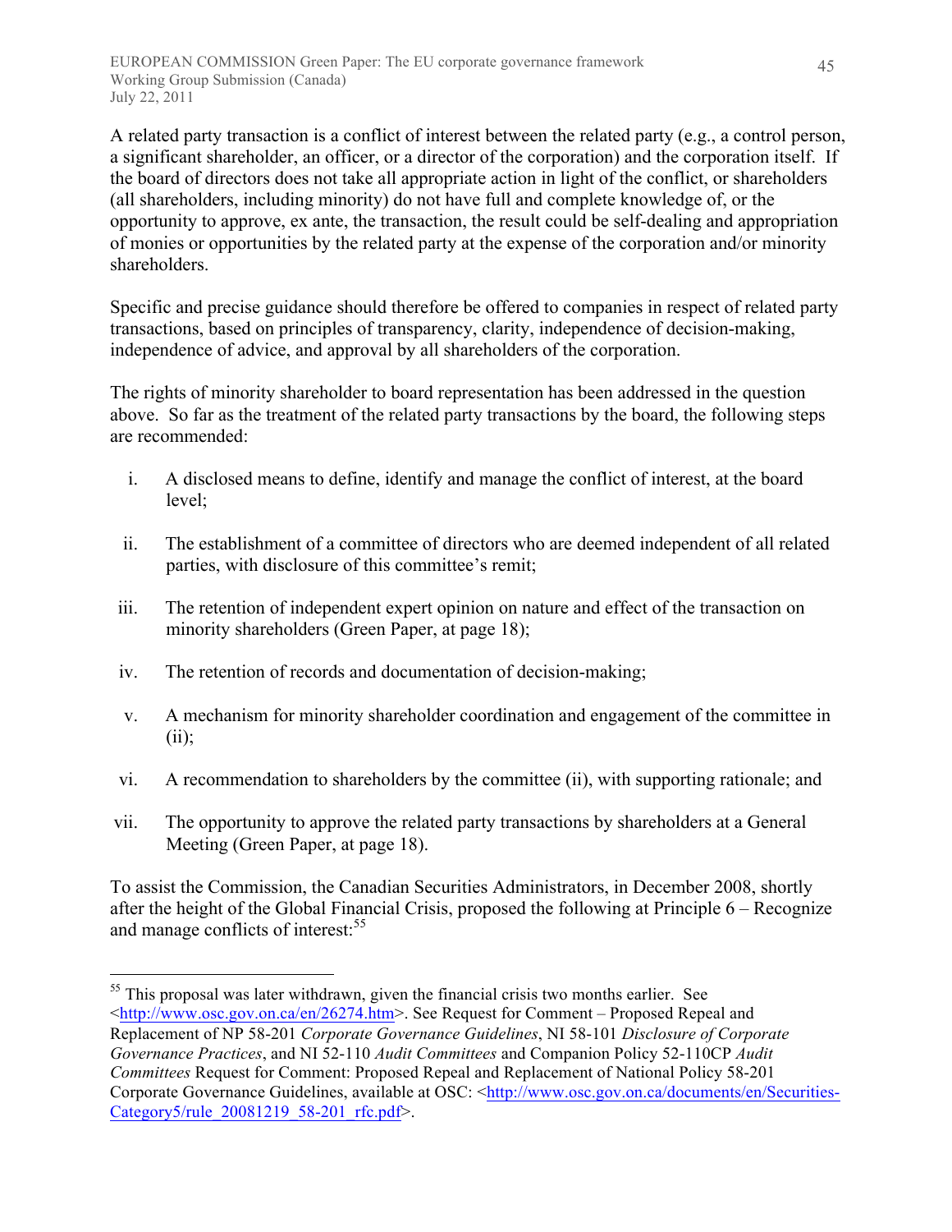A related party transaction is a conflict of interest between the related party (e.g., a control person, a significant shareholder, an officer, or a director of the corporation) and the corporation itself. If the board of directors does not take all appropriate action in light of the conflict, or shareholders (all shareholders, including minority) do not have full and complete knowledge of, or the opportunity to approve, ex ante, the transaction, the result could be self-dealing and appropriation of monies or opportunities by the related party at the expense of the corporation and/or minority shareholders.

Specific and precise guidance should therefore be offered to companies in respect of related party transactions, based on principles of transparency, clarity, independence of decision-making, independence of advice, and approval by all shareholders of the corporation.

The rights of minority shareholder to board representation has been addressed in the question above. So far as the treatment of the related party transactions by the board, the following steps are recommended:

i. A disclosed means to define, identify and manage the conflict of interest, at the board level;

ii. The establishment of a committee of directors who are deemed independent of all related parties, with disclosure of this committee's remit;

iii. The retention of independent expert opinion on nature and effect of the transaction on minority shareholders (Green Paper, at page 18);

iv. The retention of records and documentation of decision-making;

v. A mechanism for minority shareholder coordination and engagement of the committee in (ii);

vi. A recommendation to shareholders by the committee (ii), with supporting rationale; and

vii. The opportunity to approve the related party transactions by shareholders at a General Meeting (Green Paper, at page 18).

To assist the Commission, the Canadian Securities Administrators, in December 2008, shortly after the height of the Global Financial Crisis, proposed the following at Principle 6 – Recognize and manage conflicts of interest:[55]

---

[55] This proposal was later withdrawn, given the financial crisis two months earlier. See <http://www.osc.gov.on.ca/en/26274.htm>. See Request for Comment – Proposed Repeal and Replacement of NP 58-201 *Corporate Governance Guidelines*, NI 58-101 *Disclosure of Corporate Governance Practices*, and NI 52-110 *Audit Committees* and Companion Policy 52-110CP *Audit Committees* Request for Comment: Proposed Repeal and Replacement of National Policy 58-201 Corporate Governance Guidelines, available at OSC: <http://www.osc.gov.on.ca/documents/en/Securities-Category5/rule_20081219_58-201_rfc.pdf>.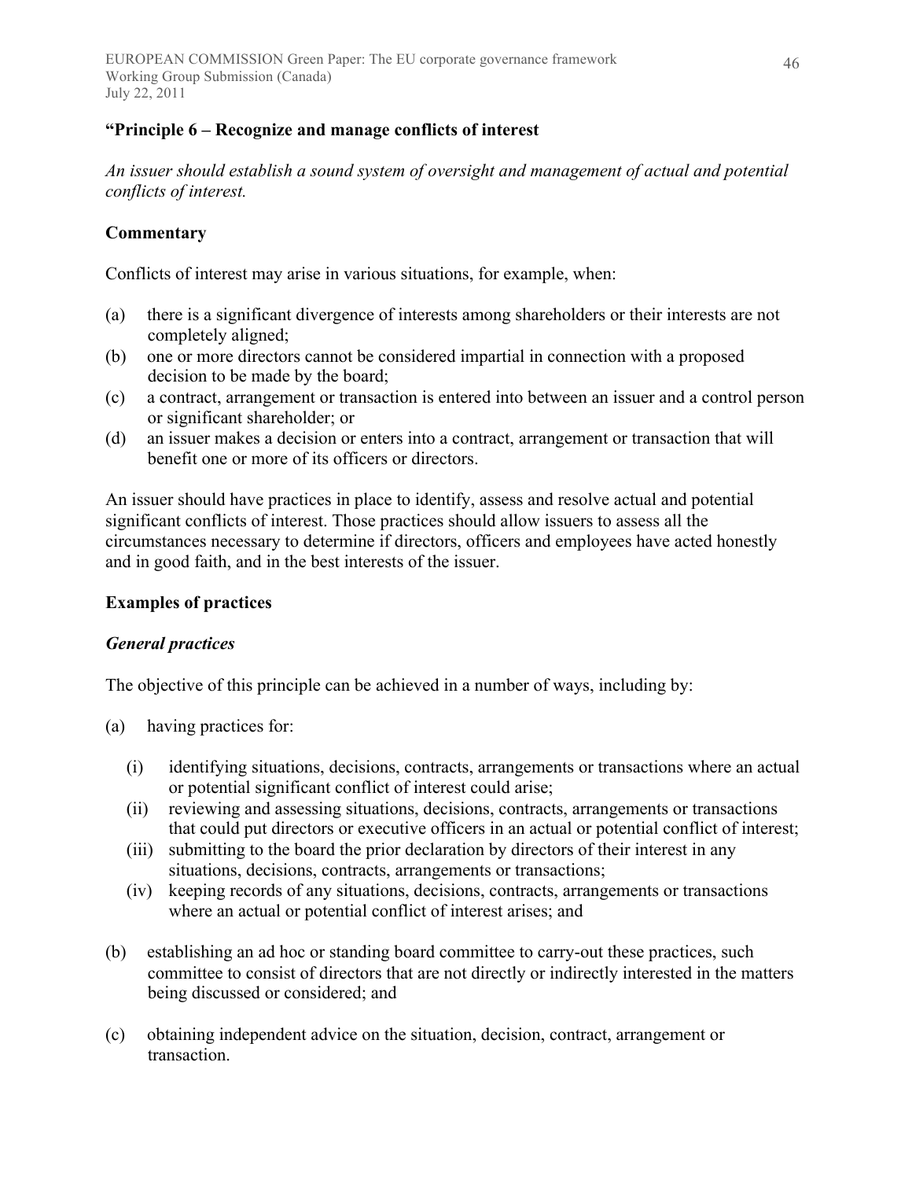**"Principle 6 – Recognize and manage conflicts of interest**

*An issuer should establish a sound system of oversight and management of actual and potential conflicts of interest.*

**Commentary**

Conflicts of interest may arise in various situations, for example, when:

(a) there is a significant divergence of interests among shareholders or their interests are not completely aligned;
(b) one or more directors cannot be considered impartial in connection with a proposed decision to be made by the board;
(c) a contract, arrangement or transaction is entered into between an issuer and a control person or significant shareholder; or
(d) an issuer makes a decision or enters into a contract, arrangement or transaction that will benefit one or more of its officers or directors.

An issuer should have practices in place to identify, assess and resolve actual and potential significant conflicts of interest. Those practices should allow issuers to assess all the circumstances necessary to determine if directors, officers and employees have acted honestly and in good faith, and in the best interests of the issuer.

**Examples of practices**

***General practices***

The objective of this principle can be achieved in a number of ways, including by:

(a) having practices for:

 (i) identifying situations, decisions, contracts, arrangements or transactions where an actual or potential significant conflict of interest could arise;
 (ii) reviewing and assessing situations, decisions, contracts, arrangements or transactions that could put directors or executive officers in an actual or potential conflict of interest;
 (iii) submitting to the board the prior declaration by directors of their interest in any situations, decisions, contracts, arrangements or transactions;
 (iv) keeping records of any situations, decisions, contracts, arrangements or transactions where an actual or potential conflict of interest arises; and

(b) establishing an ad hoc or standing board committee to carry-out these practices, such committee to consist of directors that are not directly or indirectly interested in the matters being discussed or considered; and

(c) obtaining independent advice on the situation, decision, contract, arrangement or transaction.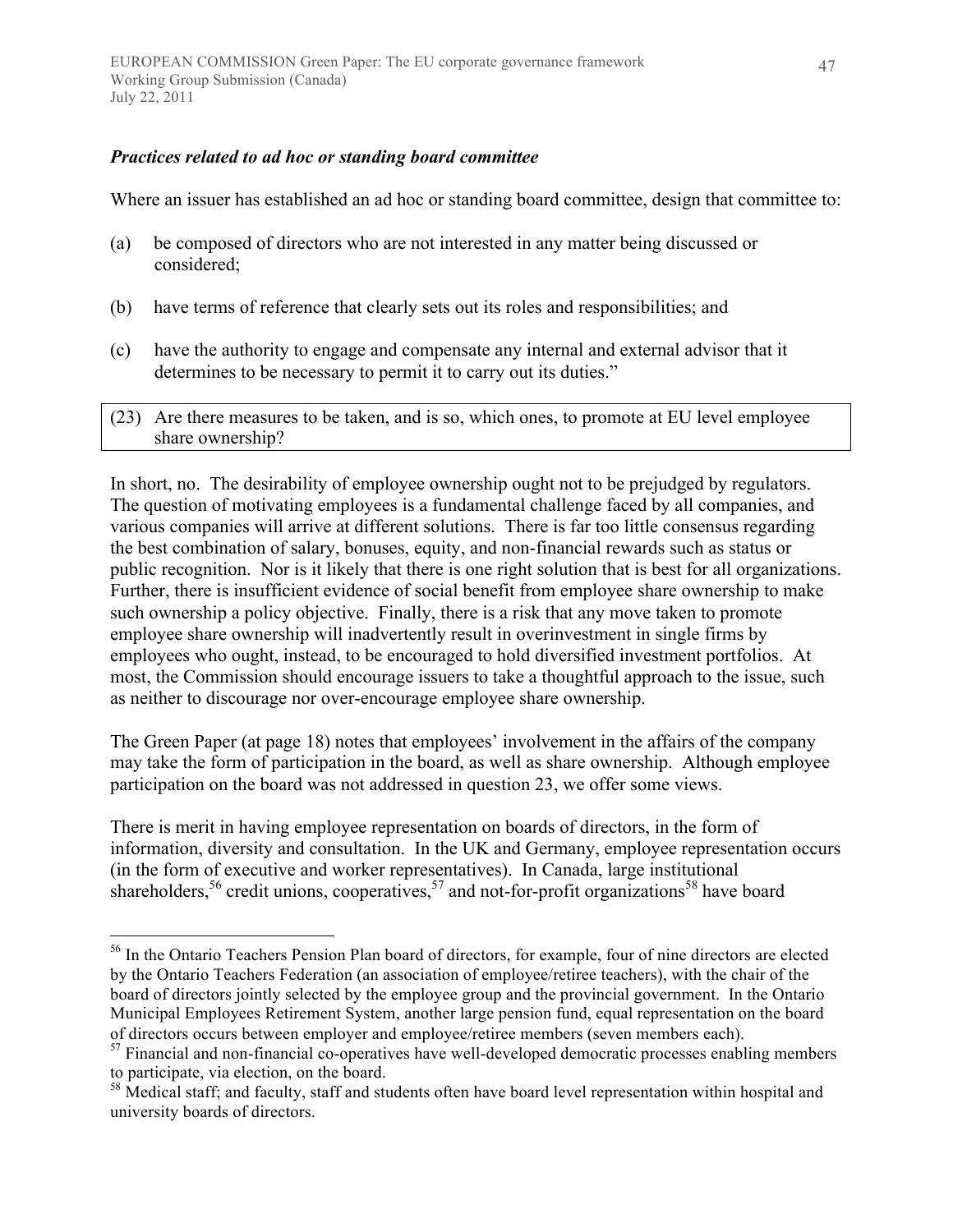***Practices related to ad hoc or standing board committee***

Where an issuer has established an ad hoc or standing board committee, design that committee to:

(a) be composed of directors who are not interested in any matter being discussed or considered;

(b) have terms of reference that clearly sets out its roles and responsibilities; and

(c) have the authority to engage and compensate any internal and external advisor that it determines to be necessary to permit it to carry out its duties."

(23) Are there measures to be taken, and is so, which ones, to promote at EU level employee share ownership?

In short, no. The desirability of employee ownership ought not to be prejudged by regulators. The question of motivating employees is a fundamental challenge faced by all companies, and various companies will arrive at different solutions. There is far too little consensus regarding the best combination of salary, bonuses, equity, and non-financial rewards such as status or public recognition. Nor is it likely that there is one right solution that is best for all organizations. Further, there is insufficient evidence of social benefit from employee share ownership to make such ownership a policy objective. Finally, there is a risk that any move taken to promote employee share ownership will inadvertently result in overinvestment in single firms by employees who ought, instead, to be encouraged to hold diversified investment portfolios. At most, the Commission should encourage issuers to take a thoughtful approach to the issue, such as neither to discourage nor over-encourage employee share ownership.

The Green Paper (at page 18) notes that employees' involvement in the affairs of the company may take the form of participation in the board, as well as share ownership. Although employee participation on the board was not addressed in question 23, we offer some views.

There is merit in having employee representation on boards of directors, in the form of information, diversity and consultation. In the UK and Germany, employee representation occurs (in the form of executive and worker representatives). In Canada, large institutional shareholders,[56] credit unions, cooperatives,[57] and not-for-profit organizations[58] have board

---

[56] In the Ontario Teachers Pension Plan board of directors, for example, four of nine directors are elected by the Ontario Teachers Federation (an association of employee/retiree teachers), with the chair of the board of directors jointly selected by the employee group and the provincial government. In the Ontario Municipal Employees Retirement System, another large pension fund, equal representation on the board of directors occurs between employer and employee/retiree members (seven members each).

[57] Financial and non-financial co-operatives have well-developed democratic processes enabling members to participate, via election, on the board.

[58] Medical staff; and faculty, staff and students often have board level representation within hospital and university boards of directors.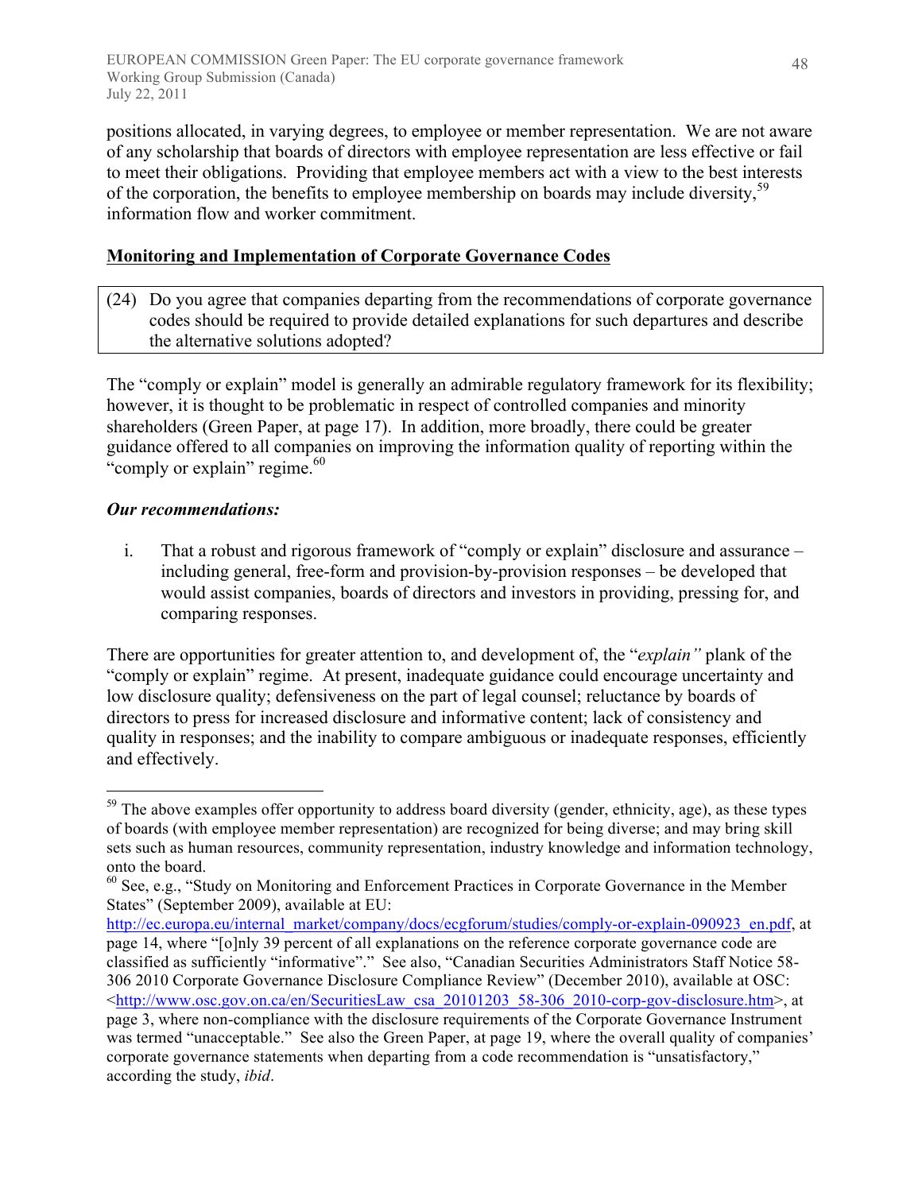positions allocated, in varying degrees, to employee or member representation. We are not aware of any scholarship that boards of directors with employee representation are less effective or fail to meet their obligations. Providing that employee members act with a view to the best interests of the corporation, the benefits to employee membership on boards may include diversity,[59] information flow and worker commitment.

## Monitoring and Implementation of Corporate Governance Codes

> (24) Do you agree that companies departing from the recommendations of corporate governance codes should be required to provide detailed explanations for such departures and describe the alternative solutions adopted?

The "comply or explain" model is generally an admirable regulatory framework for its flexibility; however, it is thought to be problematic in respect of controlled companies and minority shareholders (Green Paper, at page 17). In addition, more broadly, there could be greater guidance offered to all companies on improving the information quality of reporting within the "comply or explain" regime.[60]

***Our recommendations:***

i. That a robust and rigorous framework of "comply or explain" disclosure and assurance – including general, free-form and provision-by-provision responses – be developed that would assist companies, boards of directors and investors in providing, pressing for, and comparing responses.

There are opportunities for greater attention to, and development of, the "*explain"* plank of the "comply or explain" regime. At present, inadequate guidance could encourage uncertainty and low disclosure quality; defensiveness on the part of legal counsel; reluctance by boards of directors to press for increased disclosure and informative content; lack of consistency and quality in responses; and the inability to compare ambiguous or inadequate responses, efficiently and effectively.

---

[59] The above examples offer opportunity to address board diversity (gender, ethnicity, age), as these types of boards (with employee member representation) are recognized for being diverse; and may bring skill sets such as human resources, community representation, industry knowledge and information technology, onto the board.

[60] See, e.g., "Study on Monitoring and Enforcement Practices in Corporate Governance in the Member States" (September 2009), available at EU: http://ec.europa.eu/internal_market/company/docs/ecgforum/studies/comply-or-explain-090923_en.pdf, at page 14, where "[o]nly 39 percent of all explanations on the reference corporate governance code are classified as sufficiently "informative"." See also, "Canadian Securities Administrators Staff Notice 58-306 2010 Corporate Governance Disclosure Compliance Review" (December 2010), available at OSC: <http://www.osc.gov.on.ca/en/SecuritiesLaw_csa_20101203_58-306_2010-corp-gov-disclosure.htm>, at page 3, where non-compliance with the disclosure requirements of the Corporate Governance Instrument was termed "unacceptable." See also the Green Paper, at page 19, where the overall quality of companies' corporate governance statements when departing from a code recommendation is "unsatisfactory," according the study, *ibid*.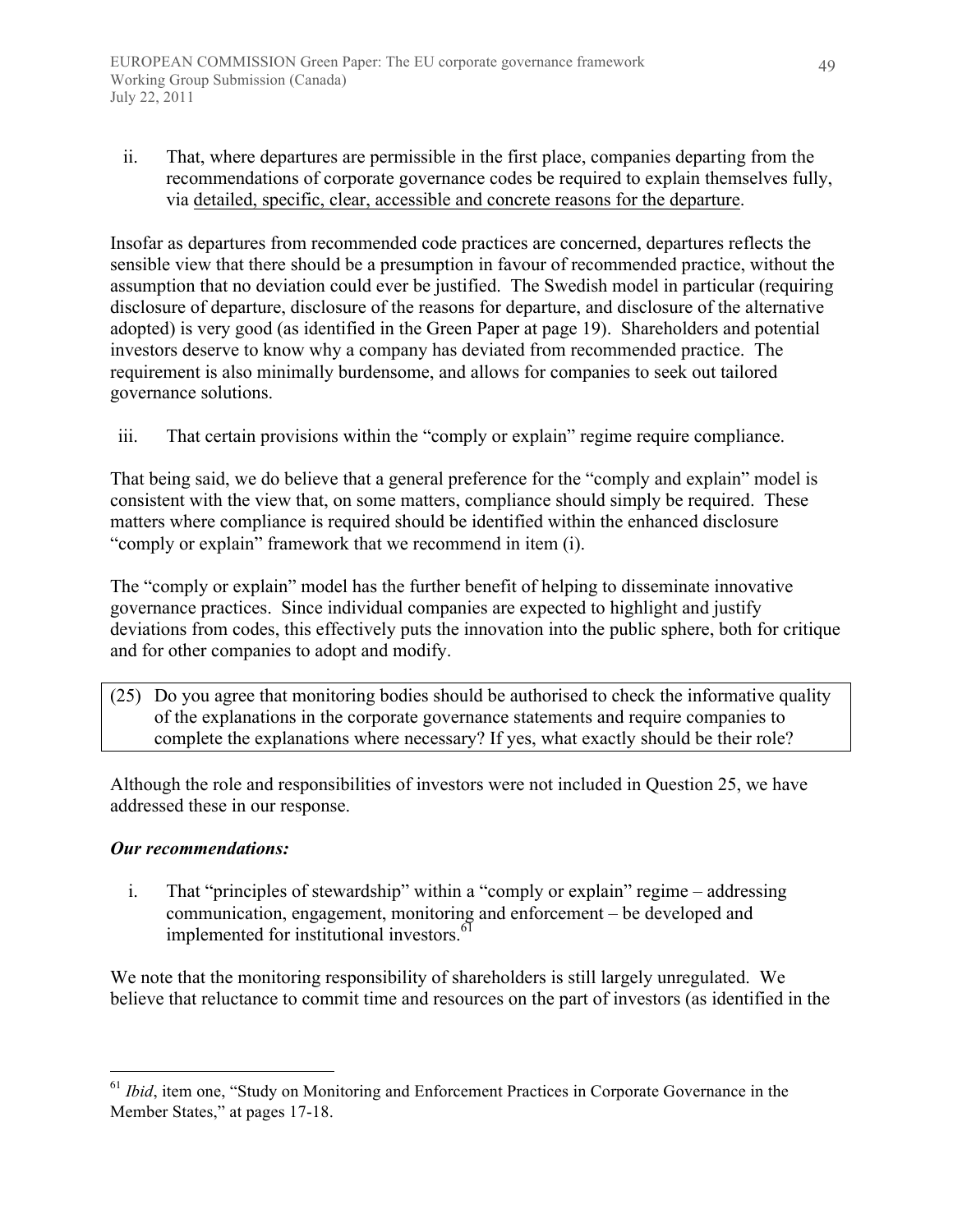ii. That, where departures are permissible in the first place, companies departing from the recommendations of corporate governance codes be required to explain themselves fully, via <u>detailed, specific, clear, accessible and concrete reasons for the departure</u>.

Insofar as departures from recommended code practices are concerned, departures reflects the sensible view that there should be a presumption in favour of recommended practice, without the assumption that no deviation could ever be justified. The Swedish model in particular (requiring disclosure of departure, disclosure of the reasons for departure, and disclosure of the alternative adopted) is very good (as identified in the Green Paper at page 19). Shareholders and potential investors deserve to know why a company has deviated from recommended practice. The requirement is also minimally burdensome, and allows for companies to seek out tailored governance solutions.

iii. That certain provisions within the "comply or explain" regime require compliance.

That being said, we do believe that a general preference for the "comply and explain" model is consistent with the view that, on some matters, compliance should simply be required. These matters where compliance is required should be identified within the enhanced disclosure "comply or explain" framework that we recommend in item (i).

The "comply or explain" model has the further benefit of helping to disseminate innovative governance practices. Since individual companies are expected to highlight and justify deviations from codes, this effectively puts the innovation into the public sphere, both for critique and for other companies to adopt and modify.

(25) Do you agree that monitoring bodies should be authorised to check the informative quality of the explanations in the corporate governance statements and require companies to complete the explanations where necessary? If yes, what exactly should be their role?

Although the role and responsibilities of investors were not included in Question 25, we have addressed these in our response.

***Our recommendations:***

i. That "principles of stewardship" within a "comply or explain" regime – addressing communication, engagement, monitoring and enforcement – be developed and implemented for institutional investors.[61]

We note that the monitoring responsibility of shareholders is still largely unregulated. We believe that reluctance to commit time and resources on the part of investors (as identified in the

[61] *Ibid*, item one, "Study on Monitoring and Enforcement Practices in Corporate Governance in the Member States," at pages 17-18.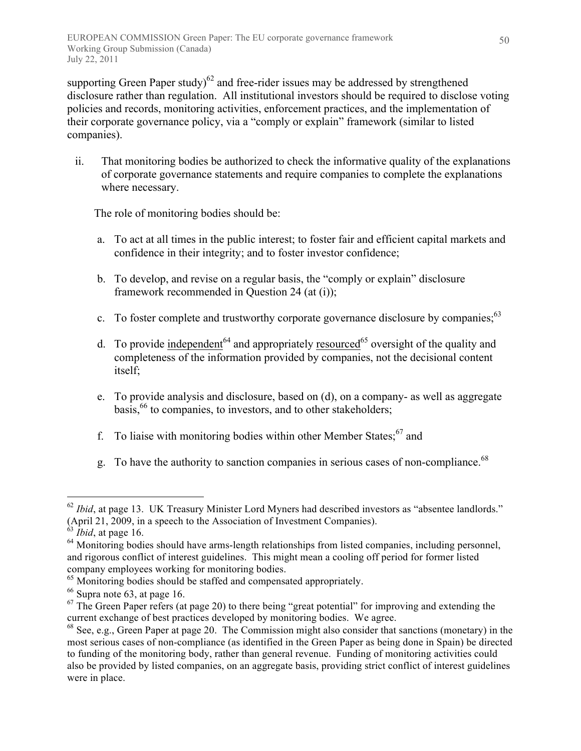supporting Green Paper study)[62] and free-rider issues may be addressed by strengthened disclosure rather than regulation. All institutional investors should be required to disclose voting policies and records, monitoring activities, enforcement practices, and the implementation of their corporate governance policy, via a "comply or explain" framework (similar to listed companies).

ii. That monitoring bodies be authorized to check the informative quality of the explanations of corporate governance statements and require companies to complete the explanations where necessary.

The role of monitoring bodies should be:

a. To act at all times in the public interest; to foster fair and efficient capital markets and confidence in their integrity; and to foster investor confidence;

b. To develop, and revise on a regular basis, the "comply or explain" disclosure framework recommended in Question 24 (at (i));

c. To foster complete and trustworthy corporate governance disclosure by companies;[63]

d. To provide <u>independent</u>[64] and appropriately <u>resourced</u>[65] oversight of the quality and completeness of the information provided by companies, not the decisional content itself;

e. To provide analysis and disclosure, based on (d), on a company- as well as aggregate basis,[66] to companies, to investors, and to other stakeholders;

f. To liaise with monitoring bodies within other Member States;[67] and

g. To have the authority to sanction companies in serious cases of non-compliance.[68]

---

[62] *Ibid*, at page 13. UK Treasury Minister Lord Myners had described investors as "absentee landlords." (April 21, 2009, in a speech to the Association of Investment Companies).

[63] *Ibid*, at page 16.

[64] Monitoring bodies should have arms-length relationships from listed companies, including personnel, and rigorous conflict of interest guidelines. This might mean a cooling off period for former listed company employees working for monitoring bodies.

[65] Monitoring bodies should be staffed and compensated appropriately.

[66] Supra note 63, at page 16.

[67] The Green Paper refers (at page 20) to there being "great potential" for improving and extending the current exchange of best practices developed by monitoring bodies. We agree.

[68] See, e.g., Green Paper at page 20. The Commission might also consider that sanctions (monetary) in the most serious cases of non-compliance (as identified in the Green Paper as being done in Spain) be directed to funding of the monitoring body, rather than general revenue. Funding of monitoring activities could also be provided by listed companies, on an aggregate basis, providing strict conflict of interest guidelines were in place.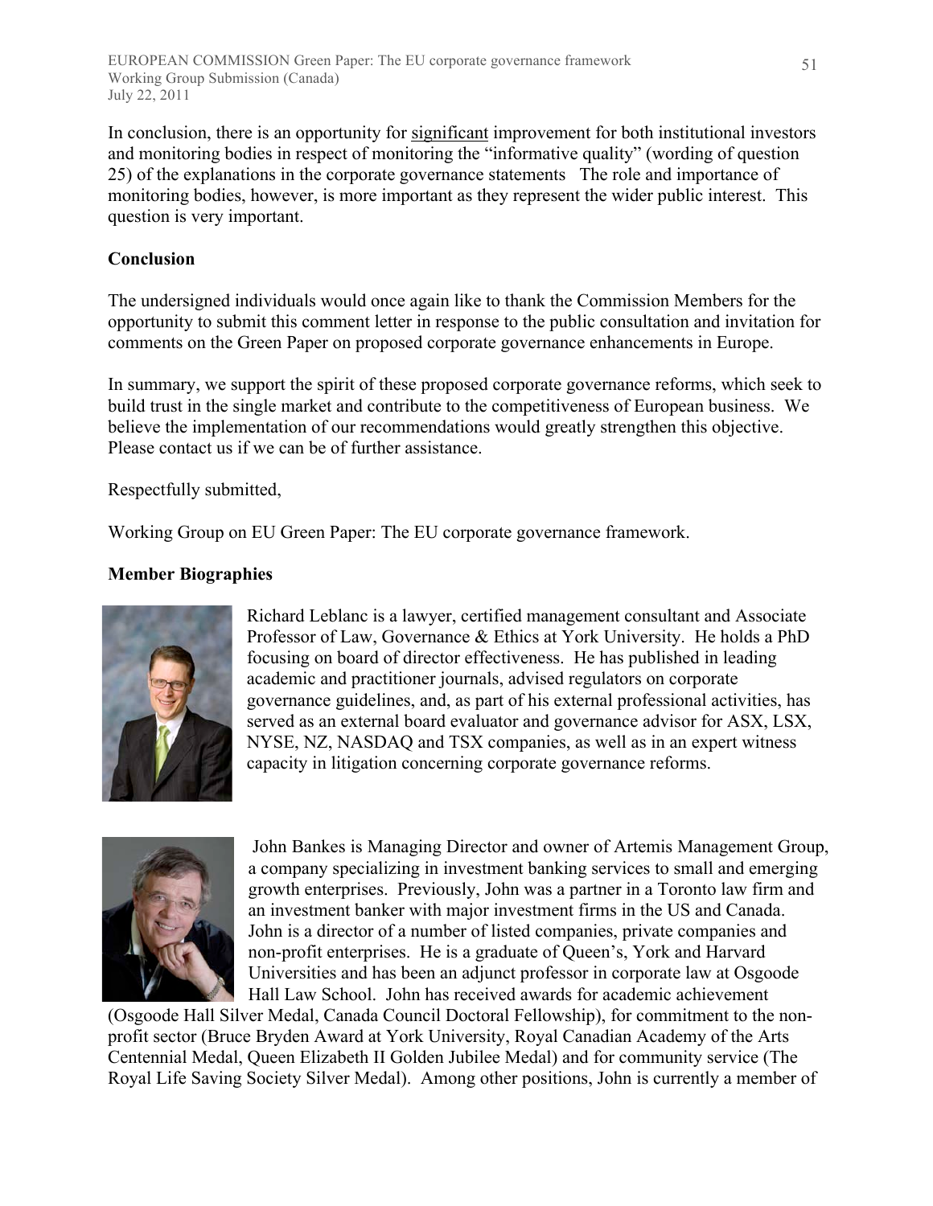In conclusion, there is an opportunity for significant improvement for both institutional investors and monitoring bodies in respect of monitoring the "informative quality" (wording of question 25) of the explanations in the corporate governance statements   The role and importance of monitoring bodies, however, is more important as they represent the wider public interest.  This question is very important.

**Conclusion**

The undersigned individuals would once again like to thank the Commission Members for the opportunity to submit this comment letter in response to the public consultation and invitation for comments on the Green Paper on proposed corporate governance enhancements in Europe.

In summary, we support the spirit of these proposed corporate governance reforms, which seek to build trust in the single market and contribute to the competitiveness of European business.  We believe the implementation of our recommendations would greatly strengthen this objective. Please contact us if we can be of further assistance.

Respectfully submitted,

Working Group on EU Green Paper: The EU corporate governance framework.

**Member Biographies**

Richard Leblanc is a lawyer, certified management consultant and Associate Professor of Law, Governance & Ethics at York University.  He holds a PhD focusing on board of director effectiveness.  He has published in leading academic and practitioner journals, advised regulators on corporate governance guidelines, and, as part of his external professional activities, has served as an external board evaluator and governance advisor for ASX, LSX, NYSE, NZ, NASDAQ and TSX companies, as well as in an expert witness capacity in litigation concerning corporate governance reforms.

John Bankes is Managing Director and owner of Artemis Management Group, a company specializing in investment banking services to small and emerging growth enterprises.  Previously, John was a partner in a Toronto law firm and an investment banker with major investment firms in the US and Canada. John is a director of a number of listed companies, private companies and non-profit enterprises.  He is a graduate of Queen's, York and Harvard Universities and has been an adjunct professor in corporate law at Osgoode Hall Law School.  John has received awards for academic achievement (Osgoode Hall Silver Medal, Canada Council Doctoral Fellowship), for commitment to the non-profit sector (Bruce Bryden Award at York University, Royal Canadian Academy of the Arts Centennial Medal, Queen Elizabeth II Golden Jubilee Medal) and for community service (The Royal Life Saving Society Silver Medal).  Among other positions, John is currently a member of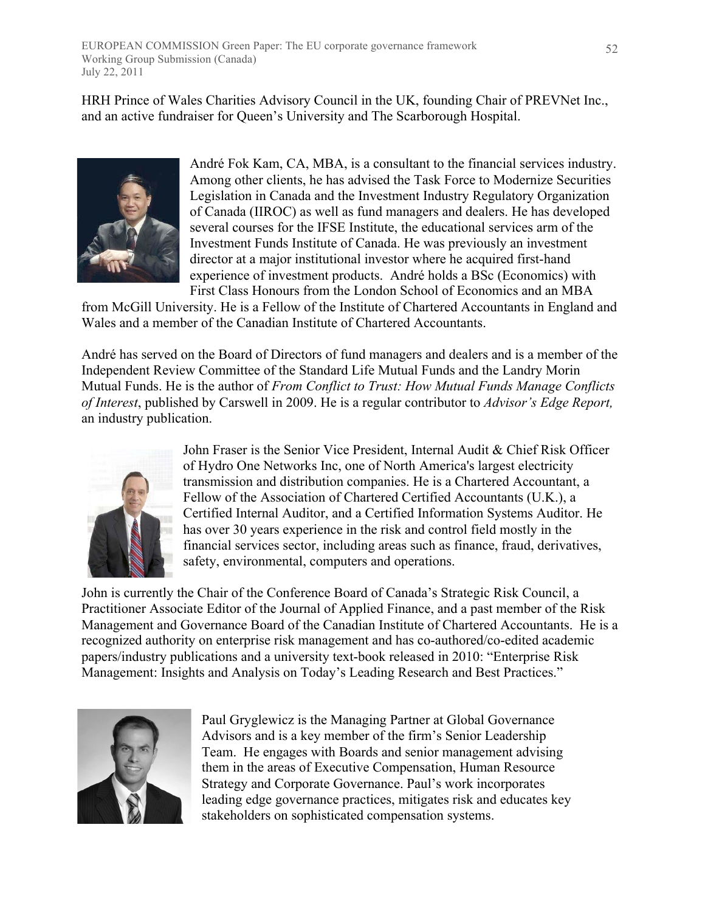HRH Prince of Wales Charities Advisory Council in the UK, founding Chair of PREVNet Inc., and an active fundraiser for Queen's University and The Scarborough Hospital.

André Fok Kam, CA, MBA, is a consultant to the financial services industry. Among other clients, he has advised the Task Force to Modernize Securities Legislation in Canada and the Investment Industry Regulatory Organization of Canada (IIROC) as well as fund managers and dealers. He has developed several courses for the IFSE Institute, the educational services arm of the Investment Funds Institute of Canada. He was previously an investment director at a major institutional investor where he acquired first-hand experience of investment products. André holds a BSc (Economics) with First Class Honours from the London School of Economics and an MBA from McGill University. He is a Fellow of the Institute of Chartered Accountants in England and Wales and a member of the Canadian Institute of Chartered Accountants.

André has served on the Board of Directors of fund managers and dealers and is a member of the Independent Review Committee of the Standard Life Mutual Funds and the Landry Morin Mutual Funds. He is the author of *From Conflict to Trust: How Mutual Funds Manage Conflicts of Interest*, published by Carswell in 2009. He is a regular contributor to *Advisor's Edge Report,* an industry publication.

John Fraser is the Senior Vice President, Internal Audit & Chief Risk Officer of Hydro One Networks Inc, one of North America's largest electricity transmission and distribution companies. He is a Chartered Accountant, a Fellow of the Association of Chartered Certified Accountants (U.K.), a Certified Internal Auditor, and a Certified Information Systems Auditor. He has over 30 years experience in the risk and control field mostly in the financial services sector, including areas such as finance, fraud, derivatives, safety, environmental, computers and operations.

John is currently the Chair of the Conference Board of Canada's Strategic Risk Council, a Practitioner Associate Editor of the Journal of Applied Finance, and a past member of the Risk Management and Governance Board of the Canadian Institute of Chartered Accountants. He is a recognized authority on enterprise risk management and has co-authored/co-edited academic papers/industry publications and a university text-book released in 2010: "Enterprise Risk Management: Insights and Analysis on Today's Leading Research and Best Practices."

Paul Gryglewicz is the Managing Partner at Global Governance Advisors and is a key member of the firm's Senior Leadership Team. He engages with Boards and senior management advising them in the areas of Executive Compensation, Human Resource Strategy and Corporate Governance. Paul's work incorporates leading edge governance practices, mitigates risk and educates key stakeholders on sophisticated compensation systems.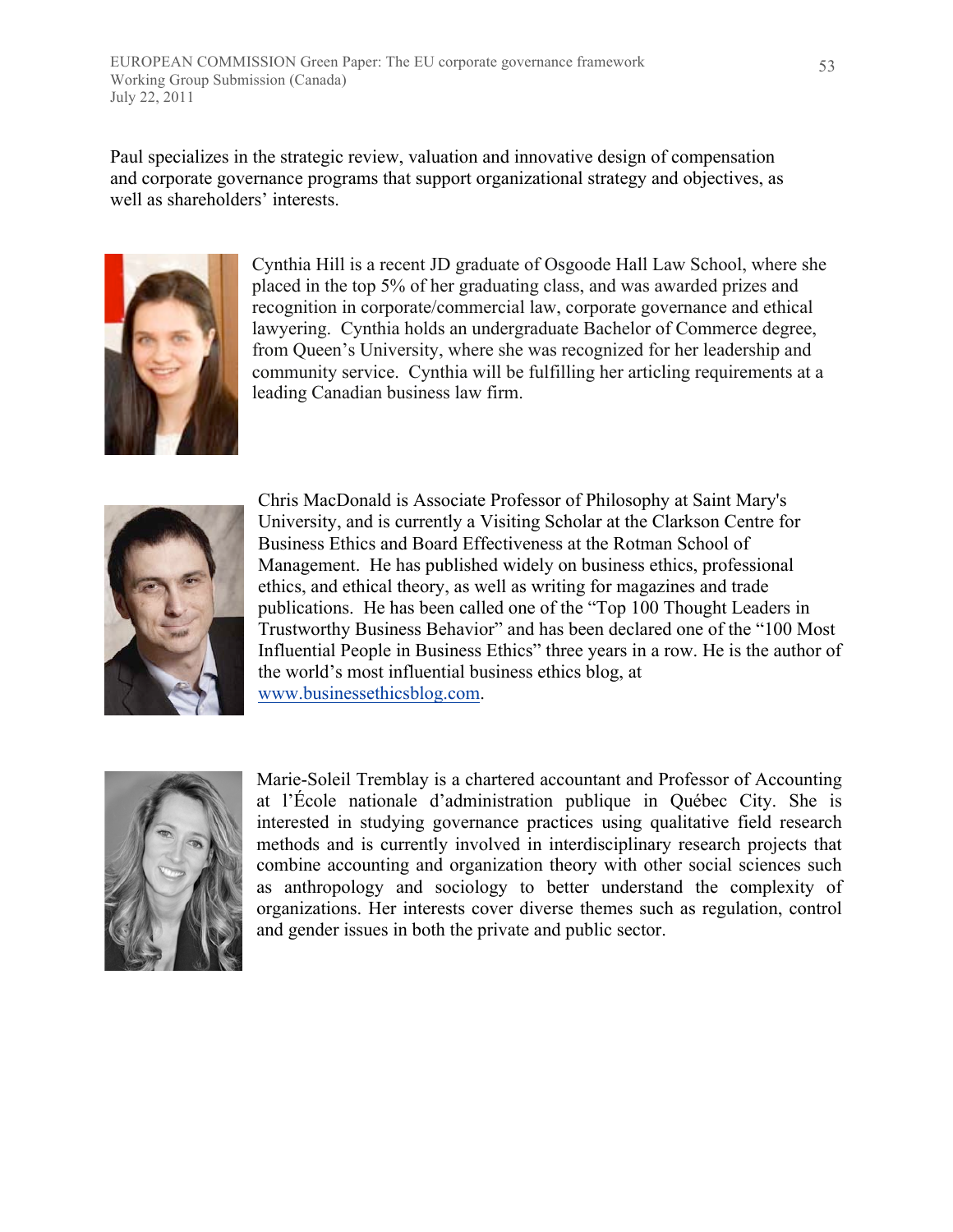Paul specializes in the strategic review, valuation and innovative design of compensation and corporate governance programs that support organizational strategy and objectives, as well as shareholders' interests.

Cynthia Hill is a recent JD graduate of Osgoode Hall Law School, where she placed in the top 5% of her graduating class, and was awarded prizes and recognition in corporate/commercial law, corporate governance and ethical lawyering. Cynthia holds an undergraduate Bachelor of Commerce degree, from Queen's University, where she was recognized for her leadership and community service. Cynthia will be fulfilling her articling requirements at a leading Canadian business law firm.

Chris MacDonald is Associate Professor of Philosophy at Saint Mary's University, and is currently a Visiting Scholar at the Clarkson Centre for Business Ethics and Board Effectiveness at the Rotman School of Management. He has published widely on business ethics, professional ethics, and ethical theory, as well as writing for magazines and trade publications. He has been called one of the "Top 100 Thought Leaders in Trustworthy Business Behavior" and has been declared one of the "100 Most Influential People in Business Ethics" three years in a row. He is the author of the world's most influential business ethics blog, at www.businessethicsblog.com.

Marie-Soleil Tremblay is a chartered accountant and Professor of Accounting at l'École nationale d'administration publique in Québec City. She is interested in studying governance practices using qualitative field research methods and is currently involved in interdisciplinary research projects that combine accounting and organization theory with other social sciences such as anthropology and sociology to better understand the complexity of organizations. Her interests cover diverse themes such as regulation, control and gender issues in both the private and public sector.